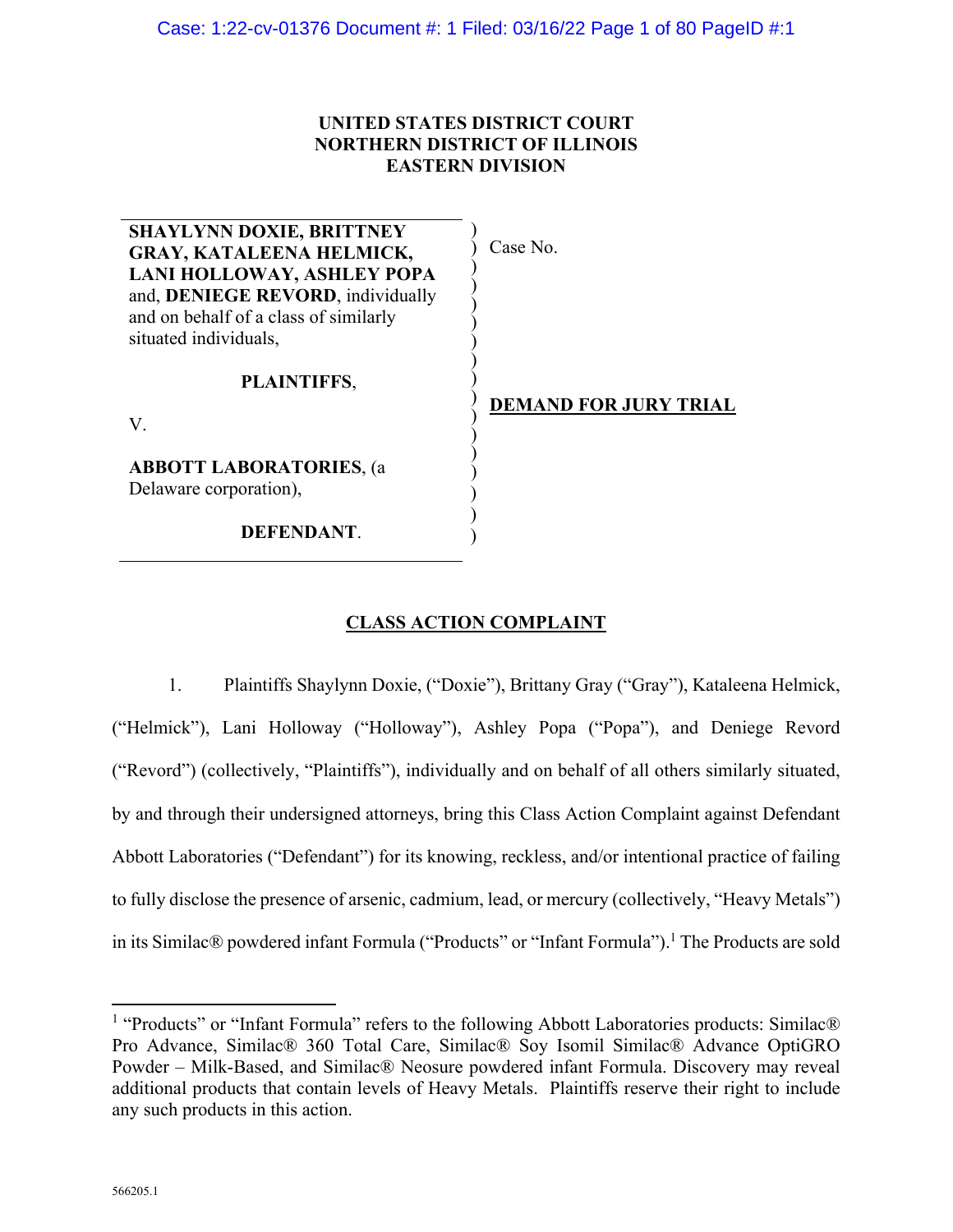**UNITED STATES DISTRICT COURT**
**NORTHERN DISTRICT OF ILLINOIS**
**EASTERN DIVISION**

| | |
|---|---|
| **SHAYLYNN DOXIE, BRITTNEY GRAY, KATALEENA HELMICK, LANI HOLLOWAY, ASHLEY POPA** and, **DENIEGE REVORD**, individually and on behalf of a class of similarly situated individuals, | Case No. |
| **PLAINTIFFS**, | **DEMAND FOR JURY TRIAL** |
| V. | |
| **ABBOTT LABORATORIES**, (a Delaware corporation), | |
| **DEFENDANT**. | |

## CLASS ACTION COMPLAINT

1. Plaintiffs Shaylynn Doxie, ("Doxie"), Brittany Gray ("Gray"), Kataleena Helmick, ("Helmick"), Lani Holloway ("Holloway"), Ashley Popa ("Popa"), and Deniege Revord ("Revord") (collectively, "Plaintiffs"), individually and on behalf of all others similarly situated, by and through their undersigned attorneys, bring this Class Action Complaint against Defendant Abbott Laboratories ("Defendant") for its knowing, reckless, and/or intentional practice of failing to fully disclose the presence of arsenic, cadmium, lead, or mercury (collectively, "Heavy Metals") in its Similac® powdered infant Formula ("Products" or "Infant Formula").[1] The Products are sold

[1] "Products" or "Infant Formula" refers to the following Abbott Laboratories products: Similac® Pro Advance, Similac® 360 Total Care, Similac® Soy Isomil Similac® Advance OptiGRO Powder – Milk-Based, and Similac® Neosure powdered infant Formula. Discovery may reveal additional products that contain levels of Heavy Metals. Plaintiffs reserve their right to include any such products in this action.

566205.1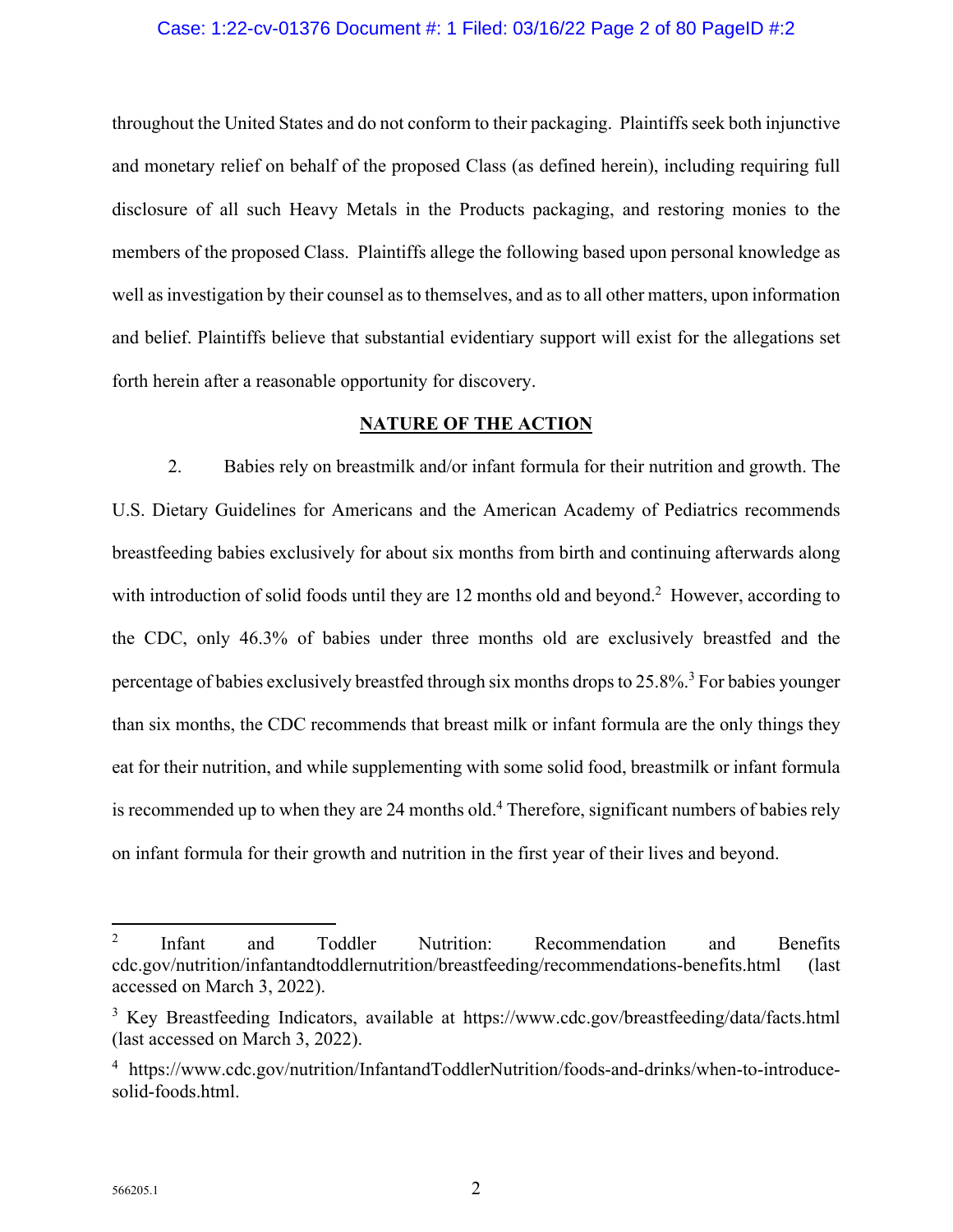throughout the United States and do not conform to their packaging. Plaintiffs seek both injunctive and monetary relief on behalf of the proposed Class (as defined herein), including requiring full disclosure of all such Heavy Metals in the Products packaging, and restoring monies to the members of the proposed Class. Plaintiffs allege the following based upon personal knowledge as well as investigation by their counsel as to themselves, and as to all other matters, upon information and belief. Plaintiffs believe that substantial evidentiary support will exist for the allegations set forth herein after a reasonable opportunity for discovery.

## NATURE OF THE ACTION

2. Babies rely on breastmilk and/or infant formula for their nutrition and growth. The U.S. Dietary Guidelines for Americans and the American Academy of Pediatrics recommends breastfeeding babies exclusively for about six months from birth and continuing afterwards along with introduction of solid foods until they are 12 months old and beyond.[2] However, according to the CDC, only 46.3% of babies under three months old are exclusively breastfed and the percentage of babies exclusively breastfed through six months drops to 25.8%.[3] For babies younger than six months, the CDC recommends that breast milk or infant formula are the only things they eat for their nutrition, and while supplementing with some solid food, breastmilk or infant formula is recommended up to when they are 24 months old.[4] Therefore, significant numbers of babies rely on infant formula for their growth and nutrition in the first year of their lives and beyond.

---

[2] Infant and Toddler Nutrition: Recommendation and Benefits cdc.gov/nutrition/infantandtoddlernutrition/breastfeeding/recommendations-benefits.html (last accessed on March 3, 2022).

[3] Key Breastfeeding Indicators, available at https://www.cdc.gov/breastfeeding/data/facts.html (last accessed on March 3, 2022).

[4] https://www.cdc.gov/nutrition/InfantandToddlerNutrition/foods-and-drinks/when-to-introduce-solid-foods.html.

566205.1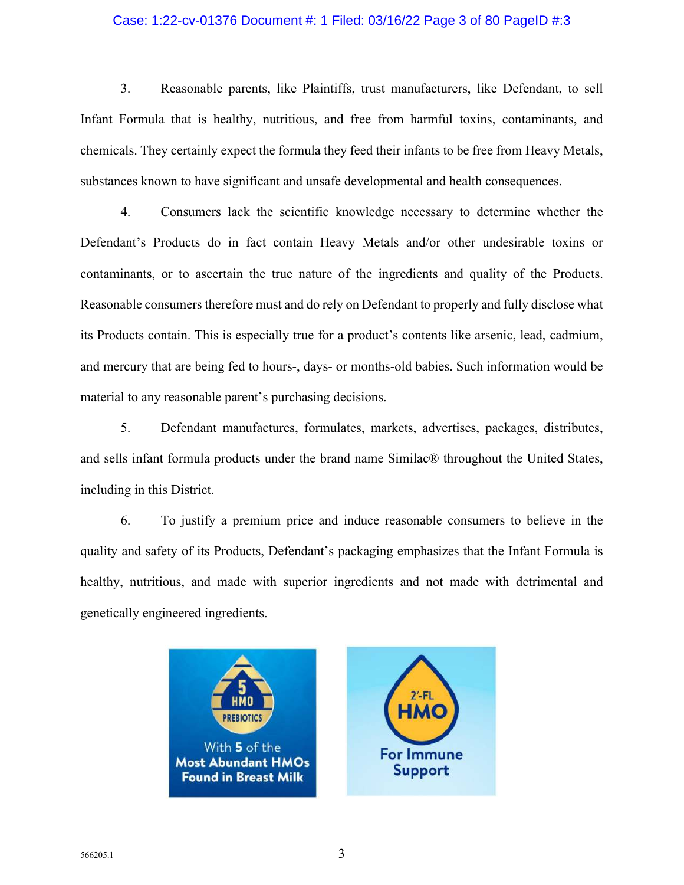3. Reasonable parents, like Plaintiffs, trust manufacturers, like Defendant, to sell Infant Formula that is healthy, nutritious, and free from harmful toxins, contaminants, and chemicals. They certainly expect the formula they feed their infants to be free from Heavy Metals, substances known to have significant and unsafe developmental and health consequences.

4. Consumers lack the scientific knowledge necessary to determine whether the Defendant's Products do in fact contain Heavy Metals and/or other undesirable toxins or contaminants, or to ascertain the true nature of the ingredients and quality of the Products. Reasonable consumers therefore must and do rely on Defendant to properly and fully disclose what its Products contain. This is especially true for a product's contents like arsenic, lead, cadmium, and mercury that are being fed to hours-, days- or months-old babies. Such information would be material to any reasonable parent's purchasing decisions.

5. Defendant manufactures, formulates, markets, advertises, packages, distributes, and sells infant formula products under the brand name Similac® throughout the United States, including in this District.

6. To justify a premium price and induce reasonable consumers to believe in the quality and safety of its Products, Defendant's packaging emphasizes that the Infant Formula is healthy, nutritious, and made with superior ingredients and not made with detrimental and genetically engineered ingredients.

5 HMO PREBIOTICS

With 5 of the Most Abundant HMOs Found in Breast Milk

2'-FL HMO

For Immune Support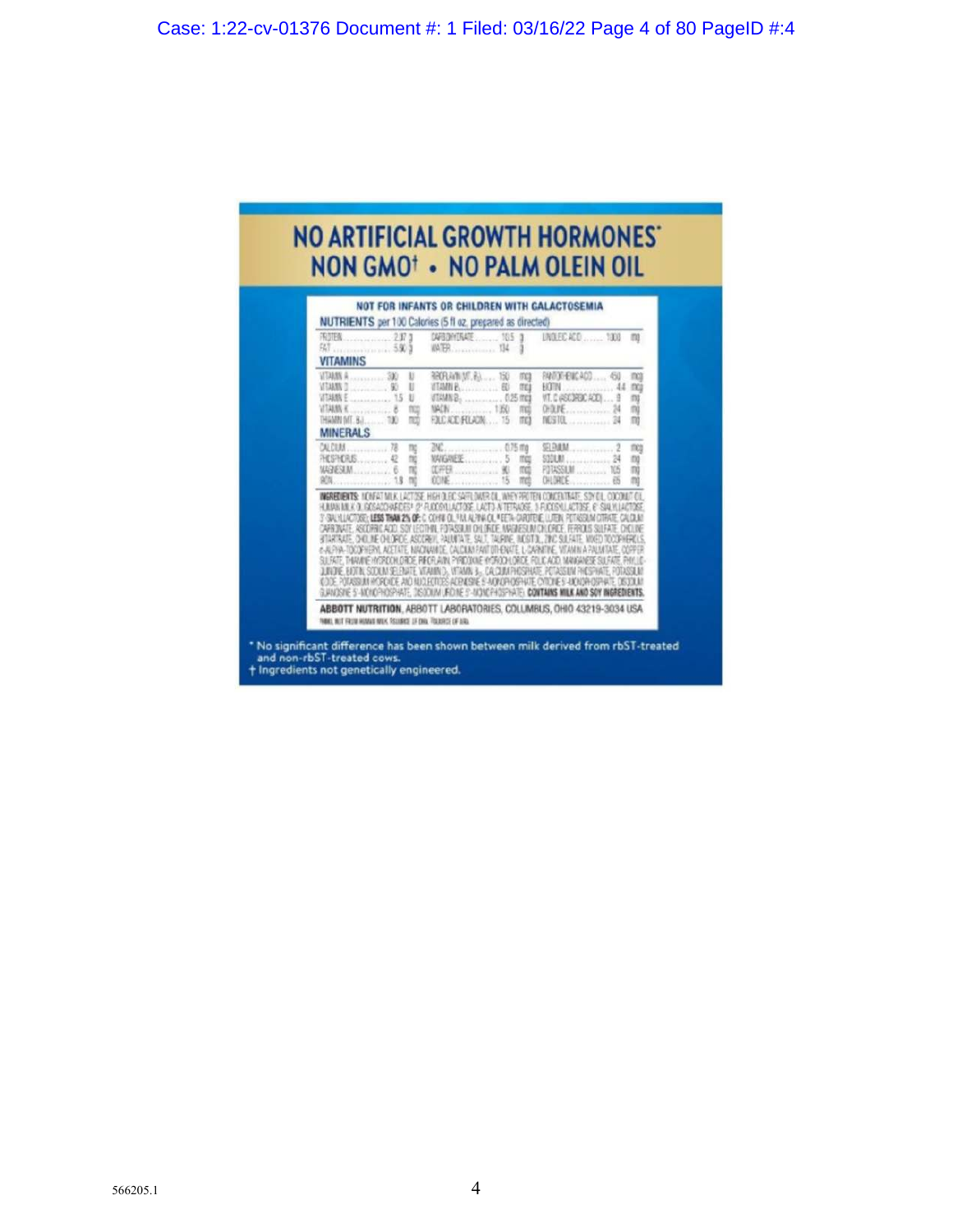# NO ARTIFICIAL GROWTH HORMONES* NON GMO† • NO PALM OLEIN OIL

**NOT FOR INFANTS OR CHILDREN WITH GALACTOSEMIA**

**NUTRIENTS** per 100 Calories (5 fl oz, prepared as directed)

| | | | | | |
|---|---|---|---|---|---|
| PROTEIN | 2.07 g | CARBOHYDRATE | 10.5 g | LINOLEIC ACID | 1000 mg |
| FAT | 5.60 g | WATER | 134 g | | |

**VITAMINS**

| | | | | | |
|---|---|---|---|---|---|
| VITAMIN A | 300 IU | RIBOFLAVIN (VIT. B2) | 150 mcg | PANTOTHENIC ACID | 450 mcg |
| VITAMIN D | 60 IU | VITAMIN B6 | 60 mcg | BIOTIN | 4.4 mcg |
| VITAMIN E | 1.5 IU | VITAMIN B12 | 0.25 mcg | VIT. C (ASCORBIC ACID) | 9 mg |
| VITAMIN K | 8 mcg | NIACIN | 1050 mcg | CHOLINE | 24 mg |
| THIAMIN (VIT. B1) | 100 mcg | FOLIC ACID (FOLACIN) | 15 mcg | INOSITOL | 24 mg |

**MINERALS**

| | | | | | |
|---|---|---|---|---|---|
| CALCIUM | 78 mg | ZINC | 0.75 mg | SELENIUM | 2 mcg |
| PHOSPHORUS | 42 mg | MANGANESE | 5 mcg | SODIUM | 24 mg |
| MAGNESIUM | 6 mg | COPPER | 90 mcg | POTASSIUM | 105 mg |
| IRON | 1.8 mg | IODINE | 15 mcg | CHLORIDE | 65 mg |

**INGREDIENTS:** NONFAT MILK, LACTOSE, HIGH OLEIC SAFFLOWER OIL, WHEY PROTEIN CONCENTRATE, SOY OIL, COCONUT OIL, HUMAN MILK OLIGOSACCHARIDES† (2'-FUCOSYLLACTOSE, LACTO-N-TETRAOSE, 3-FUCOSYLLACTOSE, 6'-SIALYLLACTOSE, 3'-SIALYLLACTOSE); **LESS THAN 2% OF:** C. COHNII OIL, M. ALPINA OIL, BETA-CAROTENE, LUTEIN, POTASSIUM CITRATE, CALCIUM CARBONATE, ASCORBIC ACID, SOY LECITHIN, POTASSIUM CHLORIDE, MAGNESIUM CHLORIDE, FERROUS SULFATE, CHOLINE BITARTRATE, CHOLINE CHLORIDE, ASCORBYL PALMITATE, SALT, TAURINE, INOSITOL, ZINC SULFATE, MIXED TOCOPHEROLS, d-ALPHA-TOCOPHERYL ACETATE, NIACINAMIDE, CALCIUM PANTOTHENATE, L-CARNITINE, VITAMIN A PALMITATE, COPPER SULFATE, THIAMINE HYDROCHLORIDE, RIBOFLAVIN, PYRIDOXINE HYDROCHLORIDE, FOLIC ACID, MANGANESE SULFATE, PHYLLOQUINONE, BIOTIN, SODIUM SELENATE, VITAMIN D3, VITAMIN B12, CALCIUM PHOSPHATE, POTASSIUM PHOSPHATE, POTASSIUM IODIDE, POTASSIUM HYDROXIDE, AND NUCLEOTIDES (ADENOSINE 5'-MONOPHOSPHATE, CYTIDINE 5'-MONOPHOSPHATE, DISODIUM GUANOSINE 5'-MONOPHOSPHATE, DISODIUM URIDINE 5'-MONOPHOSPHATE). **CONTAINS MILK AND SOY INGREDIENTS.**

**ABBOTT NUTRITION**, ABBOTT LABORATORIES, COLUMBUS, OHIO 43219-3034 USA

† NOT FROM HUMAN MILK. [SOURCE OF DHA. †SOURCE OF ARA.]

\* No significant difference has been shown between milk derived from rbST-treated and non-rbST-treated cows.

† Ingredients not genetically engineered.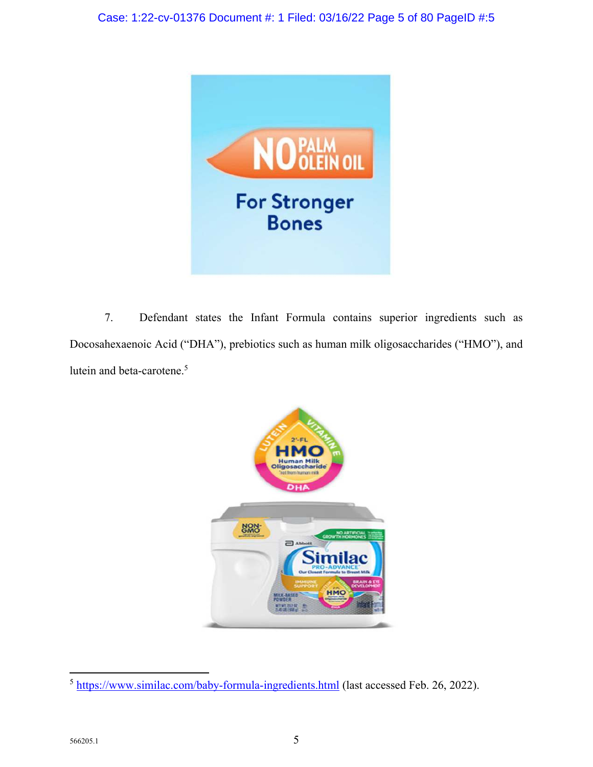7. Defendant states the Infant Formula contains superior ingredients such as Docosahexaenoic Acid ("DHA"), prebiotics such as human milk oligosaccharides ("HMO"), and lutein and beta-carotene.[5]

[5] https://www.similac.com/baby-formula-ingredients.html (last accessed Feb. 26, 2022).

566205.1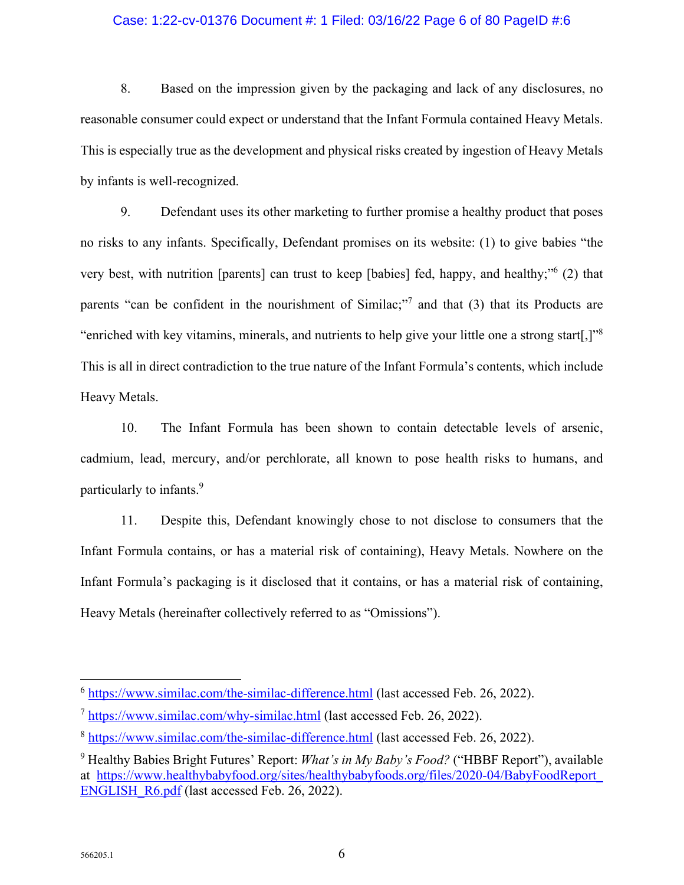8. Based on the impression given by the packaging and lack of any disclosures, no reasonable consumer could expect or understand that the Infant Formula contained Heavy Metals. This is especially true as the development and physical risks created by ingestion of Heavy Metals by infants is well-recognized.

9. Defendant uses its other marketing to further promise a healthy product that poses no risks to any infants. Specifically, Defendant promises on its website: (1) to give babies "the very best, with nutrition [parents] can trust to keep [babies] fed, happy, and healthy;"[6] (2) that parents "can be confident in the nourishment of Similac;"[7] and that (3) that its Products are "enriched with key vitamins, minerals, and nutrients to help give your little one a strong start[,]"[8] This is all in direct contradiction to the true nature of the Infant Formula's contents, which include Heavy Metals.

10. The Infant Formula has been shown to contain detectable levels of arsenic, cadmium, lead, mercury, and/or perchlorate, all known to pose health risks to humans, and particularly to infants.[9]

11. Despite this, Defendant knowingly chose to not disclose to consumers that the Infant Formula contains, or has a material risk of containing), Heavy Metals. Nowhere on the Infant Formula's packaging is it disclosed that it contains, or has a material risk of containing, Heavy Metals (hereinafter collectively referred to as "Omissions").

---

[6] https://www.similac.com/the-similac-difference.html (last accessed Feb. 26, 2022).

[7] https://www.similac.com/why-similac.html (last accessed Feb. 26, 2022).

[8] https://www.similac.com/the-similac-difference.html (last accessed Feb. 26, 2022).

[9] Healthy Babies Bright Futures' Report: *What's in My Baby's Food?* ("HBBF Report"), available at https://www.healthybabyfood.org/sites/healthybabyfoods.org/files/2020-04/BabyFoodReport_ENGLISH_R6.pdf (last accessed Feb. 26, 2022).

566205.1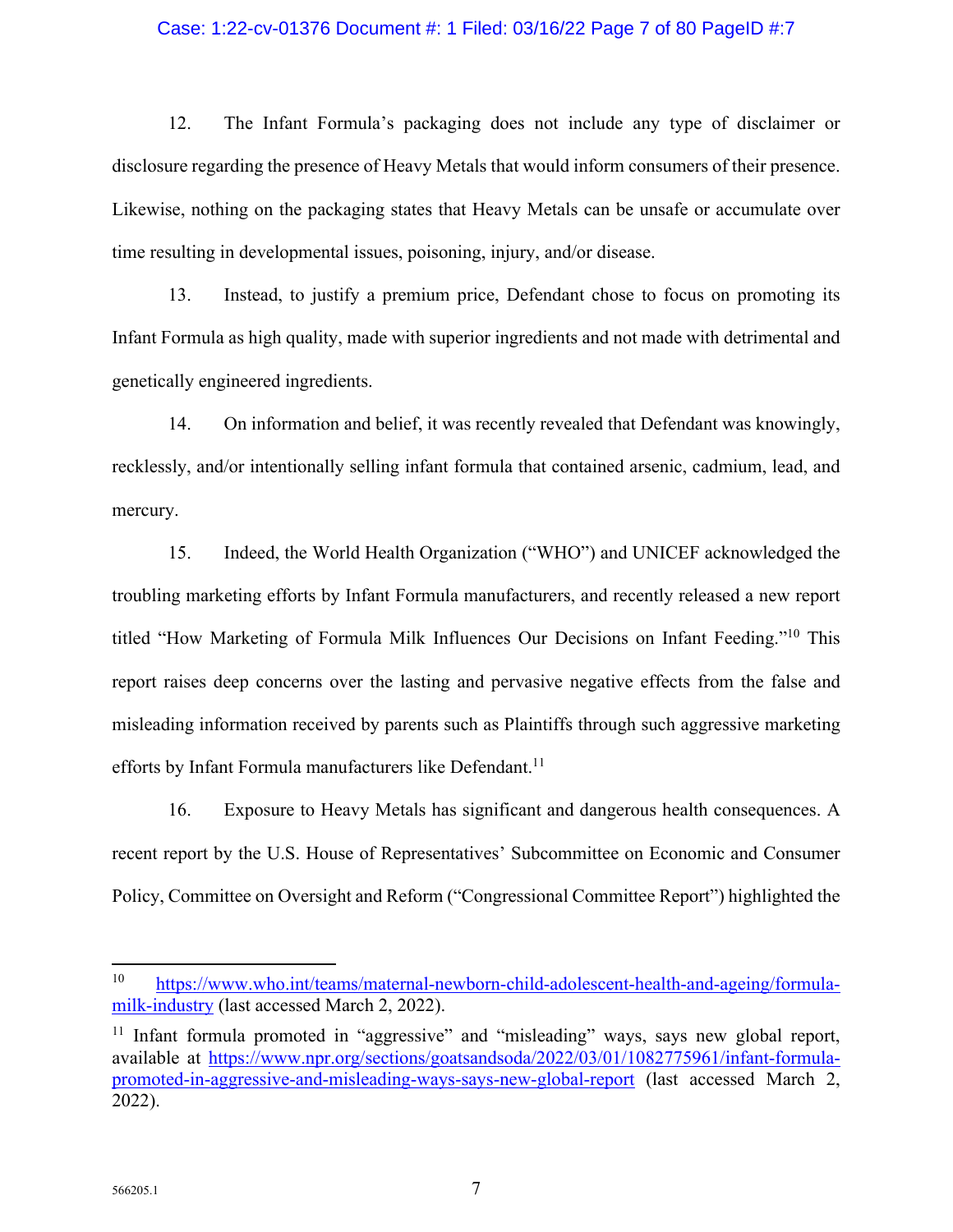12. The Infant Formula's packaging does not include any type of disclaimer or disclosure regarding the presence of Heavy Metals that would inform consumers of their presence. Likewise, nothing on the packaging states that Heavy Metals can be unsafe or accumulate over time resulting in developmental issues, poisoning, injury, and/or disease.

13. Instead, to justify a premium price, Defendant chose to focus on promoting its Infant Formula as high quality, made with superior ingredients and not made with detrimental and genetically engineered ingredients.

14. On information and belief, it was recently revealed that Defendant was knowingly, recklessly, and/or intentionally selling infant formula that contained arsenic, cadmium, lead, and mercury.

15. Indeed, the World Health Organization ("WHO") and UNICEF acknowledged the troubling marketing efforts by Infant Formula manufacturers, and recently released a new report titled "How Marketing of Formula Milk Influences Our Decisions on Infant Feeding."[10] This report raises deep concerns over the lasting and pervasive negative effects from the false and misleading information received by parents such as Plaintiffs through such aggressive marketing efforts by Infant Formula manufacturers like Defendant.[11]

16. Exposure to Heavy Metals has significant and dangerous health consequences. A recent report by the U.S. House of Representatives' Subcommittee on Economic and Consumer Policy, Committee on Oversight and Reform ("Congressional Committee Report") highlighted the

---

[10] https://www.who.int/teams/maternal-newborn-child-adolescent-health-and-ageing/formula-milk-industry (last accessed March 2, 2022).

[11] Infant formula promoted in "aggressive" and "misleading" ways, says new global report, available at https://www.npr.org/sections/goatsandsoda/2022/03/01/1082775961/infant-formula-promoted-in-aggressive-and-misleading-ways-says-new-global-report (last accessed March 2, 2022).

566205.1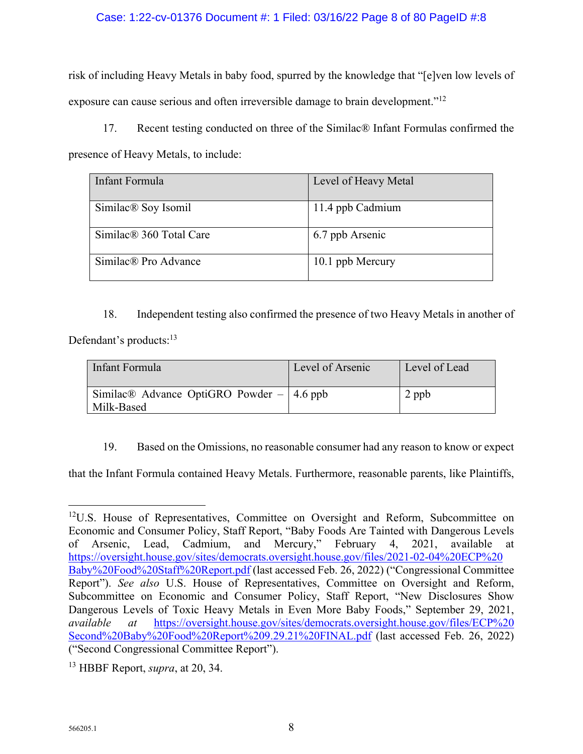risk of including Heavy Metals in baby food, spurred by the knowledge that "[e]ven low levels of exposure can cause serious and often irreversible damage to brain development."[12]

17. Recent testing conducted on three of the Similac® Infant Formulas confirmed the presence of Heavy Metals, to include:

| Infant Formula | Level of Heavy Metal |
|---|---|
| Similac® Soy Isomil | 11.4 ppb Cadmium |
| Similac® 360 Total Care | 6.7 ppb Arsenic |
| Similac® Pro Advance | 10.1 ppb Mercury |

18. Independent testing also confirmed the presence of two Heavy Metals in another of Defendant's products:[13]

| Infant Formula | Level of Arsenic | Level of Lead |
|---|---|---|
| Similac® Advance OptiGRO Powder – Milk-Based | 4.6 ppb | 2 ppb |

19. Based on the Omissions, no reasonable consumer had any reason to know or expect that the Infant Formula contained Heavy Metals. Furthermore, reasonable parents, like Plaintiffs,

---

[12] U.S. House of Representatives, Committee on Oversight and Reform, Subcommittee on Economic and Consumer Policy, Staff Report, "Baby Foods Are Tainted with Dangerous Levels of Arsenic, Lead, Cadmium, and Mercury," February 4, 2021, available at https://oversight.house.gov/sites/democrats.oversight.house.gov/files/2021-02-04%20ECP%20Baby%20Food%20Staff%20Report.pdf (last accessed Feb. 26, 2022) ("Congressional Committee Report"). *See also* U.S. House of Representatives, Committee on Oversight and Reform, Subcommittee on Economic and Consumer Policy, Staff Report, "New Disclosures Show Dangerous Levels of Toxic Heavy Metals in Even More Baby Foods," September 29, 2021, *available at* https://oversight.house.gov/sites/democrats.oversight.house.gov/files/ECP%20Second%20Baby%20Food%20Report%209.29.21%20FINAL.pdf (last accessed Feb. 26, 2022) ("Second Congressional Committee Report").

[13] HBBF Report, *supra*, at 20, 34.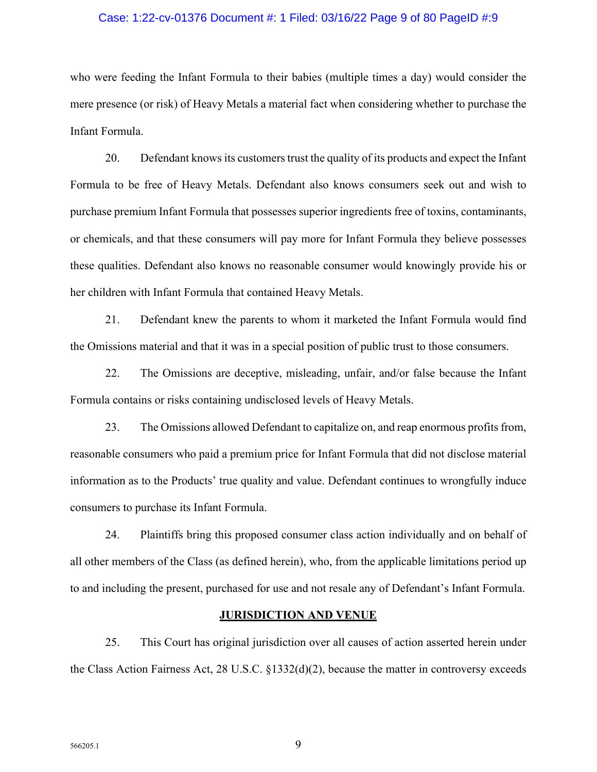who were feeding the Infant Formula to their babies (multiple times a day) would consider the mere presence (or risk) of Heavy Metals a material fact when considering whether to purchase the Infant Formula.

20. Defendant knows its customers trust the quality of its products and expect the Infant Formula to be free of Heavy Metals. Defendant also knows consumers seek out and wish to purchase premium Infant Formula that possesses superior ingredients free of toxins, contaminants, or chemicals, and that these consumers will pay more for Infant Formula they believe possesses these qualities. Defendant also knows no reasonable consumer would knowingly provide his or her children with Infant Formula that contained Heavy Metals.

21. Defendant knew the parents to whom it marketed the Infant Formula would find the Omissions material and that it was in a special position of public trust to those consumers.

22. The Omissions are deceptive, misleading, unfair, and/or false because the Infant Formula contains or risks containing undisclosed levels of Heavy Metals.

23. The Omissions allowed Defendant to capitalize on, and reap enormous profits from, reasonable consumers who paid a premium price for Infant Formula that did not disclose material information as to the Products' true quality and value. Defendant continues to wrongfully induce consumers to purchase its Infant Formula.

24. Plaintiffs bring this proposed consumer class action individually and on behalf of all other members of the Class (as defined herein), who, from the applicable limitations period up to and including the present, purchased for use and not resale any of Defendant's Infant Formula.

## JURISDICTION AND VENUE

25. This Court has original jurisdiction over all causes of action asserted herein under the Class Action Fairness Act, 28 U.S.C. §1332(d)(2), because the matter in controversy exceeds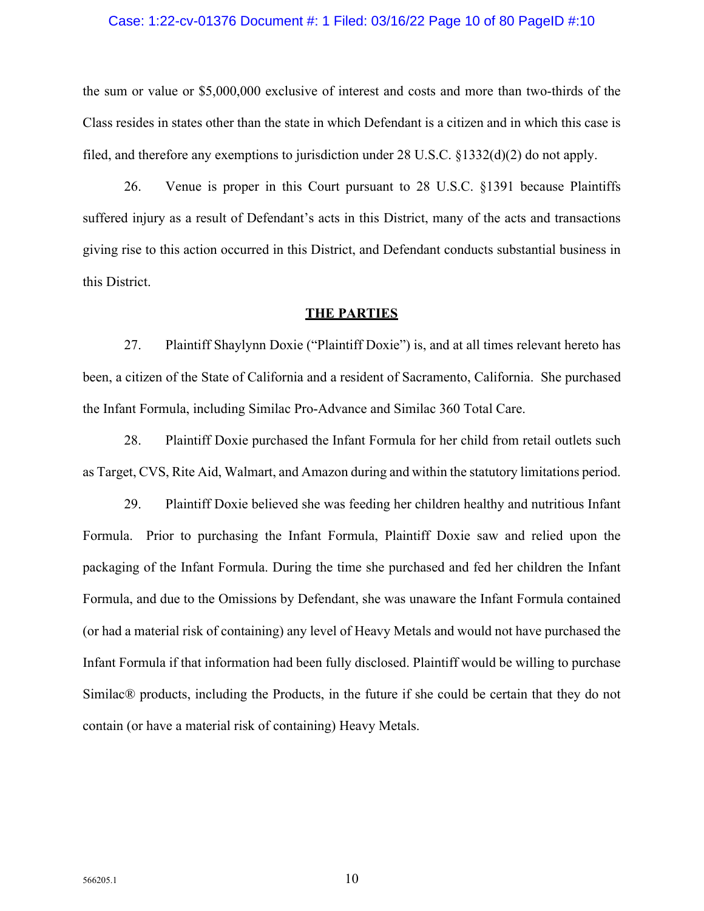the sum or value or $5,000,000 exclusive of interest and costs and more than two-thirds of the Class resides in states other than the state in which Defendant is a citizen and in which this case is filed, and therefore any exemptions to jurisdiction under 28 U.S.C. §1332(d)(2) do not apply.

26. Venue is proper in this Court pursuant to 28 U.S.C. §1391 because Plaintiffs suffered injury as a result of Defendant's acts in this District, many of the acts and transactions giving rise to this action occurred in this District, and Defendant conducts substantial business in this District.

## THE PARTIES

27. Plaintiff Shaylynn Doxie ("Plaintiff Doxie") is, and at all times relevant hereto has been, a citizen of the State of California and a resident of Sacramento, California. She purchased the Infant Formula, including Similac Pro-Advance and Similac 360 Total Care.

28. Plaintiff Doxie purchased the Infant Formula for her child from retail outlets such as Target, CVS, Rite Aid, Walmart, and Amazon during and within the statutory limitations period.

29. Plaintiff Doxie believed she was feeding her children healthy and nutritious Infant Formula. Prior to purchasing the Infant Formula, Plaintiff Doxie saw and relied upon the packaging of the Infant Formula. During the time she purchased and fed her children the Infant Formula, and due to the Omissions by Defendant, she was unaware the Infant Formula contained (or had a material risk of containing) any level of Heavy Metals and would not have purchased the Infant Formula if that information had been fully disclosed. Plaintiff would be willing to purchase Similac® products, including the Products, in the future if she could be certain that they do not contain (or have a material risk of containing) Heavy Metals.

566205.1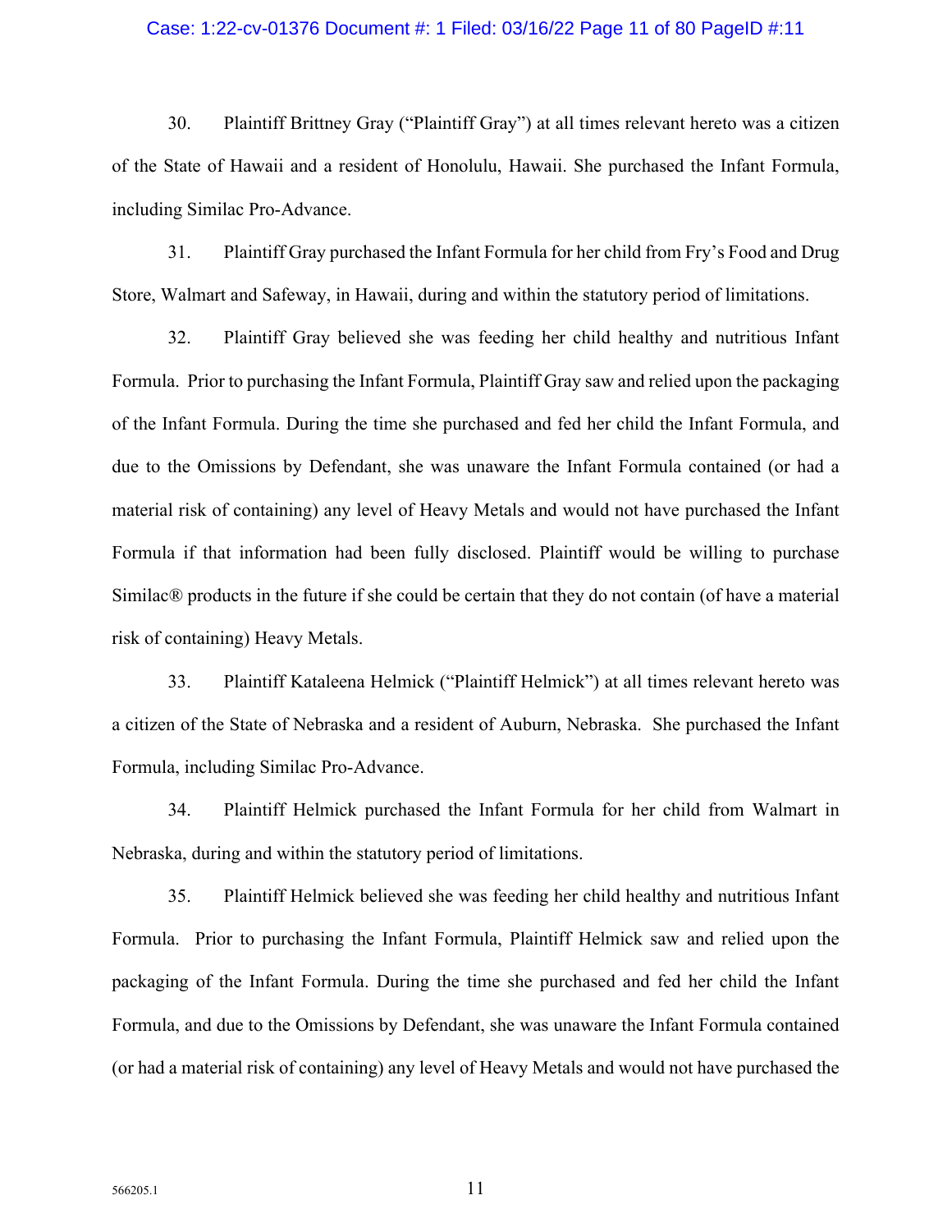30. Plaintiff Brittney Gray ("Plaintiff Gray") at all times relevant hereto was a citizen of the State of Hawaii and a resident of Honolulu, Hawaii. She purchased the Infant Formula, including Similac Pro-Advance.

31. Plaintiff Gray purchased the Infant Formula for her child from Fry's Food and Drug Store, Walmart and Safeway, in Hawaii, during and within the statutory period of limitations.

32. Plaintiff Gray believed she was feeding her child healthy and nutritious Infant Formula. Prior to purchasing the Infant Formula, Plaintiff Gray saw and relied upon the packaging of the Infant Formula. During the time she purchased and fed her child the Infant Formula, and due to the Omissions by Defendant, she was unaware the Infant Formula contained (or had a material risk of containing) any level of Heavy Metals and would not have purchased the Infant Formula if that information had been fully disclosed. Plaintiff would be willing to purchase Similac® products in the future if she could be certain that they do not contain (of have a material risk of containing) Heavy Metals.

33. Plaintiff Kataleena Helmick ("Plaintiff Helmick") at all times relevant hereto was a citizen of the State of Nebraska and a resident of Auburn, Nebraska. She purchased the Infant Formula, including Similac Pro-Advance.

34. Plaintiff Helmick purchased the Infant Formula for her child from Walmart in Nebraska, during and within the statutory period of limitations.

35. Plaintiff Helmick believed she was feeding her child healthy and nutritious Infant Formula. Prior to purchasing the Infant Formula, Plaintiff Helmick saw and relied upon the packaging of the Infant Formula. During the time she purchased and fed her child the Infant Formula, and due to the Omissions by Defendant, she was unaware the Infant Formula contained (or had a material risk of containing) any level of Heavy Metals and would not have purchased the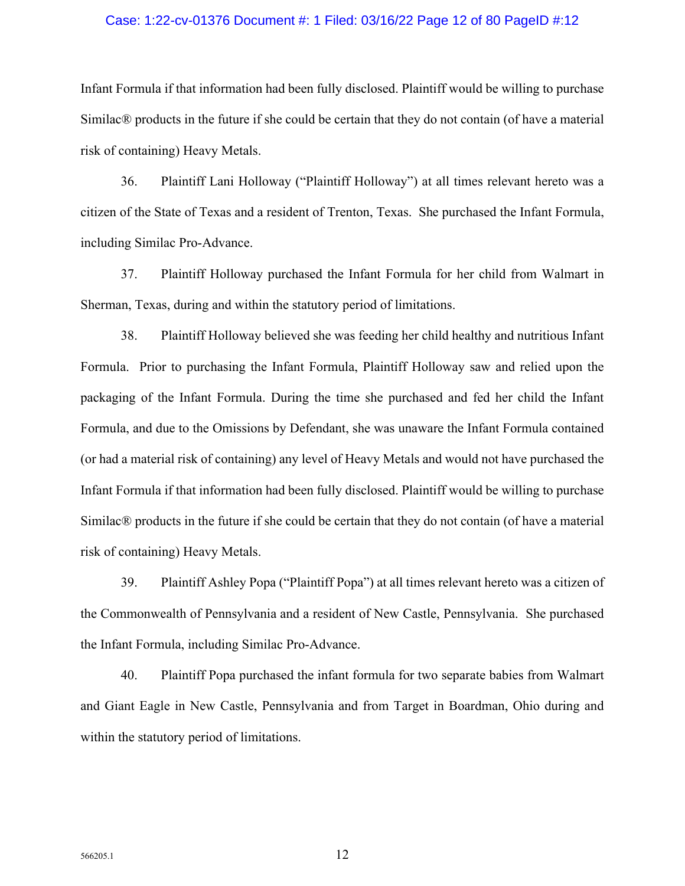Infant Formula if that information had been fully disclosed. Plaintiff would be willing to purchase Similac® products in the future if she could be certain that they do not contain (of have a material risk of containing) Heavy Metals.

36. Plaintiff Lani Holloway ("Plaintiff Holloway") at all times relevant hereto was a citizen of the State of Texas and a resident of Trenton, Texas. She purchased the Infant Formula, including Similac Pro-Advance.

37. Plaintiff Holloway purchased the Infant Formula for her child from Walmart in Sherman, Texas, during and within the statutory period of limitations.

38. Plaintiff Holloway believed she was feeding her child healthy and nutritious Infant Formula. Prior to purchasing the Infant Formula, Plaintiff Holloway saw and relied upon the packaging of the Infant Formula. During the time she purchased and fed her child the Infant Formula, and due to the Omissions by Defendant, she was unaware the Infant Formula contained (or had a material risk of containing) any level of Heavy Metals and would not have purchased the Infant Formula if that information had been fully disclosed. Plaintiff would be willing to purchase Similac® products in the future if she could be certain that they do not contain (of have a material risk of containing) Heavy Metals.

39. Plaintiff Ashley Popa ("Plaintiff Popa") at all times relevant hereto was a citizen of the Commonwealth of Pennsylvania and a resident of New Castle, Pennsylvania. She purchased the Infant Formula, including Similac Pro-Advance.

40. Plaintiff Popa purchased the infant formula for two separate babies from Walmart and Giant Eagle in New Castle, Pennsylvania and from Target in Boardman, Ohio during and within the statutory period of limitations.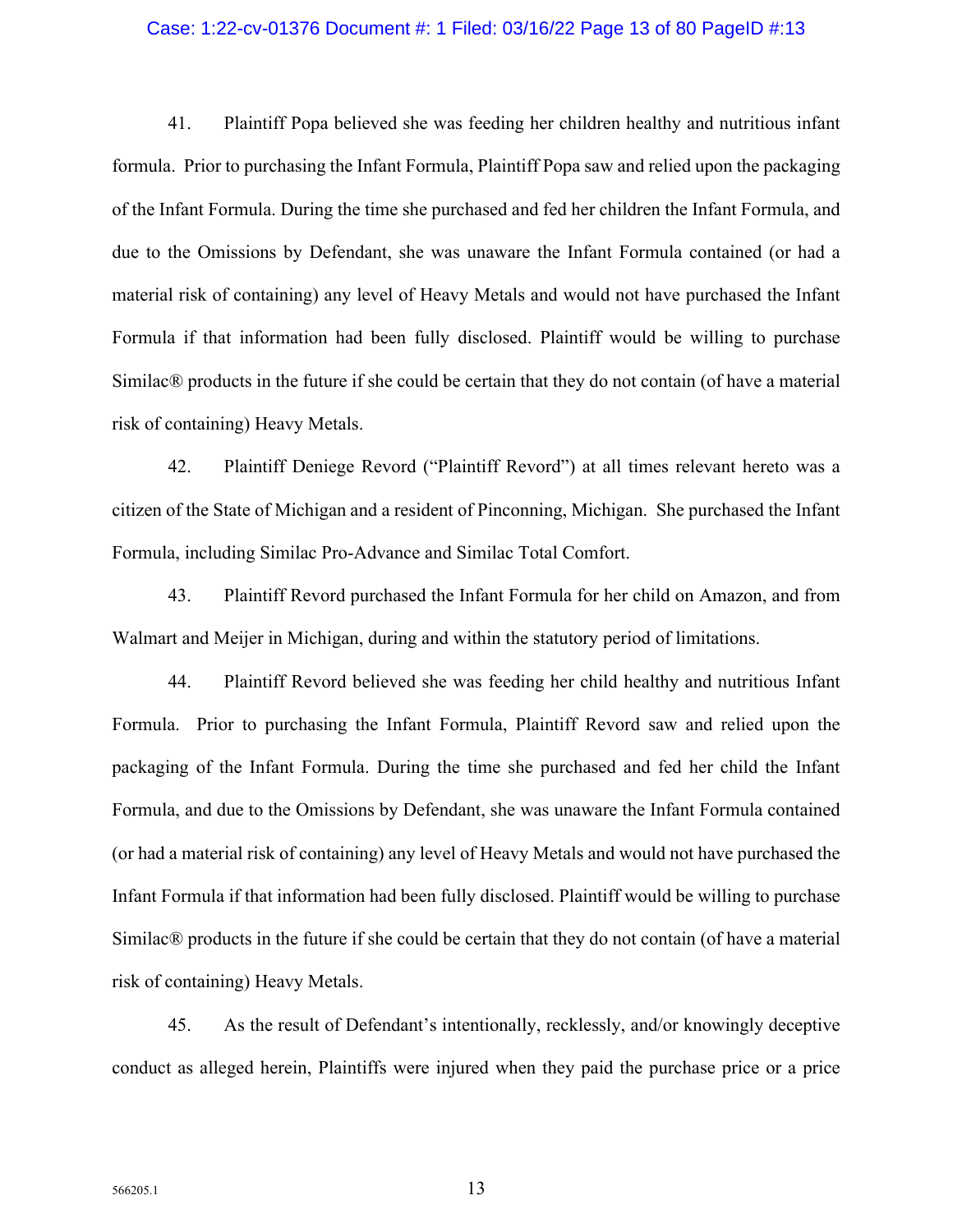41. Plaintiff Popa believed she was feeding her children healthy and nutritious infant formula. Prior to purchasing the Infant Formula, Plaintiff Popa saw and relied upon the packaging of the Infant Formula. During the time she purchased and fed her children the Infant Formula, and due to the Omissions by Defendant, she was unaware the Infant Formula contained (or had a material risk of containing) any level of Heavy Metals and would not have purchased the Infant Formula if that information had been fully disclosed. Plaintiff would be willing to purchase Similac® products in the future if she could be certain that they do not contain (of have a material risk of containing) Heavy Metals.

42. Plaintiff Deniege Revord ("Plaintiff Revord") at all times relevant hereto was a citizen of the State of Michigan and a resident of Pinconning, Michigan. She purchased the Infant Formula, including Similac Pro-Advance and Similac Total Comfort.

43. Plaintiff Revord purchased the Infant Formula for her child on Amazon, and from Walmart and Meijer in Michigan, during and within the statutory period of limitations.

44. Plaintiff Revord believed she was feeding her child healthy and nutritious Infant Formula. Prior to purchasing the Infant Formula, Plaintiff Revord saw and relied upon the packaging of the Infant Formula. During the time she purchased and fed her child the Infant Formula, and due to the Omissions by Defendant, she was unaware the Infant Formula contained (or had a material risk of containing) any level of Heavy Metals and would not have purchased the Infant Formula if that information had been fully disclosed. Plaintiff would be willing to purchase Similac® products in the future if she could be certain that they do not contain (of have a material risk of containing) Heavy Metals.

45. As the result of Defendant's intentionally, recklessly, and/or knowingly deceptive conduct as alleged herein, Plaintiffs were injured when they paid the purchase price or a price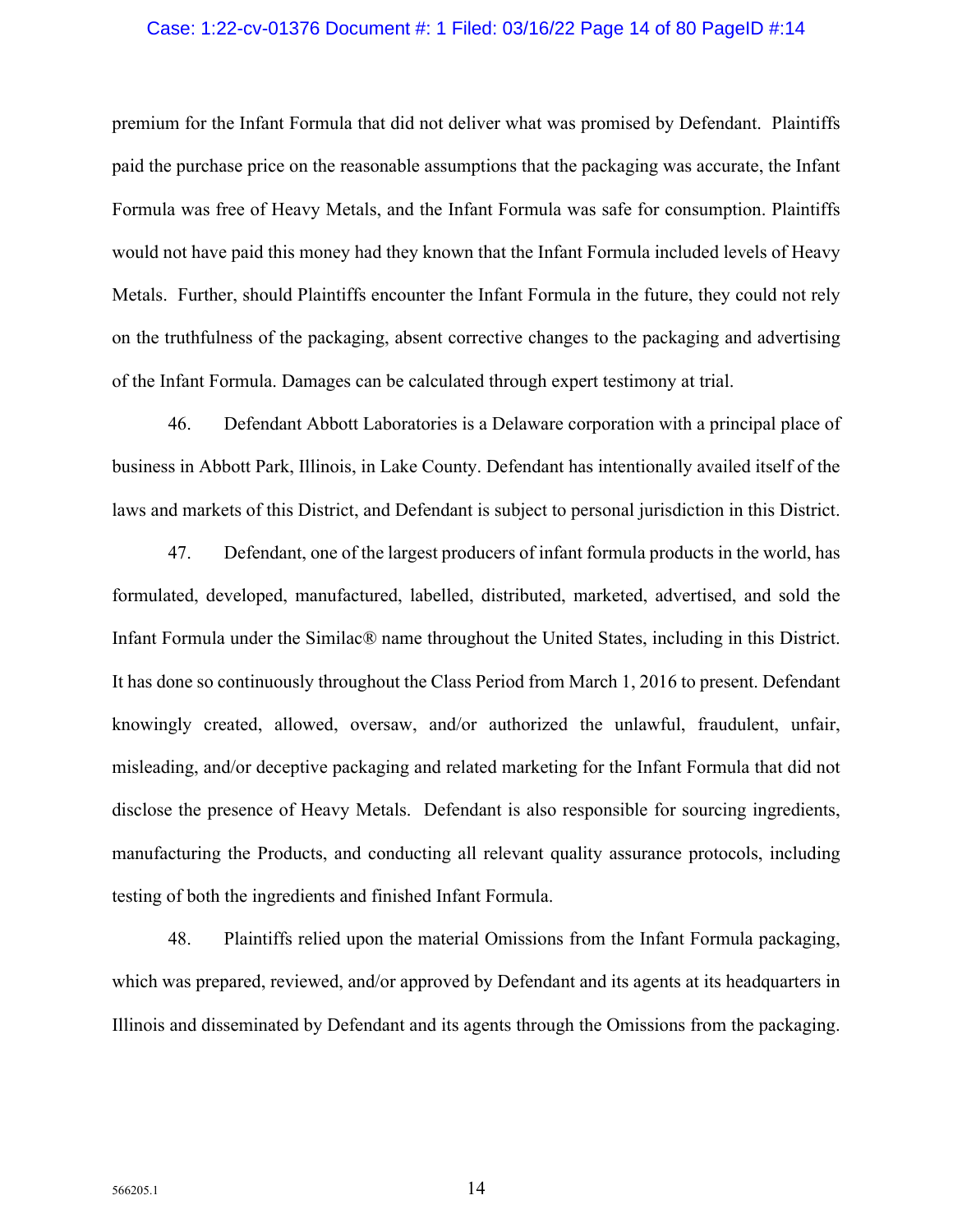premium for the Infant Formula that did not deliver what was promised by Defendant. Plaintiffs paid the purchase price on the reasonable assumptions that the packaging was accurate, the Infant Formula was free of Heavy Metals, and the Infant Formula was safe for consumption. Plaintiffs would not have paid this money had they known that the Infant Formula included levels of Heavy Metals. Further, should Plaintiffs encounter the Infant Formula in the future, they could not rely on the truthfulness of the packaging, absent corrective changes to the packaging and advertising of the Infant Formula. Damages can be calculated through expert testimony at trial.

46. Defendant Abbott Laboratories is a Delaware corporation with a principal place of business in Abbott Park, Illinois, in Lake County. Defendant has intentionally availed itself of the laws and markets of this District, and Defendant is subject to personal jurisdiction in this District.

47. Defendant, one of the largest producers of infant formula products in the world, has formulated, developed, manufactured, labelled, distributed, marketed, advertised, and sold the Infant Formula under the Similac® name throughout the United States, including in this District. It has done so continuously throughout the Class Period from March 1, 2016 to present. Defendant knowingly created, allowed, oversaw, and/or authorized the unlawful, fraudulent, unfair, misleading, and/or deceptive packaging and related marketing for the Infant Formula that did not disclose the presence of Heavy Metals. Defendant is also responsible for sourcing ingredients, manufacturing the Products, and conducting all relevant quality assurance protocols, including testing of both the ingredients and finished Infant Formula.

48. Plaintiffs relied upon the material Omissions from the Infant Formula packaging, which was prepared, reviewed, and/or approved by Defendant and its agents at its headquarters in Illinois and disseminated by Defendant and its agents through the Omissions from the packaging.

566205.1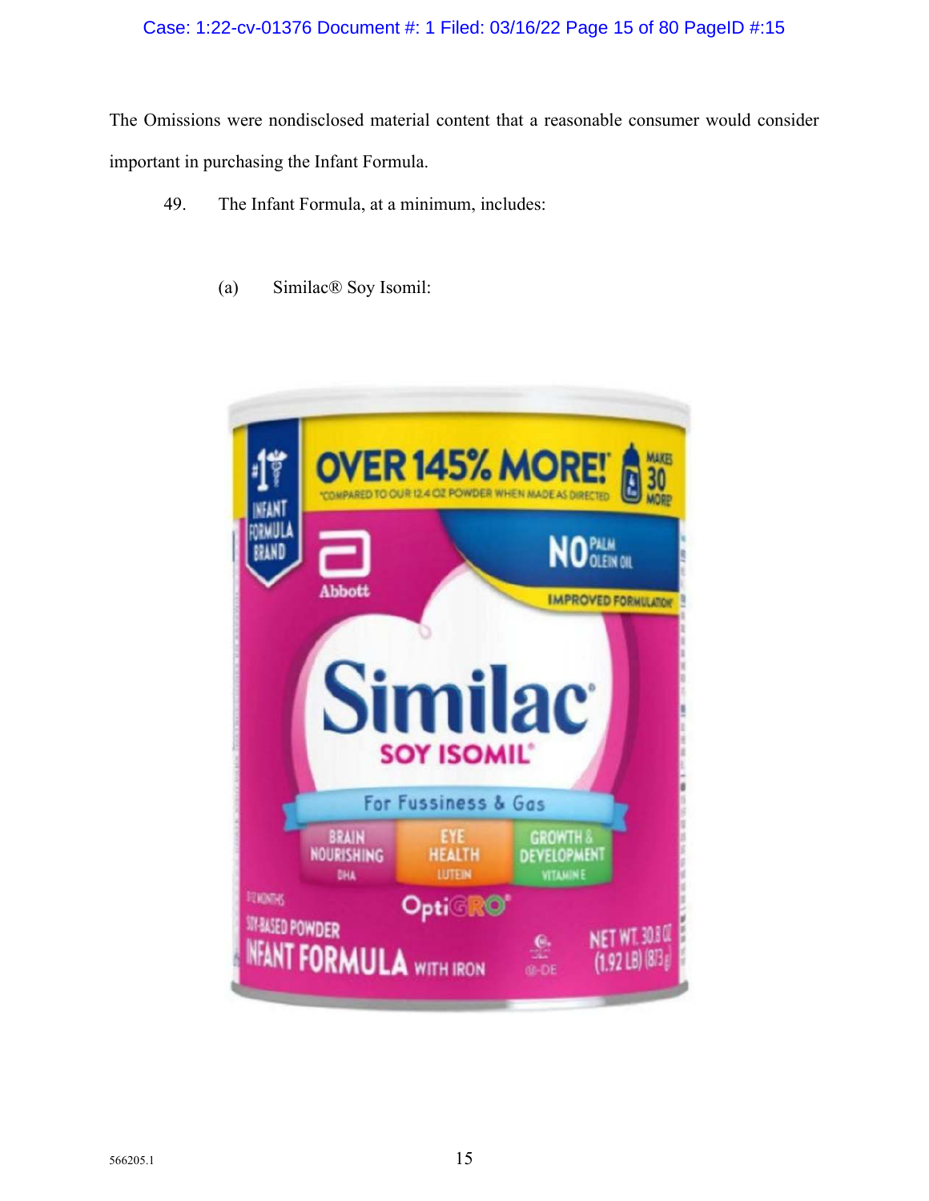The Omissions were nondisclosed material content that a reasonable consumer would consider important in purchasing the Infant Formula.

49. The Infant Formula, at a minimum, includes:

(a) Similac® Soy Isomil: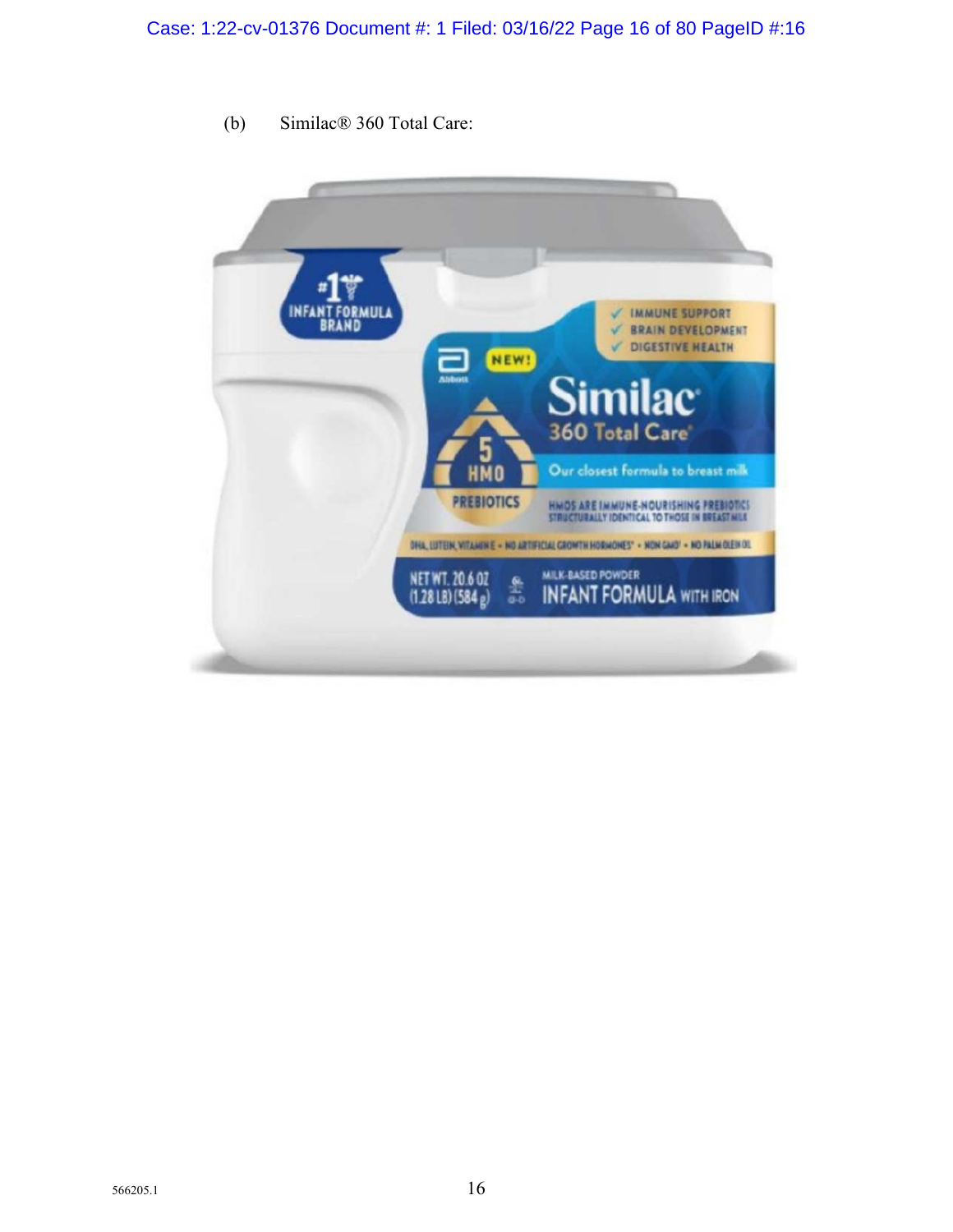(b) Similac® 360 Total Care: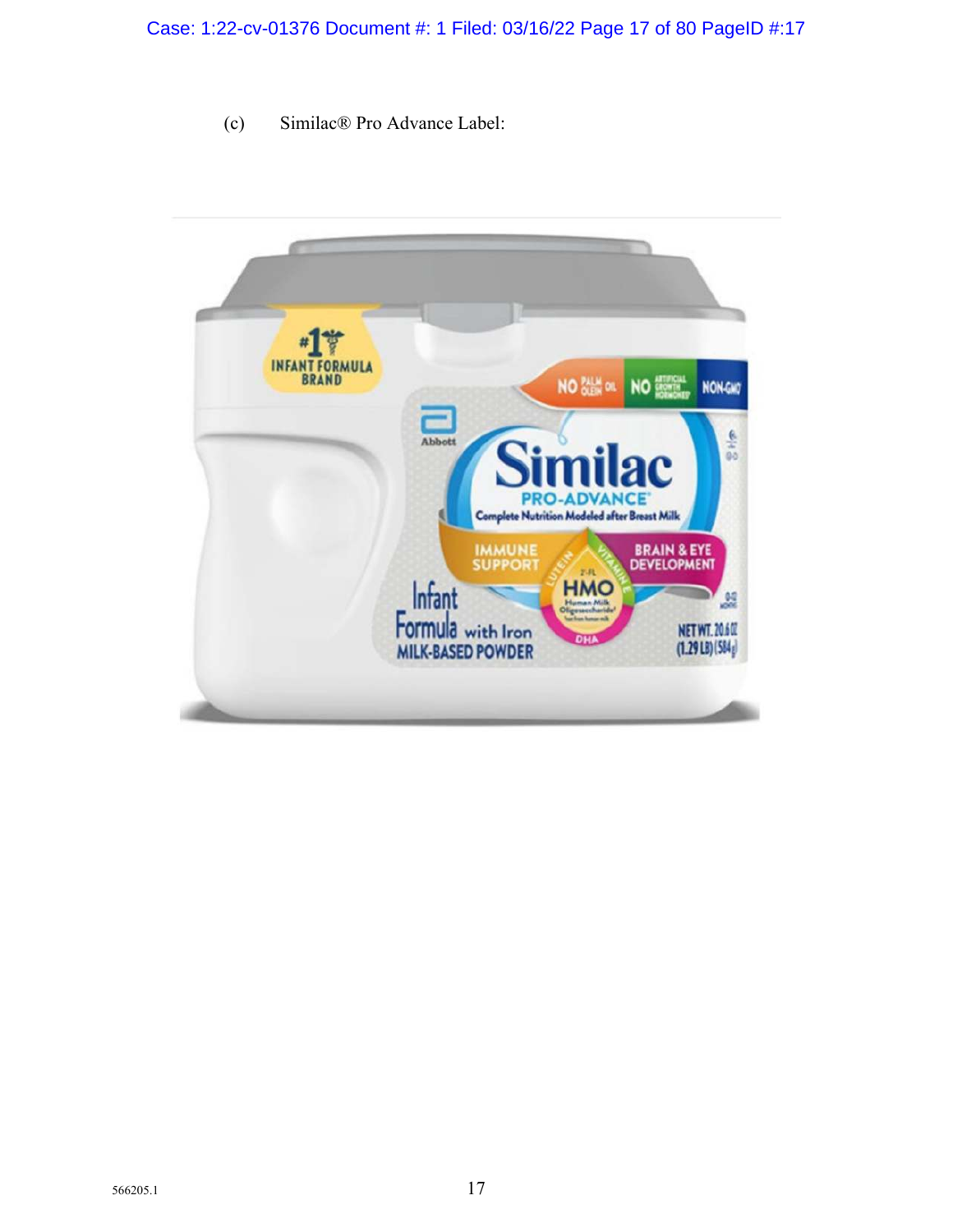(c) Similac® Pro Advance Label: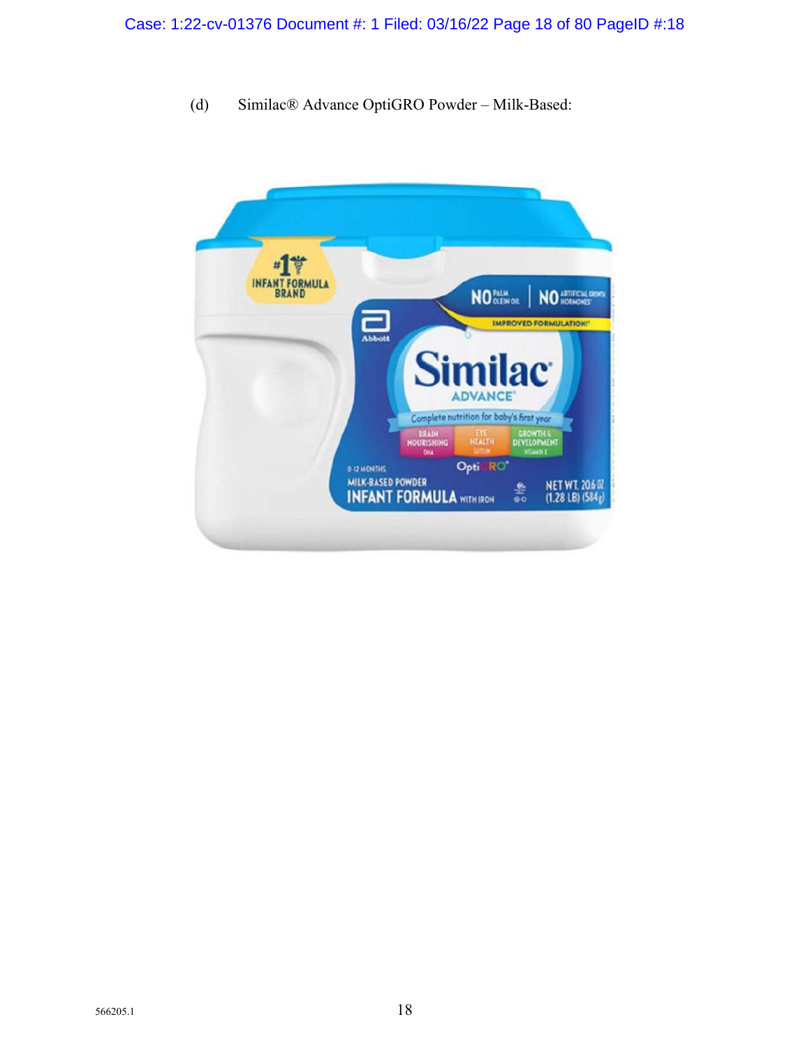(d) Similac® Advance OptiGRO Powder – Milk-Based: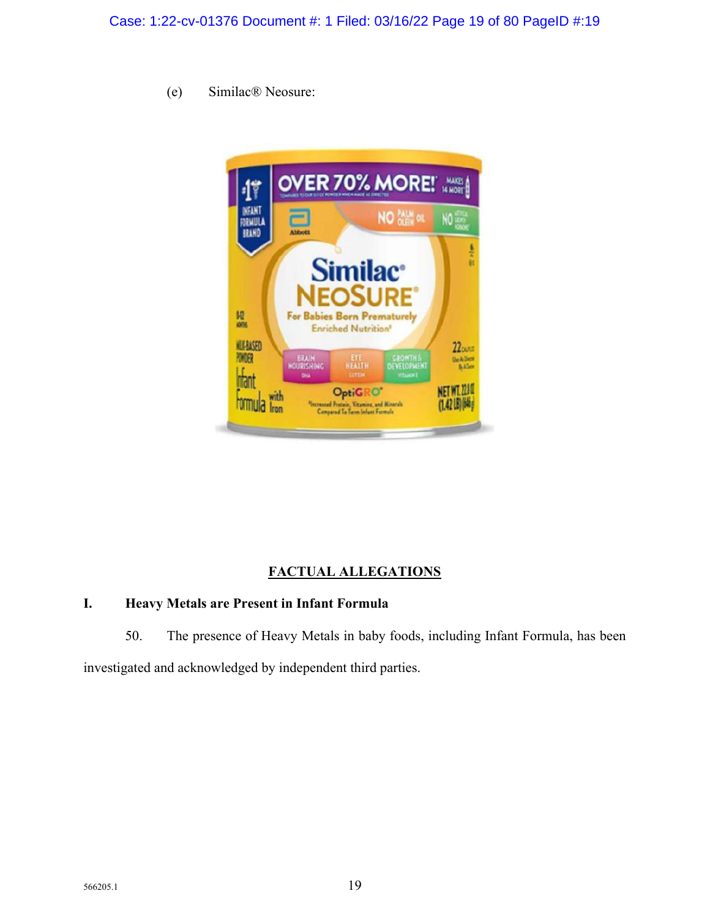(e) Similac® Neosure:

## FACTUAL ALLEGATIONS

### I. Heavy Metals are Present in Infant Formula

50. The presence of Heavy Metals in baby foods, including Infant Formula, has been investigated and acknowledged by independent third parties.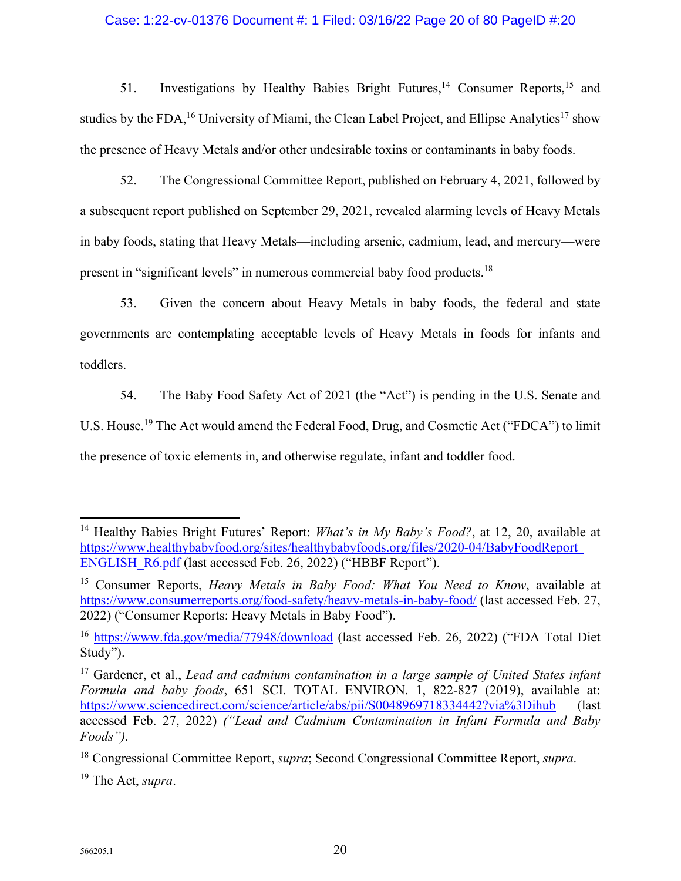51. Investigations by Healthy Babies Bright Futures,[14] Consumer Reports,[15] and studies by the FDA,[16] University of Miami, the Clean Label Project, and Ellipse Analytics[17] show the presence of Heavy Metals and/or other undesirable toxins or contaminants in baby foods.

52. The Congressional Committee Report, published on February 4, 2021, followed by a subsequent report published on September 29, 2021, revealed alarming levels of Heavy Metals in baby foods, stating that Heavy Metals—including arsenic, cadmium, lead, and mercury—were present in "significant levels" in numerous commercial baby food products.[18]

53. Given the concern about Heavy Metals in baby foods, the federal and state governments are contemplating acceptable levels of Heavy Metals in foods for infants and toddlers.

54. The Baby Food Safety Act of 2021 (the "Act") is pending in the U.S. Senate and U.S. House.[19] The Act would amend the Federal Food, Drug, and Cosmetic Act ("FDCA") to limit the presence of toxic elements in, and otherwise regulate, infant and toddler food.

---

[14] Healthy Babies Bright Futures' Report: *What's in My Baby's Food?*, at 12, 20, available at https://www.healthybabyfood.org/sites/healthybabyfoods.org/files/2020-04/BabyFoodReport_ENGLISH_R6.pdf (last accessed Feb. 26, 2022) ("HBBF Report").

[15] Consumer Reports, *Heavy Metals in Baby Food: What You Need to Know*, available at https://www.consumerreports.org/food-safety/heavy-metals-in-baby-food/ (last accessed Feb. 27, 2022) ("Consumer Reports: Heavy Metals in Baby Food").

[16] https://www.fda.gov/media/77948/download (last accessed Feb. 26, 2022) ("FDA Total Diet Study").

[17] Gardener, et al., *Lead and cadmium contamination in a large sample of United States infant Formula and baby foods*, 651 SCI. TOTAL ENVIRON. 1, 822-827 (2019), available at: https://www.sciencedirect.com/science/article/abs/pii/S0048969718334442?via%3Dihub (last accessed Feb. 27, 2022) *("Lead and Cadmium Contamination in Infant Formula and Baby Foods").*

[18] Congressional Committee Report, *supra*; Second Congressional Committee Report, *supra*.

[19] The Act, *supra*.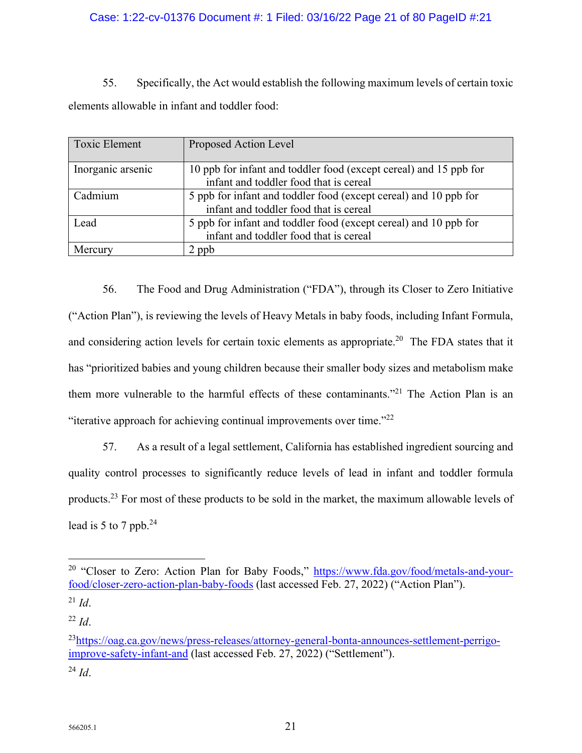55. Specifically, the Act would establish the following maximum levels of certain toxic elements allowable in infant and toddler food:

| Toxic Element | Proposed Action Level |
| --- | --- |
| Inorganic arsenic | 10 ppb for infant and toddler food (except cereal) and 15 ppb for infant and toddler food that is cereal |
| Cadmium | 5 ppb for infant and toddler food (except cereal) and 10 ppb for infant and toddler food that is cereal |
| Lead | 5 ppb for infant and toddler food (except cereal) and 10 ppb for infant and toddler food that is cereal |
| Mercury | 2 ppb |

56. The Food and Drug Administration ("FDA"), through its Closer to Zero Initiative ("Action Plan"), is reviewing the levels of Heavy Metals in baby foods, including Infant Formula, and considering action levels for certain toxic elements as appropriate.[20] The FDA states that it has "prioritized babies and young children because their smaller body sizes and metabolism make them more vulnerable to the harmful effects of these contaminants."[21] The Action Plan is an "iterative approach for achieving continual improvements over time."[22]

57. As a result of a legal settlement, California has established ingredient sourcing and quality control processes to significantly reduce levels of lead in infant and toddler formula products.[23] For most of these products to be sold in the market, the maximum allowable levels of lead is 5 to 7 ppb.[24]

---

[20] "Closer to Zero: Action Plan for Baby Foods," https://www.fda.gov/food/metals-and-your-food/closer-zero-action-plan-baby-foods (last accessed Feb. 27, 2022) ("Action Plan").

[21] *Id*.

[22] *Id*.

[23] https://oag.ca.gov/news/press-releases/attorney-general-bonta-announces-settlement-perrigo-improve-safety-infant-and (last accessed Feb. 27, 2022) ("Settlement").

[24] *Id*.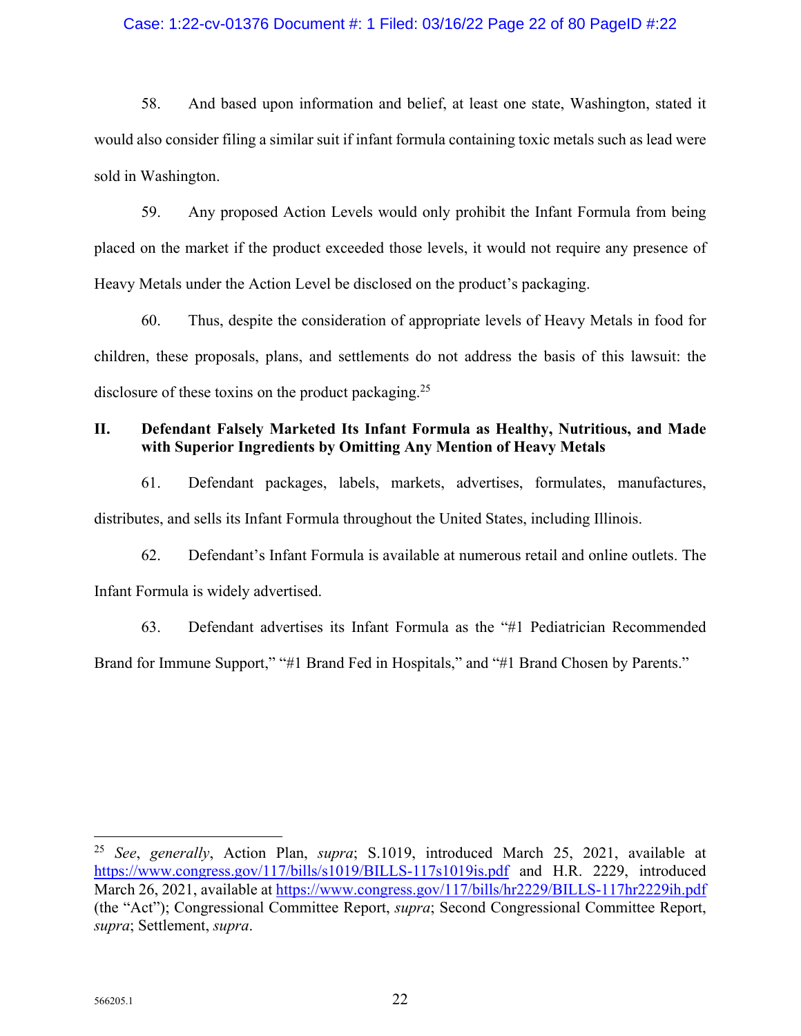58. And based upon information and belief, at least one state, Washington, stated it would also consider filing a similar suit if infant formula containing toxic metals such as lead were sold in Washington.

59. Any proposed Action Levels would only prohibit the Infant Formula from being placed on the market if the product exceeded those levels, it would not require any presence of Heavy Metals under the Action Level be disclosed on the product's packaging.

60. Thus, despite the consideration of appropriate levels of Heavy Metals in food for children, these proposals, plans, and settlements do not address the basis of this lawsuit: the disclosure of these toxins on the product packaging.[25]

## II. Defendant Falsely Marketed Its Infant Formula as Healthy, Nutritious, and Made with Superior Ingredients by Omitting Any Mention of Heavy Metals

61. Defendant packages, labels, markets, advertises, formulates, manufactures, distributes, and sells its Infant Formula throughout the United States, including Illinois.

62. Defendant's Infant Formula is available at numerous retail and online outlets. The Infant Formula is widely advertised.

63. Defendant advertises its Infant Formula as the "#1 Pediatrician Recommended Brand for Immune Support," "#1 Brand Fed in Hospitals," and "#1 Brand Chosen by Parents."

---

[25] *See*, *generally*, Action Plan, *supra*; S.1019, introduced March 25, 2021, available at https://www.congress.gov/117/bills/s1019/BILLS-117s1019is.pdf and H.R. 2229, introduced March 26, 2021, available at https://www.congress.gov/117/bills/hr2229/BILLS-117hr2229ih.pdf (the "Act"); Congressional Committee Report, *supra*; Second Congressional Committee Report, *supra*; Settlement, *supra*.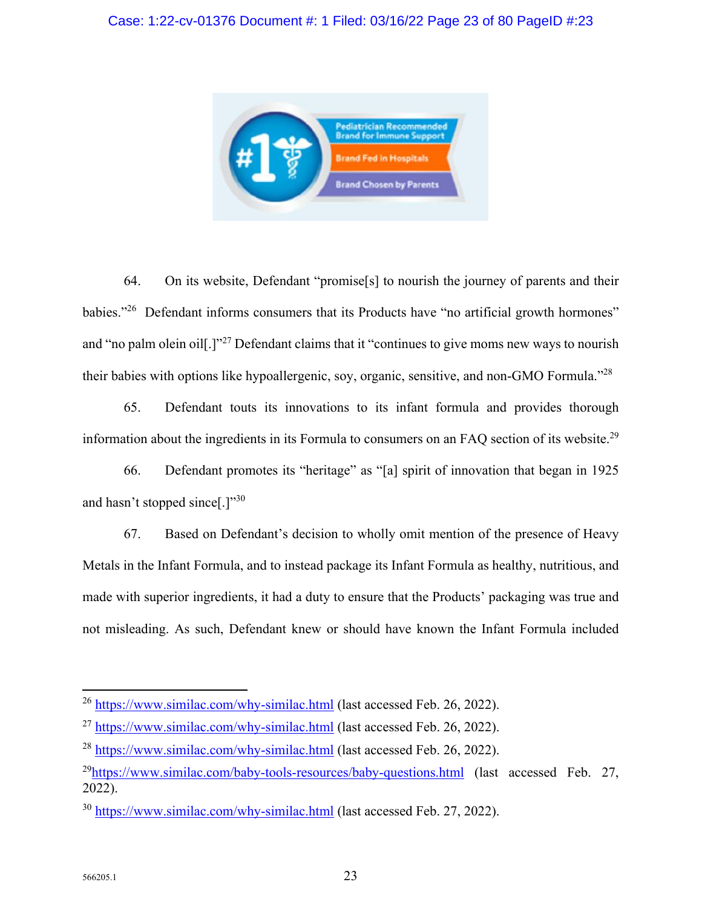64. On its website, Defendant "promise[s] to nourish the journey of parents and their babies."[26] Defendant informs consumers that its Products have "no artificial growth hormones" and "no palm olein oil[.]"[27] Defendant claims that it "continues to give moms new ways to nourish their babies with options like hypoallergenic, soy, organic, sensitive, and non-GMO Formula."[28]

65. Defendant touts its innovations to its infant formula and provides thorough information about the ingredients in its Formula to consumers on an FAQ section of its website.[29]

66. Defendant promotes its "heritage" as "[a] spirit of innovation that began in 1925 and hasn't stopped since[.]"[30]

67. Based on Defendant's decision to wholly omit mention of the presence of Heavy Metals in the Infant Formula, and to instead package its Infant Formula as healthy, nutritious, and made with superior ingredients, it had a duty to ensure that the Products' packaging was true and not misleading. As such, Defendant knew or should have known the Infant Formula included

---

[26] https://www.similac.com/why-similac.html (last accessed Feb. 26, 2022).

[27] https://www.similac.com/why-similac.html (last accessed Feb. 26, 2022).

[28] https://www.similac.com/why-similac.html (last accessed Feb. 26, 2022).

[29] https://www.similac.com/baby-tools-resources/baby-questions.html (last accessed Feb. 27, 2022).

[30] https://www.similac.com/why-similac.html (last accessed Feb. 27, 2022).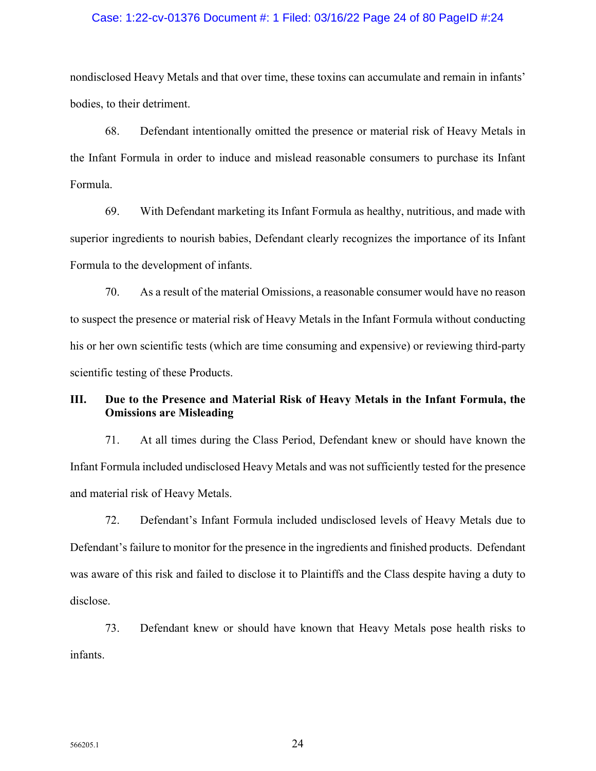nondisclosed Heavy Metals and that over time, these toxins can accumulate and remain in infants' bodies, to their detriment.

68. Defendant intentionally omitted the presence or material risk of Heavy Metals in the Infant Formula in order to induce and mislead reasonable consumers to purchase its Infant Formula.

69. With Defendant marketing its Infant Formula as healthy, nutritious, and made with superior ingredients to nourish babies, Defendant clearly recognizes the importance of its Infant Formula to the development of infants.

70. As a result of the material Omissions, a reasonable consumer would have no reason to suspect the presence or material risk of Heavy Metals in the Infant Formula without conducting his or her own scientific tests (which are time consuming and expensive) or reviewing third-party scientific testing of these Products.

### III. Due to the Presence and Material Risk of Heavy Metals in the Infant Formula, the Omissions are Misleading

71. At all times during the Class Period, Defendant knew or should have known the Infant Formula included undisclosed Heavy Metals and was not sufficiently tested for the presence and material risk of Heavy Metals.

72. Defendant's Infant Formula included undisclosed levels of Heavy Metals due to Defendant's failure to monitor for the presence in the ingredients and finished products. Defendant was aware of this risk and failed to disclose it to Plaintiffs and the Class despite having a duty to disclose.

73. Defendant knew or should have known that Heavy Metals pose health risks to infants.

566205.1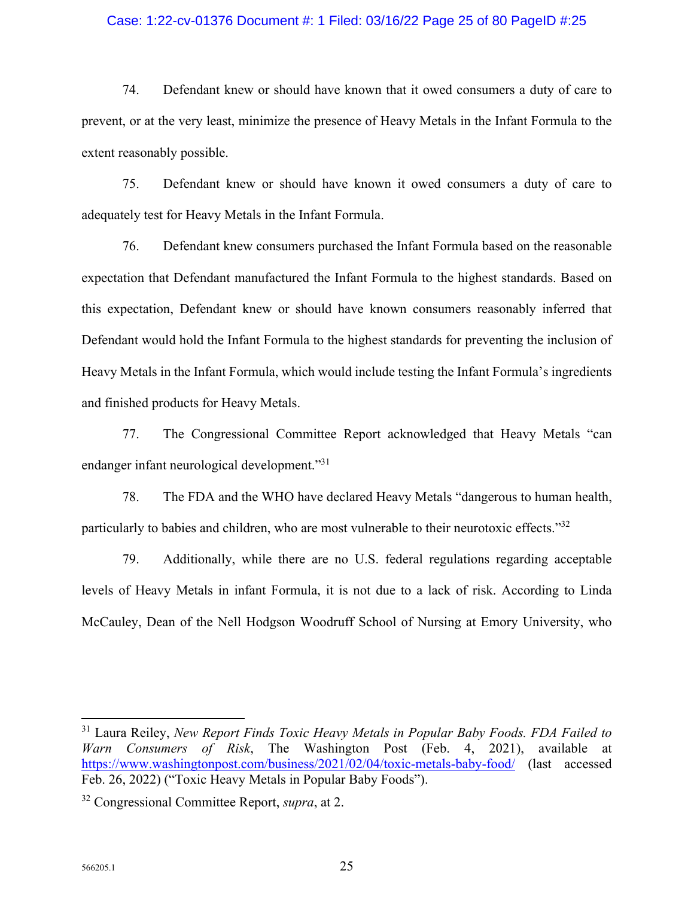74. Defendant knew or should have known that it owed consumers a duty of care to prevent, or at the very least, minimize the presence of Heavy Metals in the Infant Formula to the extent reasonably possible.

75. Defendant knew or should have known it owed consumers a duty of care to adequately test for Heavy Metals in the Infant Formula.

76. Defendant knew consumers purchased the Infant Formula based on the reasonable expectation that Defendant manufactured the Infant Formula to the highest standards. Based on this expectation, Defendant knew or should have known consumers reasonably inferred that Defendant would hold the Infant Formula to the highest standards for preventing the inclusion of Heavy Metals in the Infant Formula, which would include testing the Infant Formula's ingredients and finished products for Heavy Metals.

77. The Congressional Committee Report acknowledged that Heavy Metals "can endanger infant neurological development."[31]

78. The FDA and the WHO have declared Heavy Metals "dangerous to human health, particularly to babies and children, who are most vulnerable to their neurotoxic effects."[32]

79. Additionally, while there are no U.S. federal regulations regarding acceptable levels of Heavy Metals in infant Formula, it is not due to a lack of risk. According to Linda McCauley, Dean of the Nell Hodgson Woodruff School of Nursing at Emory University, who

---

[31] Laura Reiley, *New Report Finds Toxic Heavy Metals in Popular Baby Foods. FDA Failed to Warn Consumers of Risk*, The Washington Post (Feb. 4, 2021), available at https://www.washingtonpost.com/business/2021/02/04/toxic-metals-baby-food/ (last accessed Feb. 26, 2022) ("Toxic Heavy Metals in Popular Baby Foods").

[32] Congressional Committee Report, *supra*, at 2.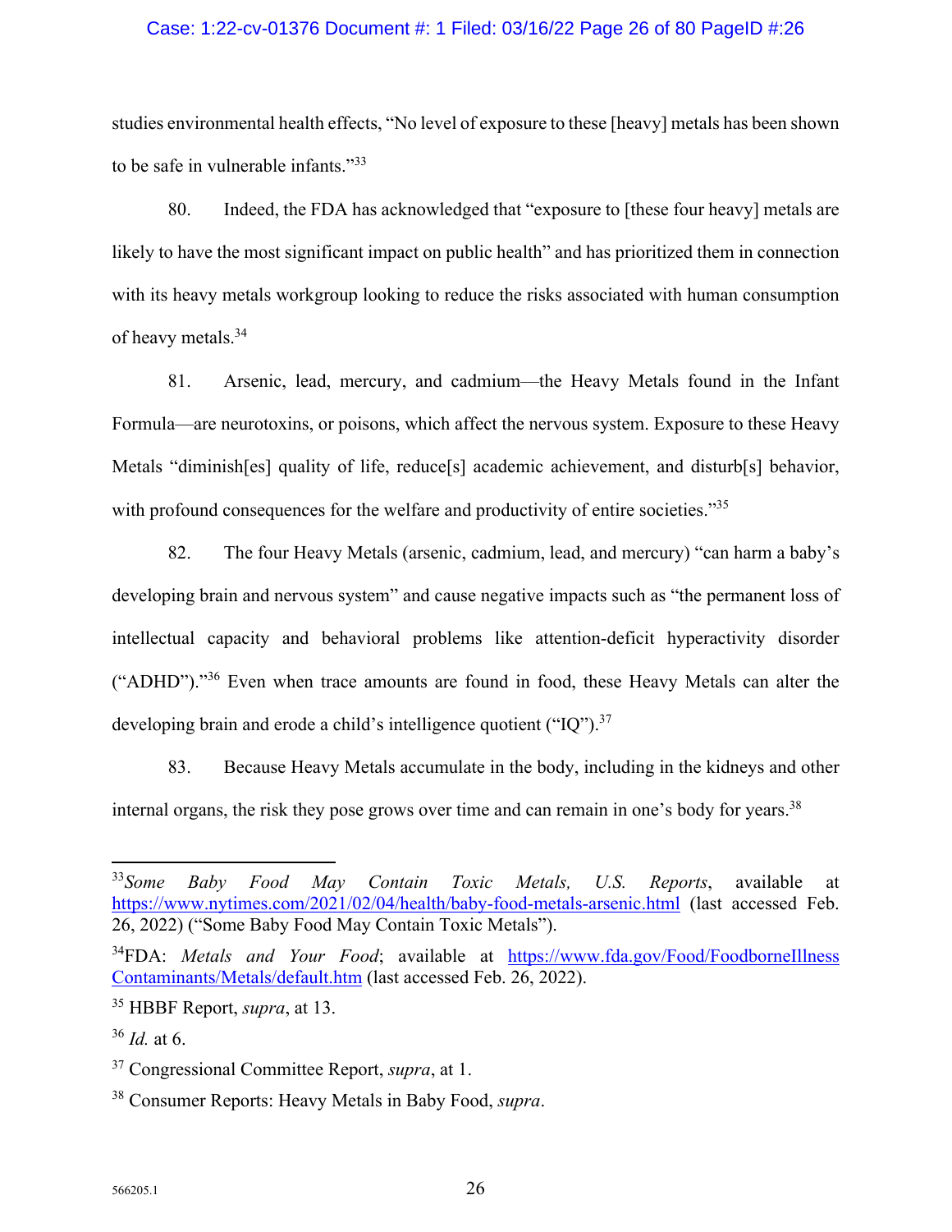studies environmental health effects, "No level of exposure to these [heavy] metals has been shown to be safe in vulnerable infants."[33]

80. Indeed, the FDA has acknowledged that "exposure to [these four heavy] metals are likely to have the most significant impact on public health" and has prioritized them in connection with its heavy metals workgroup looking to reduce the risks associated with human consumption of heavy metals.[34]

81. Arsenic, lead, mercury, and cadmium—the Heavy Metals found in the Infant Formula—are neurotoxins, or poisons, which affect the nervous system. Exposure to these Heavy Metals "diminish[es] quality of life, reduce[s] academic achievement, and disturb[s] behavior, with profound consequences for the welfare and productivity of entire societies."[35]

82. The four Heavy Metals (arsenic, cadmium, lead, and mercury) "can harm a baby's developing brain and nervous system" and cause negative impacts such as "the permanent loss of intellectual capacity and behavioral problems like attention-deficit hyperactivity disorder ("ADHD")."[36] Even when trace amounts are found in food, these Heavy Metals can alter the developing brain and erode a child's intelligence quotient ("IQ").[37]

83. Because Heavy Metals accumulate in the body, including in the kidneys and other internal organs, the risk they pose grows over time and can remain in one's body for years.[38]

---

[33] *Some Baby Food May Contain Toxic Metals, U.S. Reports*, available at https://www.nytimes.com/2021/02/04/health/baby-food-metals-arsenic.html (last accessed Feb. 26, 2022) ("Some Baby Food May Contain Toxic Metals").

[34] FDA: *Metals and Your Food*; available at https://www.fda.gov/Food/FoodborneIllnessContaminants/Metals/default.htm (last accessed Feb. 26, 2022).

[35] HBBF Report, *supra*, at 13.

[36] *Id.* at 6.

[37] Congressional Committee Report, *supra*, at 1.

[38] Consumer Reports: Heavy Metals in Baby Food, *supra*.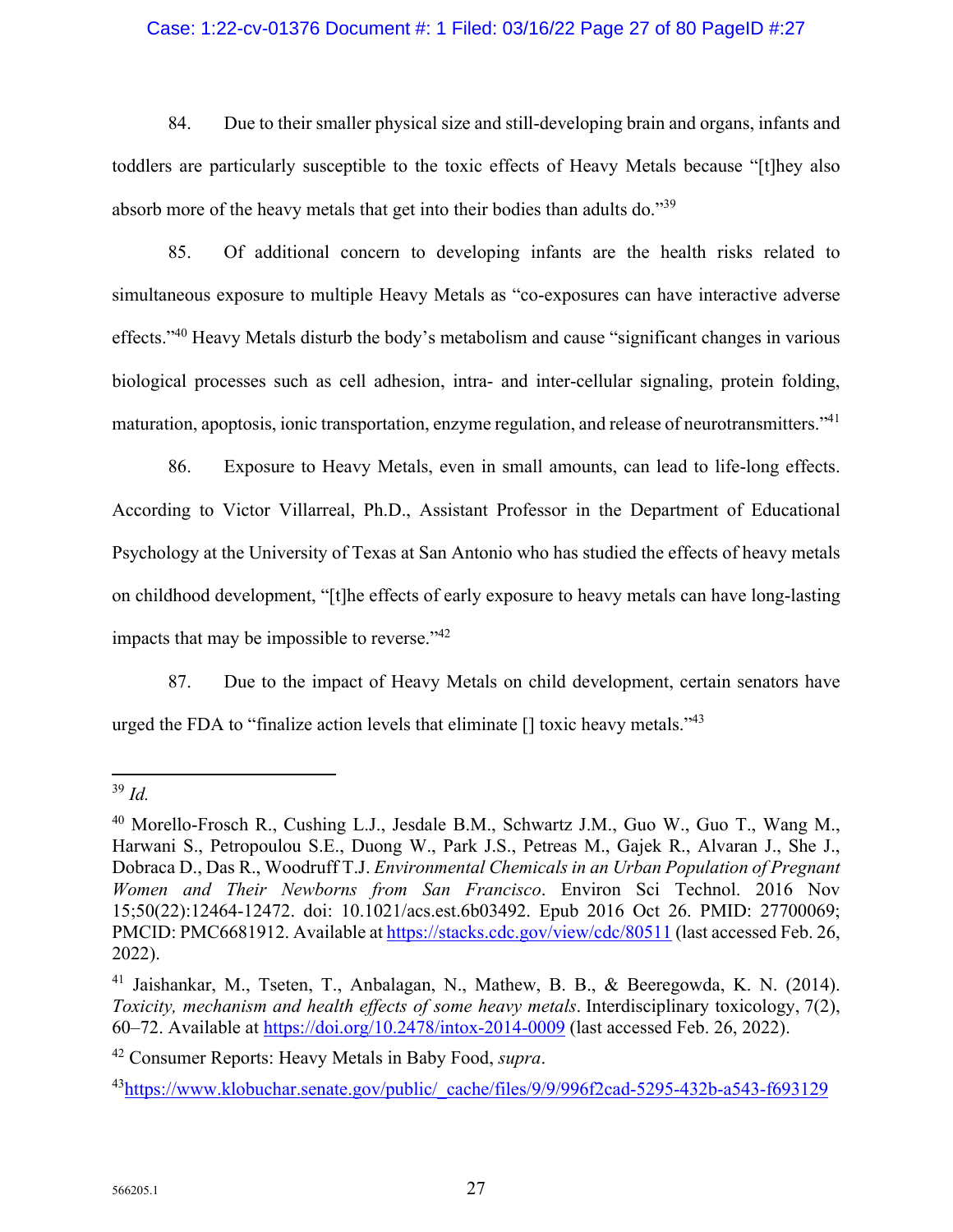84. Due to their smaller physical size and still-developing brain and organs, infants and toddlers are particularly susceptible to the toxic effects of Heavy Metals because "[t]hey also absorb more of the heavy metals that get into their bodies than adults do."[39]

85. Of additional concern to developing infants are the health risks related to simultaneous exposure to multiple Heavy Metals as "co-exposures can have interactive adverse effects."[40] Heavy Metals disturb the body's metabolism and cause "significant changes in various biological processes such as cell adhesion, intra- and inter-cellular signaling, protein folding, maturation, apoptosis, ionic transportation, enzyme regulation, and release of neurotransmitters."[41]

86. Exposure to Heavy Metals, even in small amounts, can lead to life-long effects. According to Victor Villarreal, Ph.D., Assistant Professor in the Department of Educational Psychology at the University of Texas at San Antonio who has studied the effects of heavy metals on childhood development, "[t]he effects of early exposure to heavy metals can have long-lasting impacts that may be impossible to reverse."[42]

87. Due to the impact of Heavy Metals on child development, certain senators have urged the FDA to "finalize action levels that eliminate [] toxic heavy metals."[43]

---

[39] *Id.*

[40] Morello-Frosch R., Cushing L.J., Jesdale B.M., Schwartz J.M., Guo W., Guo T., Wang M., Harwani S., Petropoulou S.E., Duong W., Park J.S., Petreas M., Gajek R., Alvaran J., She J., Dobraca D., Das R., Woodruff T.J. *Environmental Chemicals in an Urban Population of Pregnant Women and Their Newborns from San Francisco*. Environ Sci Technol. 2016 Nov 15;50(22):12464-12472. doi: 10.1021/acs.est.6b03492. Epub 2016 Oct 26. PMID: 27700069; PMCID: PMC6681912. Available at https://stacks.cdc.gov/view/cdc/80511 (last accessed Feb. 26, 2022).

[41] Jaishankar, M., Tseten, T., Anbalagan, N., Mathew, B. B., & Beeregowda, K. N. (2014). *Toxicity, mechanism and health effects of some heavy metals*. Interdisciplinary toxicology, 7(2), 60–72. Available at https://doi.org/10.2478/intox-2014-0009 (last accessed Feb. 26, 2022).

[42] Consumer Reports: Heavy Metals in Baby Food, *supra*.

[43] https://www.klobuchar.senate.gov/public/_cache/files/9/9/996f2cad-5295-432b-a543-f693129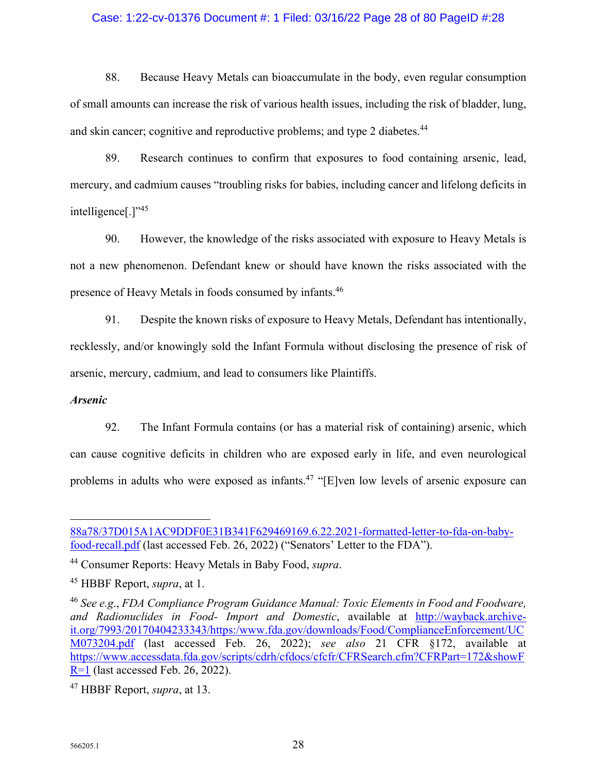88. Because Heavy Metals can bioaccumulate in the body, even regular consumption of small amounts can increase the risk of various health issues, including the risk of bladder, lung, and skin cancer; cognitive and reproductive problems; and type 2 diabetes.[44]

89. Research continues to confirm that exposures to food containing arsenic, lead, mercury, and cadmium causes "troubling risks for babies, including cancer and lifelong deficits in intelligence[.]"[45]

90. However, the knowledge of the risks associated with exposure to Heavy Metals is not a new phenomenon. Defendant knew or should have known the risks associated with the presence of Heavy Metals in foods consumed by infants.[46]

91. Despite the known risks of exposure to Heavy Metals, Defendant has intentionally, recklessly, and/or knowingly sold the Infant Formula without disclosing the presence of risk of arsenic, mercury, cadmium, and lead to consumers like Plaintiffs.

***Arsenic***

92. The Infant Formula contains (or has a material risk of containing) arsenic, which can cause cognitive deficits in children who are exposed early in life, and even neurological problems in adults who were exposed as infants.[47] "[E]ven low levels of arsenic exposure can

---

88a78/37D015A1AC9DDF0E31B341F629469169.6.22.2021-formatted-letter-to-fda-on-baby-food-recall.pdf (last accessed Feb. 26, 2022) ("Senators' Letter to the FDA").

[44] Consumer Reports: Heavy Metals in Baby Food, *supra*.

[45] HBBF Report, *supra*, at 1.

[46] *See e.g.*, *FDA Compliance Program Guidance Manual: Toxic Elements in Food and Foodware, and Radionuclides in Food- Import and Domestic*, available at http://wayback.archive-it.org/7993/20170404233343/https:/www.fda.gov/downloads/Food/ComplianceEnforcement/UCM073204.pdf (last accessed Feb. 26, 2022); *see also* 21 CFR §172, available at https://www.accessdata.fda.gov/scripts/cdrh/cfdocs/cfcfr/CFRSearch.cfm?CFRPart=172&showFR=1 (last accessed Feb. 26, 2022).

[47] HBBF Report, *supra*, at 13.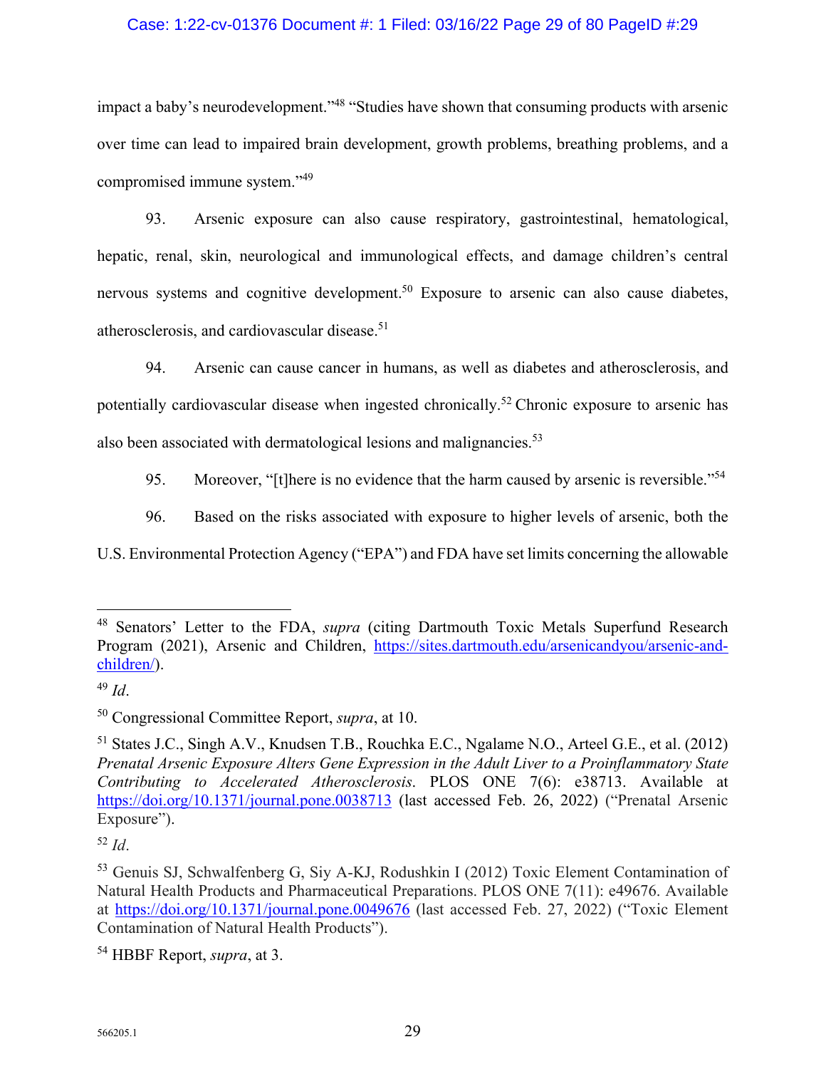impact a baby's neurodevelopment."[48] "Studies have shown that consuming products with arsenic over time can lead to impaired brain development, growth problems, breathing problems, and a compromised immune system."[49]

93. Arsenic exposure can also cause respiratory, gastrointestinal, hematological, hepatic, renal, skin, neurological and immunological effects, and damage children's central nervous systems and cognitive development.[50] Exposure to arsenic can also cause diabetes, atherosclerosis, and cardiovascular disease.[51]

94. Arsenic can cause cancer in humans, as well as diabetes and atherosclerosis, and potentially cardiovascular disease when ingested chronically.[52] Chronic exposure to arsenic has also been associated with dermatological lesions and malignancies.[53]

95. Moreover, "[t]here is no evidence that the harm caused by arsenic is reversible."[54]

96. Based on the risks associated with exposure to higher levels of arsenic, both the U.S. Environmental Protection Agency ("EPA") and FDA have set limits concerning the allowable

---

[48] Senators' Letter to the FDA, *supra* (citing Dartmouth Toxic Metals Superfund Research Program (2021), Arsenic and Children, https://sites.dartmouth.edu/arsenicandyou/arsenic-and-children/).

[49] *Id*.

[50] Congressional Committee Report, *supra*, at 10.

[51] States J.C., Singh A.V., Knudsen T.B., Rouchka E.C., Ngalame N.O., Arteel G.E., et al. (2012) *Prenatal Arsenic Exposure Alters Gene Expression in the Adult Liver to a Proinflammatory State Contributing to Accelerated Atherosclerosis*. PLOS ONE 7(6): e38713. Available at https://doi.org/10.1371/journal.pone.0038713 (last accessed Feb. 26, 2022) ("Prenatal Arsenic Exposure").

[52] *Id*.

[53] Genuis SJ, Schwalfenberg G, Siy A-KJ, Rodushkin I (2012) Toxic Element Contamination of Natural Health Products and Pharmaceutical Preparations. PLOS ONE 7(11): e49676. Available at https://doi.org/10.1371/journal.pone.0049676 (last accessed Feb. 27, 2022) ("Toxic Element Contamination of Natural Health Products").

[54] HBBF Report, *supra*, at 3.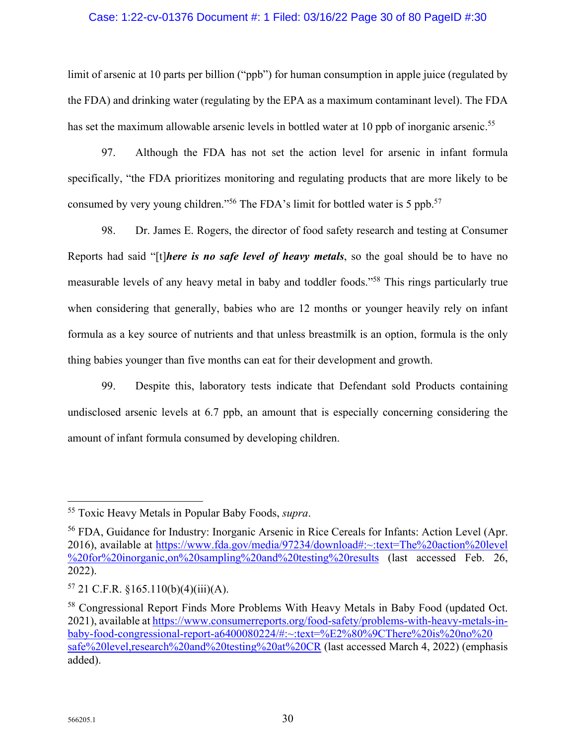limit of arsenic at 10 parts per billion ("ppb") for human consumption in apple juice (regulated by the FDA) and drinking water (regulating by the EPA as a maximum contaminant level). The FDA has set the maximum allowable arsenic levels in bottled water at 10 ppb of inorganic arsenic.[55]

97. Although the FDA has not set the action level for arsenic in infant formula specifically, "the FDA prioritizes monitoring and regulating products that are more likely to be consumed by very young children."[56] The FDA's limit for bottled water is 5 ppb.[57]

98. Dr. James E. Rogers, the director of food safety research and testing at Consumer Reports had said "[t]***here is no safe level of heavy metals***, so the goal should be to have no measurable levels of any heavy metal in baby and toddler foods."[58] This rings particularly true when considering that generally, babies who are 12 months or younger heavily rely on infant formula as a key source of nutrients and that unless breastmilk is an option, formula is the only thing babies younger than five months can eat for their development and growth.

99. Despite this, laboratory tests indicate that Defendant sold Products containing undisclosed arsenic levels at 6.7 ppb, an amount that is especially concerning considering the amount of infant formula consumed by developing children.

---

[55] Toxic Heavy Metals in Popular Baby Foods, *supra*.

[56] FDA, Guidance for Industry: Inorganic Arsenic in Rice Cereals for Infants: Action Level (Apr. 2016), available at https://www.fda.gov/media/97234/download#:~:text=The%20action%20level%20for%20inorganic,on%20sampling%20and%20testing%20results (last accessed Feb. 26, 2022).

[57] 21 C.F.R. §165.110(b)(4)(iii)(A).

[58] Congressional Report Finds More Problems With Heavy Metals in Baby Food (updated Oct. 2021), available at https://www.consumerreports.org/food-safety/problems-with-heavy-metals-in-baby-food-congressional-report-a6400080224/#:~:text=%E2%80%9CThere%20is%20no%20safe%20level,research%20and%20testing%20at%20CR (last accessed March 4, 2022) (emphasis added).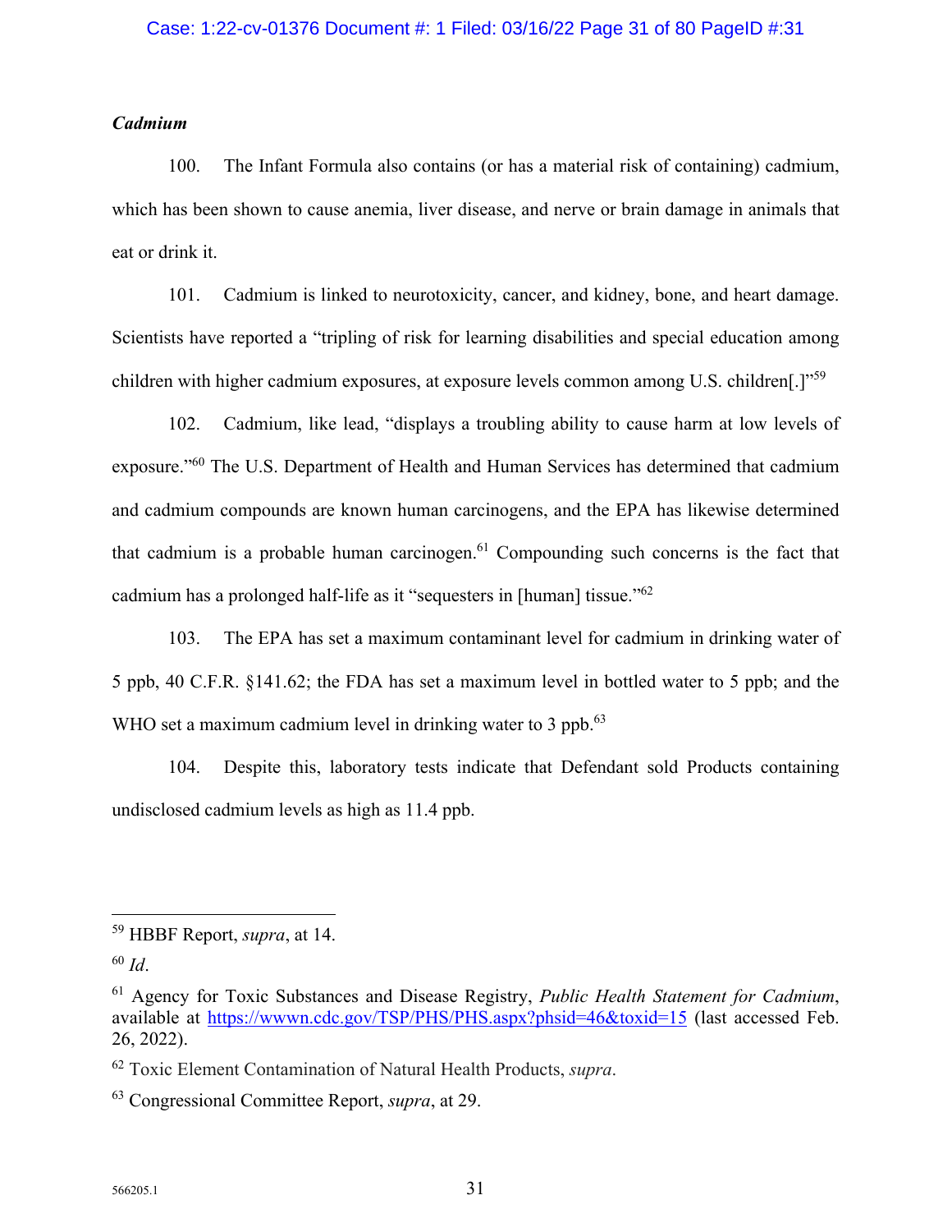***Cadmium***

100. The Infant Formula also contains (or has a material risk of containing) cadmium, which has been shown to cause anemia, liver disease, and nerve or brain damage in animals that eat or drink it.

101. Cadmium is linked to neurotoxicity, cancer, and kidney, bone, and heart damage. Scientists have reported a "tripling of risk for learning disabilities and special education among children with higher cadmium exposures, at exposure levels common among U.S. children[.]"[59]

102. Cadmium, like lead, "displays a troubling ability to cause harm at low levels of exposure."[60] The U.S. Department of Health and Human Services has determined that cadmium and cadmium compounds are known human carcinogens, and the EPA has likewise determined that cadmium is a probable human carcinogen.[61] Compounding such concerns is the fact that cadmium has a prolonged half-life as it "sequesters in [human] tissue."[62]

103. The EPA has set a maximum contaminant level for cadmium in drinking water of 5 ppb, 40 C.F.R. §141.62; the FDA has set a maximum level in bottled water to 5 ppb; and the WHO set a maximum cadmium level in drinking water to 3 ppb.[63]

104. Despite this, laboratory tests indicate that Defendant sold Products containing undisclosed cadmium levels as high as 11.4 ppb.

---

[59] HBBF Report, *supra*, at 14.

[60] *Id*.

[61] Agency for Toxic Substances and Disease Registry, *Public Health Statement for Cadmium*, available at https://wwwn.cdc.gov/TSP/PHS/PHS.aspx?phsid=46&toxid=15 (last accessed Feb. 26, 2022).

[62] Toxic Element Contamination of Natural Health Products, *supra*.

[63] Congressional Committee Report, *supra*, at 29.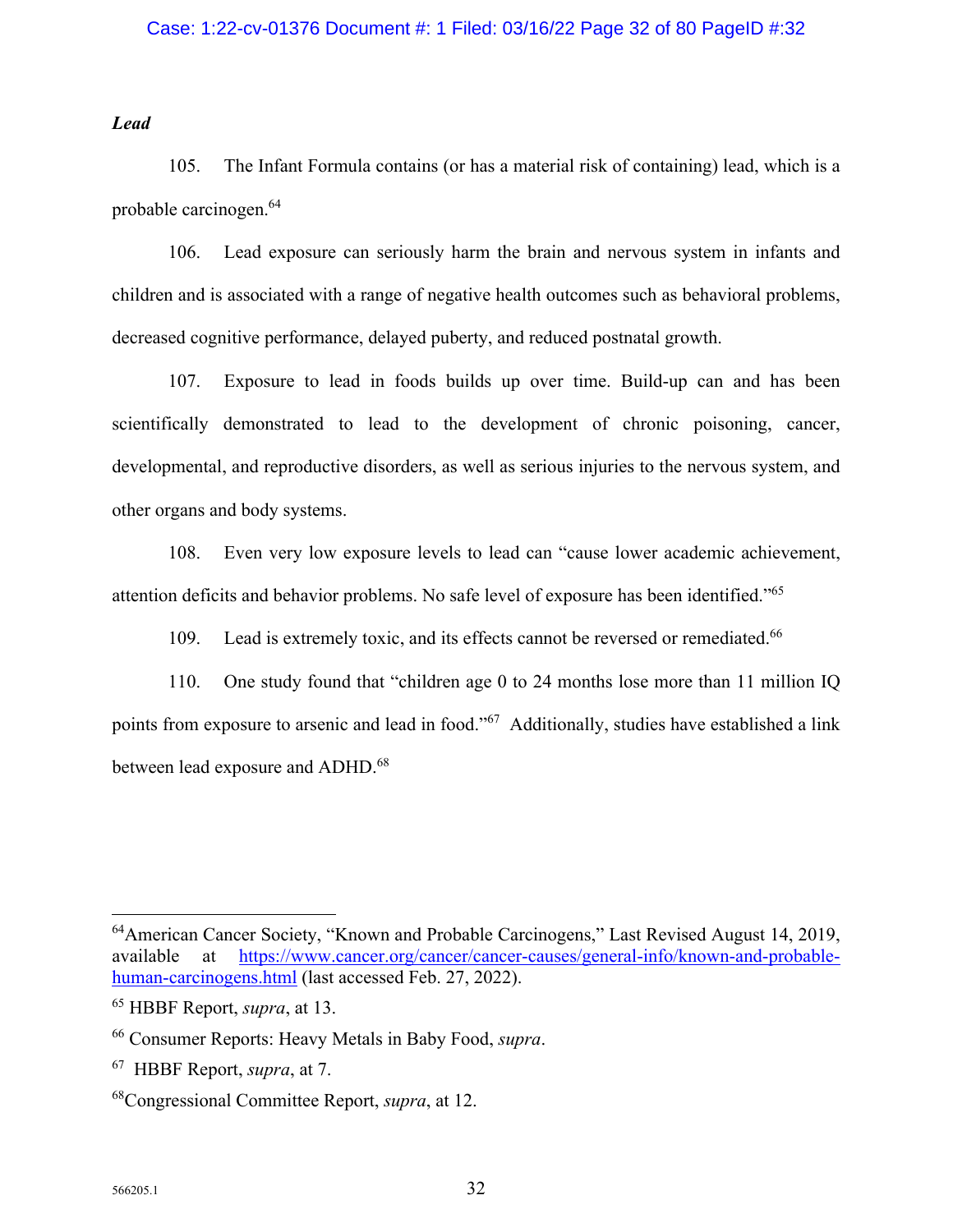***Lead***

105. The Infant Formula contains (or has a material risk of containing) lead, which is a probable carcinogen.[64]

106. Lead exposure can seriously harm the brain and nervous system in infants and children and is associated with a range of negative health outcomes such as behavioral problems, decreased cognitive performance, delayed puberty, and reduced postnatal growth.

107. Exposure to lead in foods builds up over time. Build-up can and has been scientifically demonstrated to lead to the development of chronic poisoning, cancer, developmental, and reproductive disorders, as well as serious injuries to the nervous system, and other organs and body systems.

108. Even very low exposure levels to lead can "cause lower academic achievement, attention deficits and behavior problems. No safe level of exposure has been identified."[65]

109. Lead is extremely toxic, and its effects cannot be reversed or remediated.[66]

110. One study found that "children age 0 to 24 months lose more than 11 million IQ points from exposure to arsenic and lead in food."[67] Additionally, studies have established a link between lead exposure and ADHD.[68]

---

[64] American Cancer Society, "Known and Probable Carcinogens," Last Revised August 14, 2019, available at https://www.cancer.org/cancer/cancer-causes/general-info/known-and-probable-human-carcinogens.html (last accessed Feb. 27, 2022).

[65] HBBF Report, *supra*, at 13.

[66] Consumer Reports: Heavy Metals in Baby Food, *supra*.

[67] HBBF Report, *supra*, at 7.

[68] Congressional Committee Report, *supra*, at 12.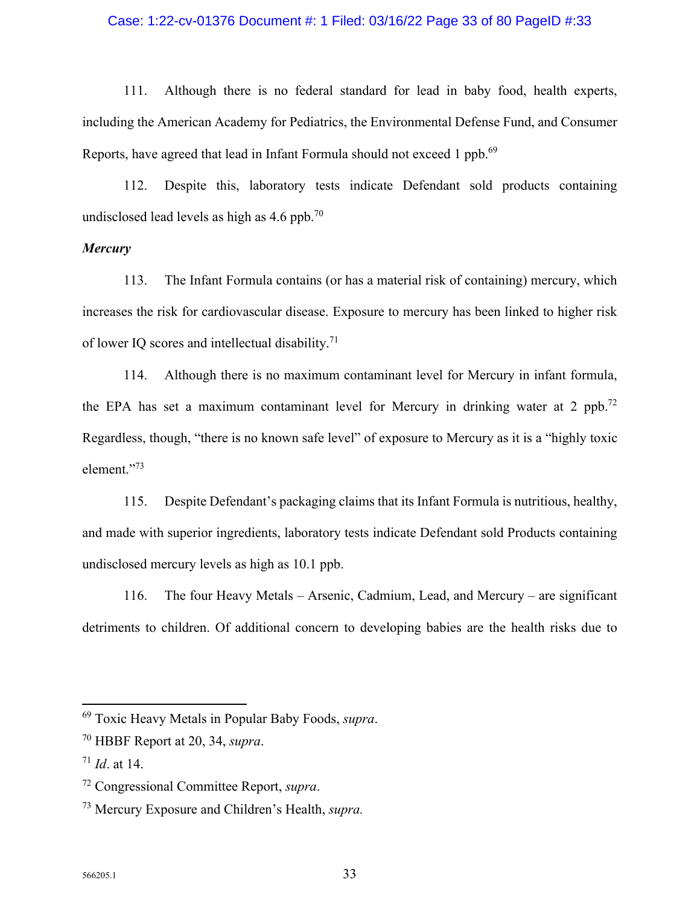111. Although there is no federal standard for lead in baby food, health experts, including the American Academy for Pediatrics, the Environmental Defense Fund, and Consumer Reports, have agreed that lead in Infant Formula should not exceed 1 ppb.[69]

112. Despite this, laboratory tests indicate Defendant sold products containing undisclosed lead levels as high as 4.6 ppb.[70]

***Mercury***

113. The Infant Formula contains (or has a material risk of containing) mercury, which increases the risk for cardiovascular disease. Exposure to mercury has been linked to higher risk of lower IQ scores and intellectual disability.[71]

114. Although there is no maximum contaminant level for Mercury in infant formula, the EPA has set a maximum contaminant level for Mercury in drinking water at 2 ppb.[72] Regardless, though, "there is no known safe level" of exposure to Mercury as it is a "highly toxic element."[73]

115. Despite Defendant's packaging claims that its Infant Formula is nutritious, healthy, and made with superior ingredients, laboratory tests indicate Defendant sold Products containing undisclosed mercury levels as high as 10.1 ppb.

116. The four Heavy Metals – Arsenic, Cadmium, Lead, and Mercury – are significant detriments to children. Of additional concern to developing babies are the health risks due to

---

[69] Toxic Heavy Metals in Popular Baby Foods, *supra*.

[70] HBBF Report at 20, 34, *supra*.

[71] *Id*. at 14.

[72] Congressional Committee Report, *supra*.

[73] Mercury Exposure and Children's Health, *supra.*

566205.1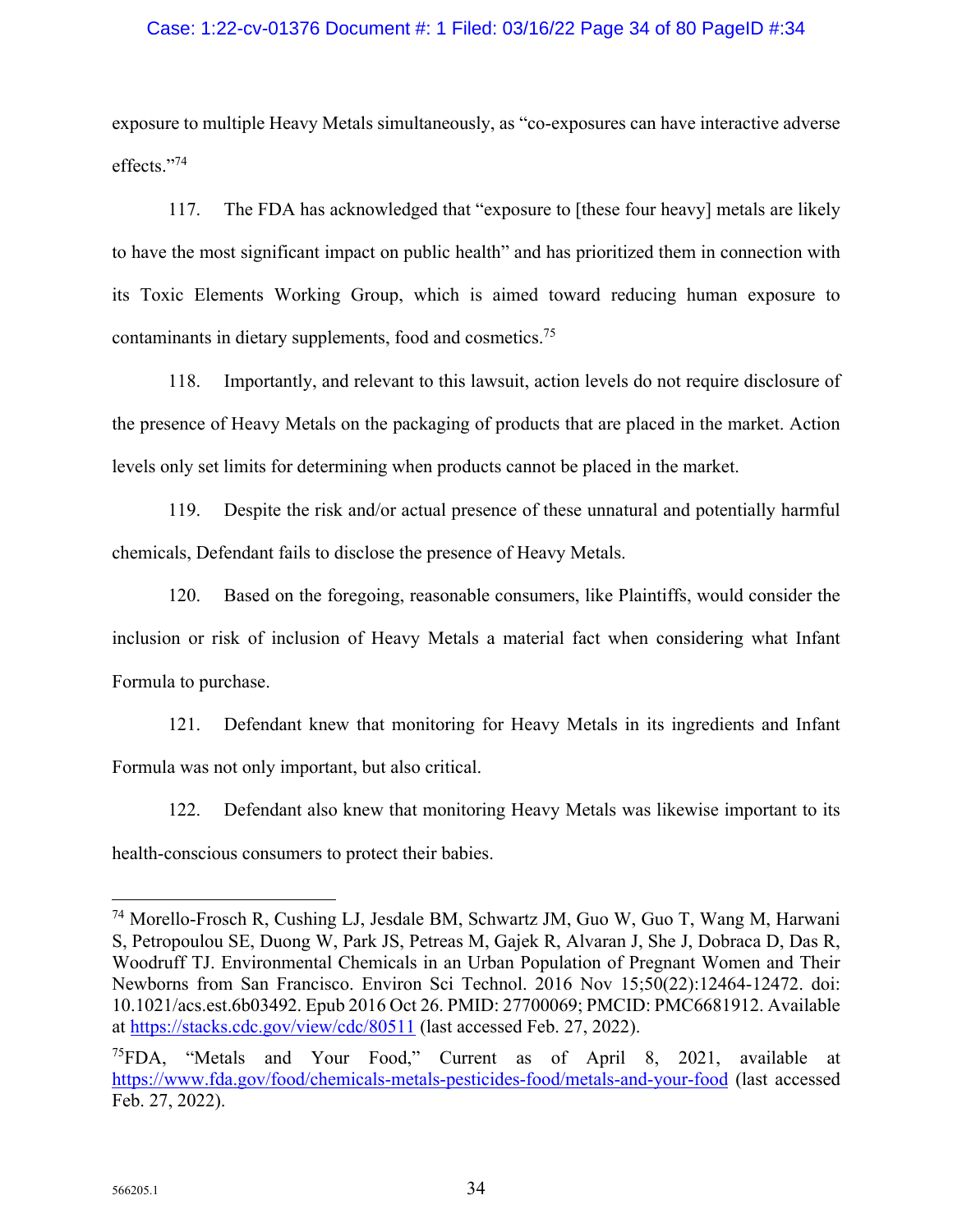exposure to multiple Heavy Metals simultaneously, as "co-exposures can have interactive adverse effects."[74]

117. The FDA has acknowledged that "exposure to [these four heavy] metals are likely to have the most significant impact on public health" and has prioritized them in connection with its Toxic Elements Working Group, which is aimed toward reducing human exposure to contaminants in dietary supplements, food and cosmetics.[75]

118. Importantly, and relevant to this lawsuit, action levels do not require disclosure of the presence of Heavy Metals on the packaging of products that are placed in the market. Action levels only set limits for determining when products cannot be placed in the market.

119. Despite the risk and/or actual presence of these unnatural and potentially harmful chemicals, Defendant fails to disclose the presence of Heavy Metals.

120. Based on the foregoing, reasonable consumers, like Plaintiffs, would consider the inclusion or risk of inclusion of Heavy Metals a material fact when considering what Infant Formula to purchase.

121. Defendant knew that monitoring for Heavy Metals in its ingredients and Infant Formula was not only important, but also critical.

122. Defendant also knew that monitoring Heavy Metals was likewise important to its health-conscious consumers to protect their babies.

---

[74] Morello-Frosch R, Cushing LJ, Jesdale BM, Schwartz JM, Guo W, Guo T, Wang M, Harwani S, Petropoulou SE, Duong W, Park JS, Petreas M, Gajek R, Alvaran J, She J, Dobraca D, Das R, Woodruff TJ. Environmental Chemicals in an Urban Population of Pregnant Women and Their Newborns from San Francisco. Environ Sci Technol. 2016 Nov 15;50(22):12464-12472. doi: 10.1021/acs.est.6b03492. Epub 2016 Oct 26. PMID: 27700069; PMCID: PMC6681912. Available at https://stacks.cdc.gov/view/cdc/80511 (last accessed Feb. 27, 2022).

[75] FDA, "Metals and Your Food," Current as of April 8, 2021, available at https://www.fda.gov/food/chemicals-metals-pesticides-food/metals-and-your-food (last accessed Feb. 27, 2022).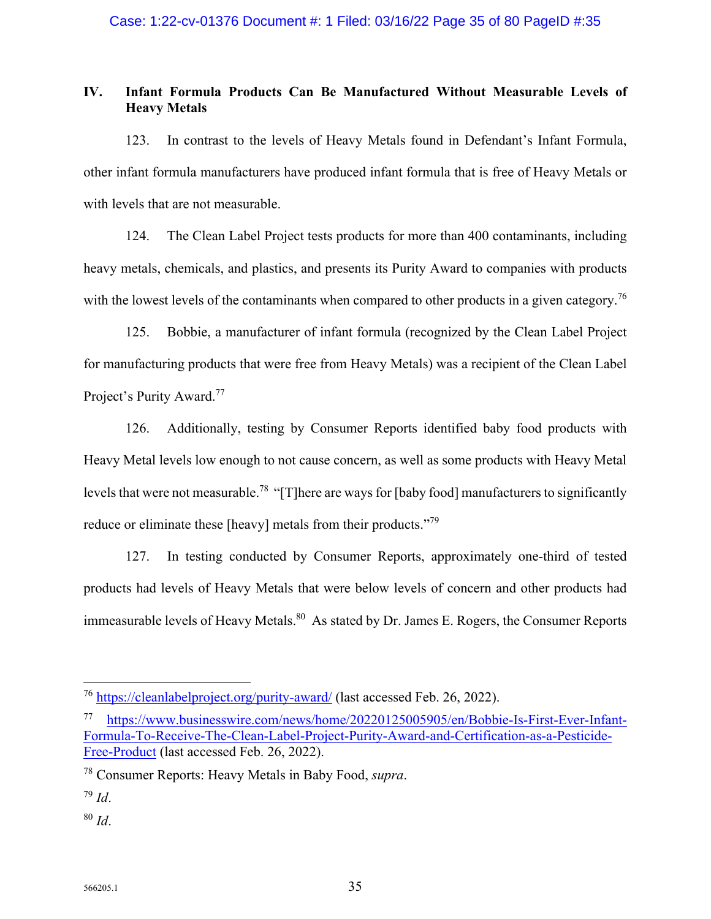## IV. Infant Formula Products Can Be Manufactured Without Measurable Levels of Heavy Metals

123. In contrast to the levels of Heavy Metals found in Defendant's Infant Formula, other infant formula manufacturers have produced infant formula that is free of Heavy Metals or with levels that are not measurable.

124. The Clean Label Project tests products for more than 400 contaminants, including heavy metals, chemicals, and plastics, and presents its Purity Award to companies with products with the lowest levels of the contaminants when compared to other products in a given category.[76]

125. Bobbie, a manufacturer of infant formula (recognized by the Clean Label Project for manufacturing products that were free from Heavy Metals) was a recipient of the Clean Label Project's Purity Award.[77]

126. Additionally, testing by Consumer Reports identified baby food products with Heavy Metal levels low enough to not cause concern, as well as some products with Heavy Metal levels that were not measurable.[78] "[T]here are ways for [baby food] manufacturers to significantly reduce or eliminate these [heavy] metals from their products."[79]

127. In testing conducted by Consumer Reports, approximately one-third of tested products had levels of Heavy Metals that were below levels of concern and other products had immeasurable levels of Heavy Metals.[80] As stated by Dr. James E. Rogers, the Consumer Reports

---

[76] https://cleanlabelproject.org/purity-award/ (last accessed Feb. 26, 2022).

[77] https://www.businesswire.com/news/home/20220125005905/en/Bobbie-Is-First-Ever-Infant-Formula-To-Receive-The-Clean-Label-Project-Purity-Award-and-Certification-as-a-Pesticide-Free-Product (last accessed Feb. 26, 2022).

[78] Consumer Reports: Heavy Metals in Baby Food, *supra*.

[79] *Id*.

[80] *Id*.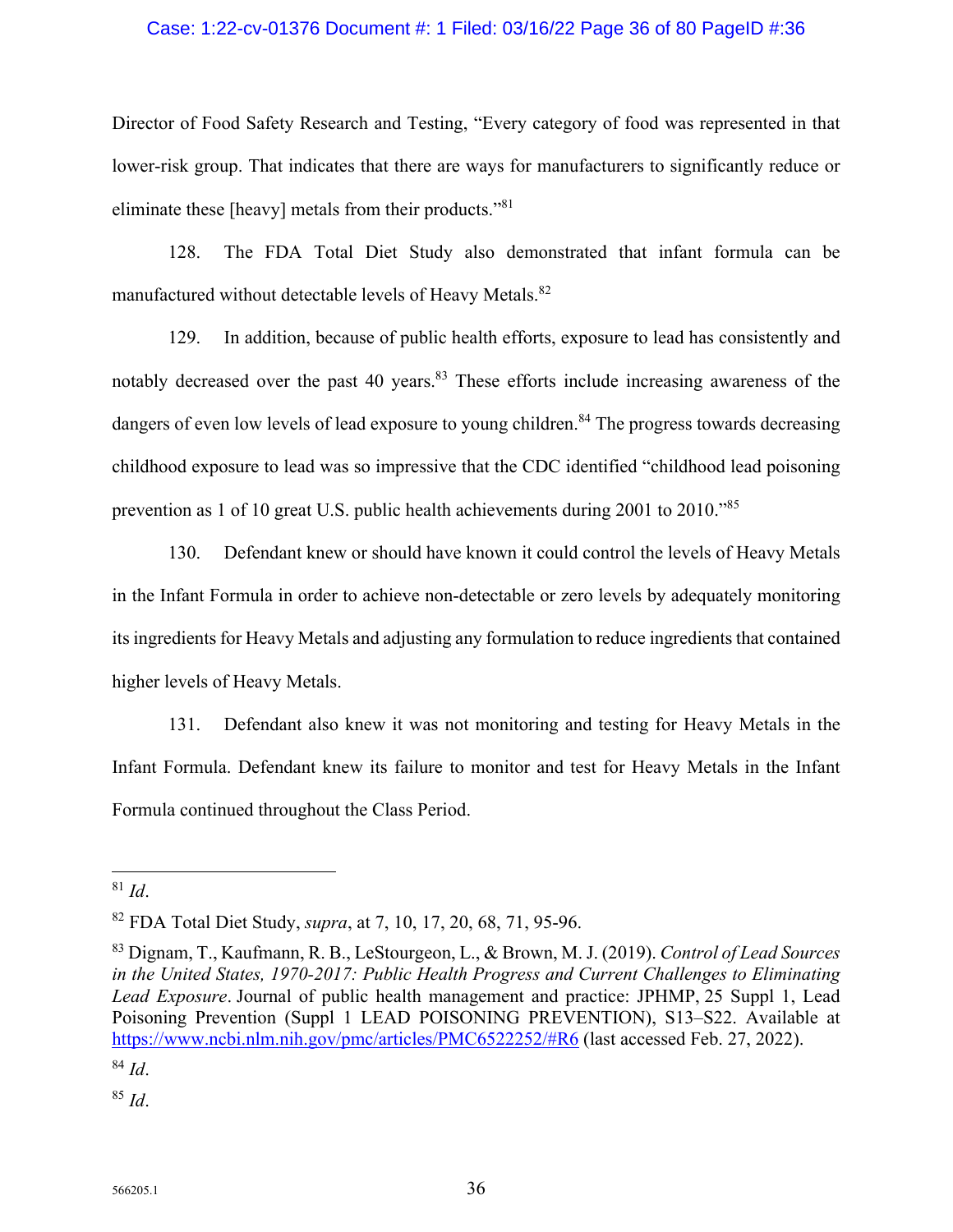Director of Food Safety Research and Testing, "Every category of food was represented in that lower-risk group. That indicates that there are ways for manufacturers to significantly reduce or eliminate these [heavy] metals from their products."[81]

128. The FDA Total Diet Study also demonstrated that infant formula can be manufactured without detectable levels of Heavy Metals.[82]

129. In addition, because of public health efforts, exposure to lead has consistently and notably decreased over the past 40 years.[83] These efforts include increasing awareness of the dangers of even low levels of lead exposure to young children.[84] The progress towards decreasing childhood exposure to lead was so impressive that the CDC identified "childhood lead poisoning prevention as 1 of 10 great U.S. public health achievements during 2001 to 2010."[85]

130. Defendant knew or should have known it could control the levels of Heavy Metals in the Infant Formula in order to achieve non-detectable or zero levels by adequately monitoring its ingredients for Heavy Metals and adjusting any formulation to reduce ingredients that contained higher levels of Heavy Metals.

131. Defendant also knew it was not monitoring and testing for Heavy Metals in the Infant Formula. Defendant knew its failure to monitor and test for Heavy Metals in the Infant Formula continued throughout the Class Period.

---

[81] *Id*.

[82] FDA Total Diet Study, *supra*, at 7, 10, 17, 20, 68, 71, 95-96.

[83] Dignam, T., Kaufmann, R. B., LeStourgeon, L., & Brown, M. J. (2019). *Control of Lead Sources in the United States, 1970-2017: Public Health Progress and Current Challenges to Eliminating Lead Exposure*. Journal of public health management and practice: JPHMP, 25 Suppl 1, Lead Poisoning Prevention (Suppl 1 LEAD POISONING PREVENTION), S13–S22. Available at https://www.ncbi.nlm.nih.gov/pmc/articles/PMC6522252/#R6 (last accessed Feb. 27, 2022).

[84] *Id*.

[85] *Id*.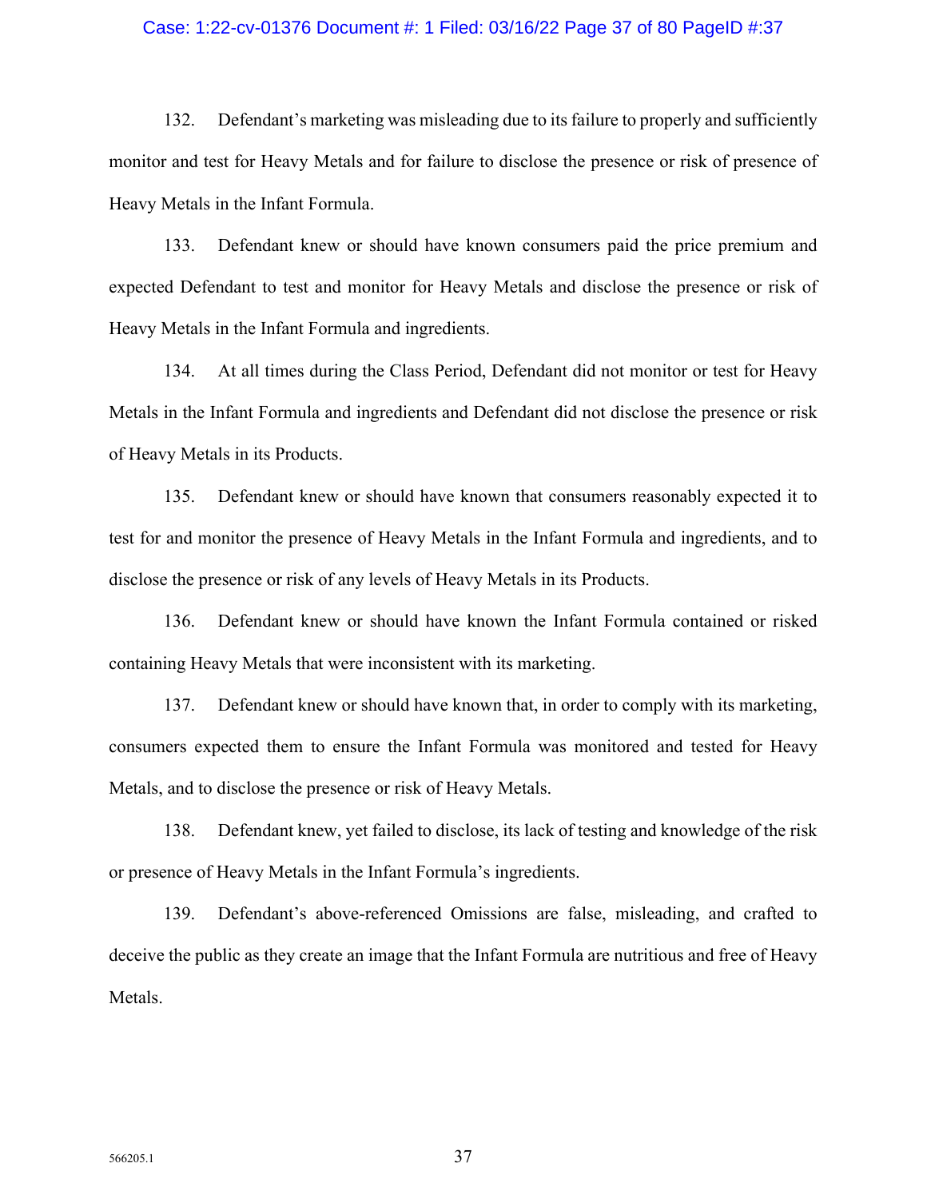132. Defendant's marketing was misleading due to its failure to properly and sufficiently monitor and test for Heavy Metals and for failure to disclose the presence or risk of presence of Heavy Metals in the Infant Formula.

133. Defendant knew or should have known consumers paid the price premium and expected Defendant to test and monitor for Heavy Metals and disclose the presence or risk of Heavy Metals in the Infant Formula and ingredients.

134. At all times during the Class Period, Defendant did not monitor or test for Heavy Metals in the Infant Formula and ingredients and Defendant did not disclose the presence or risk of Heavy Metals in its Products.

135. Defendant knew or should have known that consumers reasonably expected it to test for and monitor the presence of Heavy Metals in the Infant Formula and ingredients, and to disclose the presence or risk of any levels of Heavy Metals in its Products.

136. Defendant knew or should have known the Infant Formula contained or risked containing Heavy Metals that were inconsistent with its marketing.

137. Defendant knew or should have known that, in order to comply with its marketing, consumers expected them to ensure the Infant Formula was monitored and tested for Heavy Metals, and to disclose the presence or risk of Heavy Metals.

138. Defendant knew, yet failed to disclose, its lack of testing and knowledge of the risk or presence of Heavy Metals in the Infant Formula's ingredients.

139. Defendant's above-referenced Omissions are false, misleading, and crafted to deceive the public as they create an image that the Infant Formula are nutritious and free of Heavy Metals.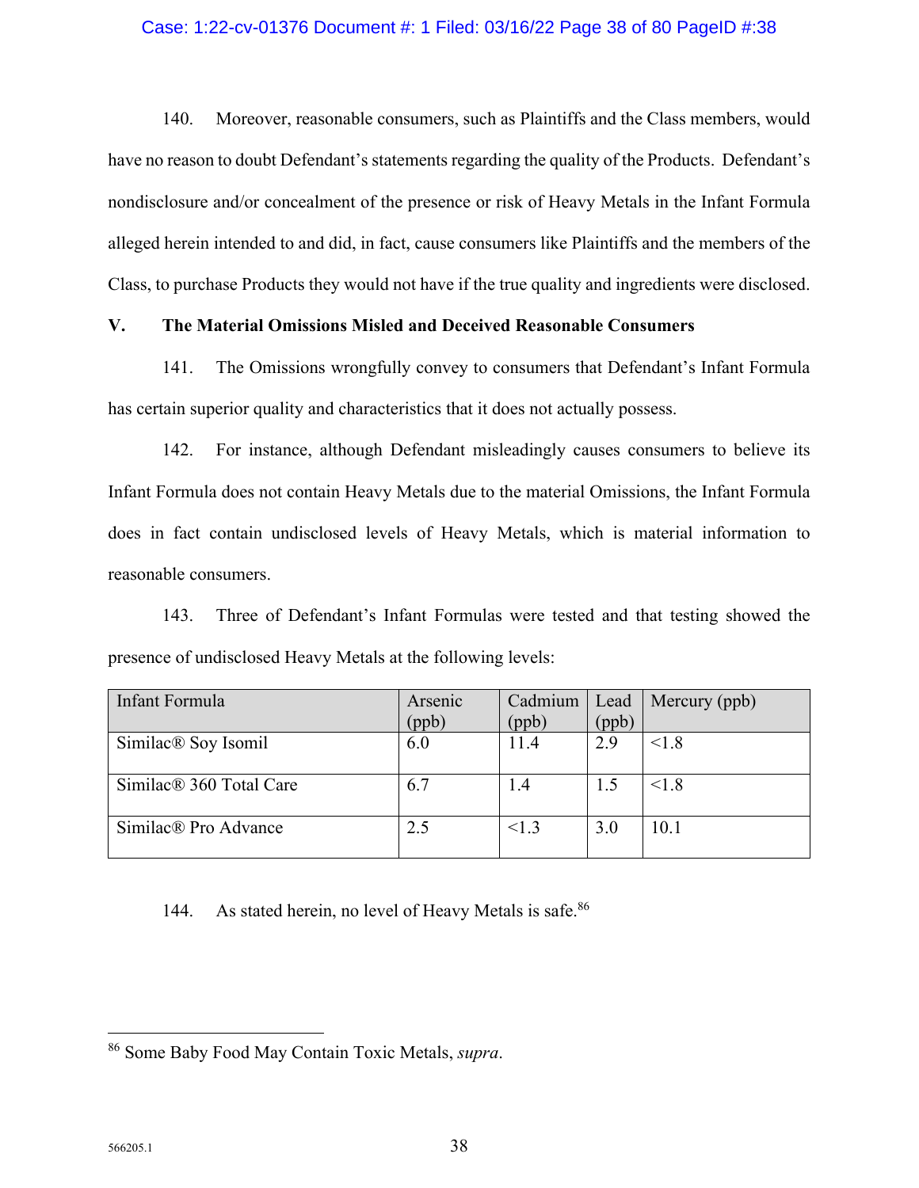140. Moreover, reasonable consumers, such as Plaintiffs and the Class members, would have no reason to doubt Defendant's statements regarding the quality of the Products. Defendant's nondisclosure and/or concealment of the presence or risk of Heavy Metals in the Infant Formula alleged herein intended to and did, in fact, cause consumers like Plaintiffs and the members of the Class, to purchase Products they would not have if the true quality and ingredients were disclosed.

## V. The Material Omissions Misled and Deceived Reasonable Consumers

141. The Omissions wrongfully convey to consumers that Defendant's Infant Formula has certain superior quality and characteristics that it does not actually possess.

142. For instance, although Defendant misleadingly causes consumers to believe its Infant Formula does not contain Heavy Metals due to the material Omissions, the Infant Formula does in fact contain undisclosed levels of Heavy Metals, which is material information to reasonable consumers.

143. Three of Defendant's Infant Formulas were tested and that testing showed the presence of undisclosed Heavy Metals at the following levels:

| Infant Formula | Arsenic (ppb) | Cadmium (ppb) | Lead (ppb) | Mercury (ppb) |
|---|---|---|---|---|
| Similac® Soy Isomil | 6.0 | 11.4 | 2.9 | <1.8 |
| Similac® 360 Total Care | 6.7 | 1.4 | 1.5 | <1.8 |
| Similac® Pro Advance | 2.5 | <1.3 | 3.0 | 10.1 |

144. As stated herein, no level of Heavy Metals is safe.[86]

---

[86] Some Baby Food May Contain Toxic Metals, *supra*.

566205.1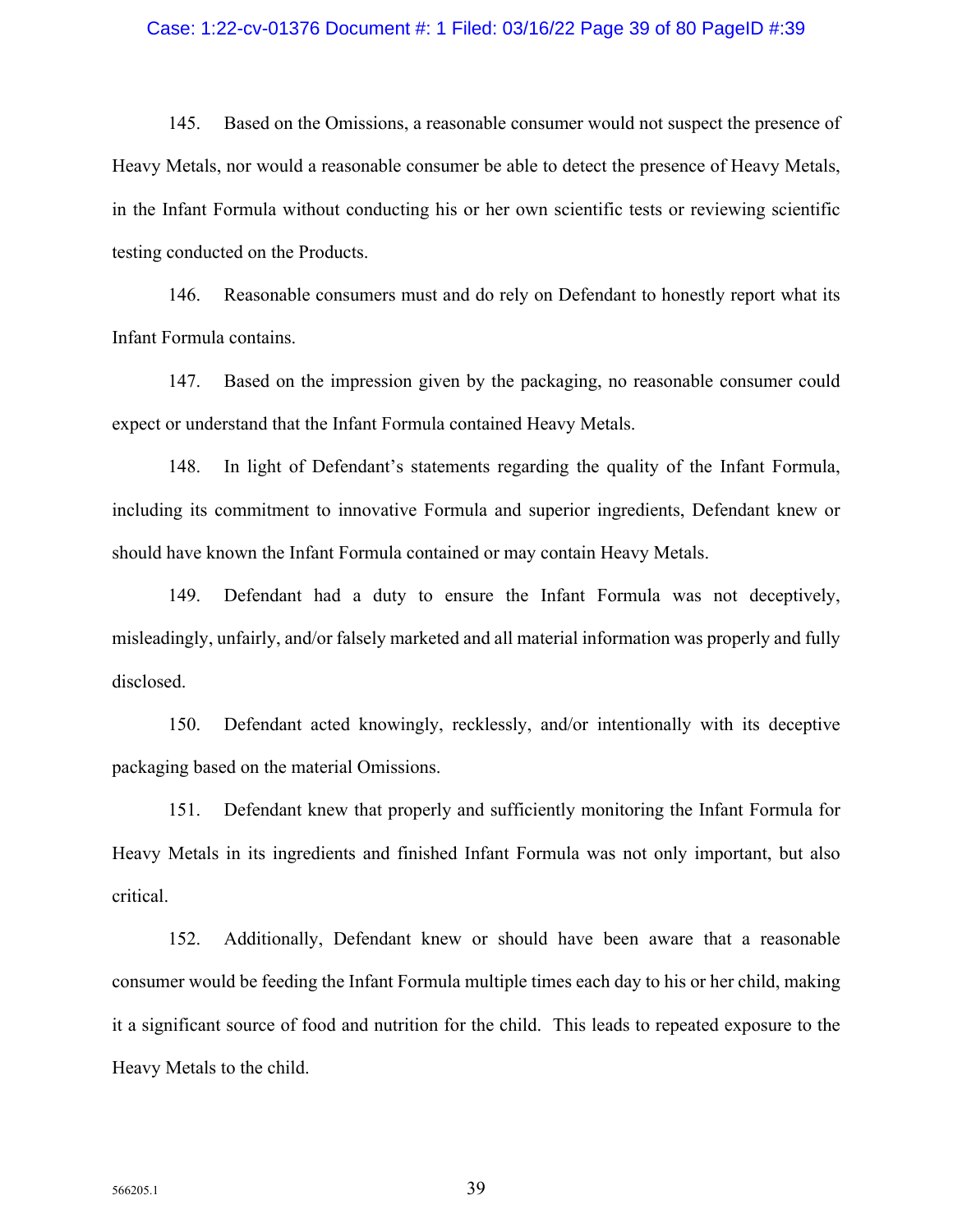145. Based on the Omissions, a reasonable consumer would not suspect the presence of Heavy Metals, nor would a reasonable consumer be able to detect the presence of Heavy Metals, in the Infant Formula without conducting his or her own scientific tests or reviewing scientific testing conducted on the Products.

146. Reasonable consumers must and do rely on Defendant to honestly report what its Infant Formula contains.

147. Based on the impression given by the packaging, no reasonable consumer could expect or understand that the Infant Formula contained Heavy Metals.

148. In light of Defendant's statements regarding the quality of the Infant Formula, including its commitment to innovative Formula and superior ingredients, Defendant knew or should have known the Infant Formula contained or may contain Heavy Metals.

149. Defendant had a duty to ensure the Infant Formula was not deceptively, misleadingly, unfairly, and/or falsely marketed and all material information was properly and fully disclosed.

150. Defendant acted knowingly, recklessly, and/or intentionally with its deceptive packaging based on the material Omissions.

151. Defendant knew that properly and sufficiently monitoring the Infant Formula for Heavy Metals in its ingredients and finished Infant Formula was not only important, but also critical.

152. Additionally, Defendant knew or should have been aware that a reasonable consumer would be feeding the Infant Formula multiple times each day to his or her child, making it a significant source of food and nutrition for the child. This leads to repeated exposure to the Heavy Metals to the child.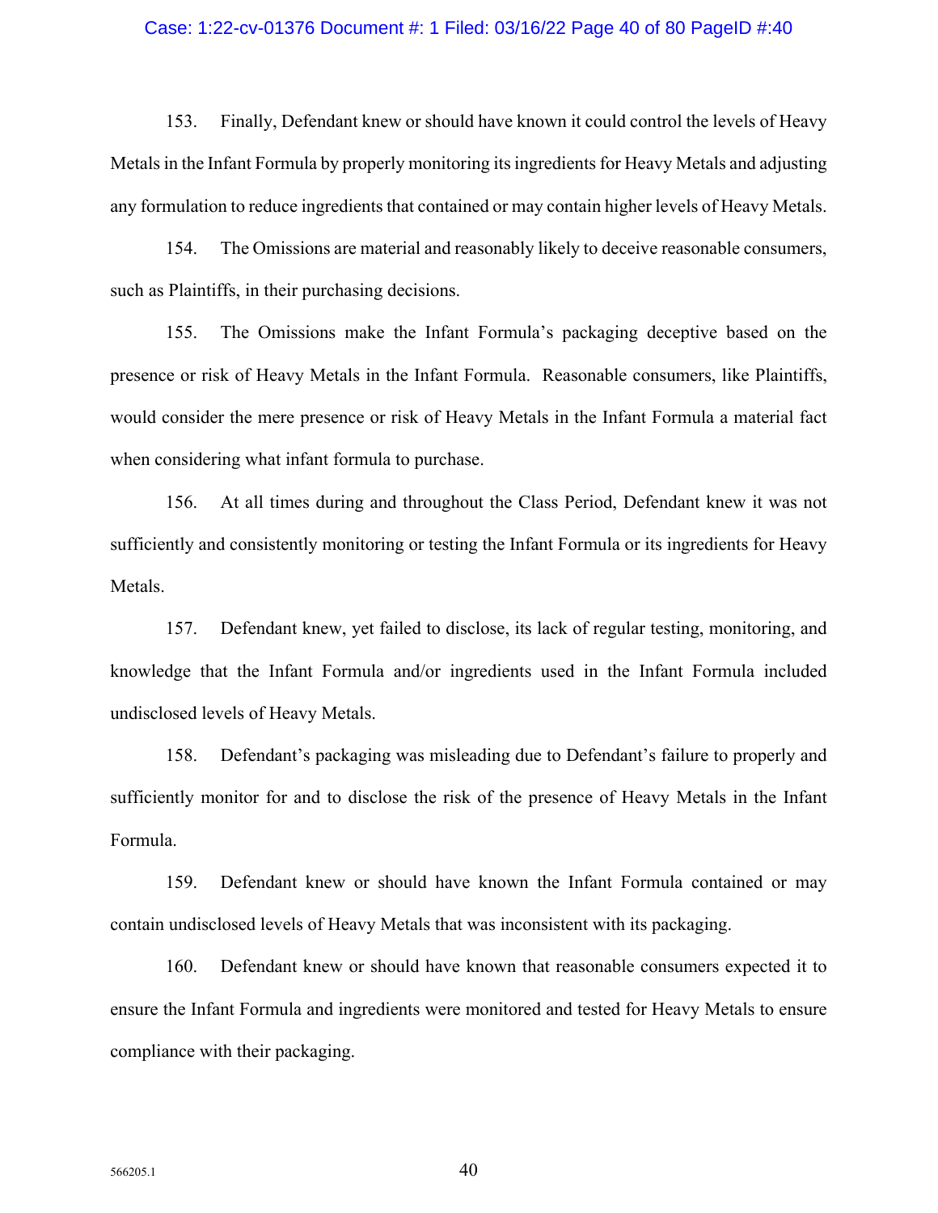153. Finally, Defendant knew or should have known it could control the levels of Heavy Metals in the Infant Formula by properly monitoring its ingredients for Heavy Metals and adjusting any formulation to reduce ingredients that contained or may contain higher levels of Heavy Metals.

154. The Omissions are material and reasonably likely to deceive reasonable consumers, such as Plaintiffs, in their purchasing decisions.

155. The Omissions make the Infant Formula's packaging deceptive based on the presence or risk of Heavy Metals in the Infant Formula. Reasonable consumers, like Plaintiffs, would consider the mere presence or risk of Heavy Metals in the Infant Formula a material fact when considering what infant formula to purchase.

156. At all times during and throughout the Class Period, Defendant knew it was not sufficiently and consistently monitoring or testing the Infant Formula or its ingredients for Heavy Metals.

157. Defendant knew, yet failed to disclose, its lack of regular testing, monitoring, and knowledge that the Infant Formula and/or ingredients used in the Infant Formula included undisclosed levels of Heavy Metals.

158. Defendant's packaging was misleading due to Defendant's failure to properly and sufficiently monitor for and to disclose the risk of the presence of Heavy Metals in the Infant Formula.

159. Defendant knew or should have known the Infant Formula contained or may contain undisclosed levels of Heavy Metals that was inconsistent with its packaging.

160. Defendant knew or should have known that reasonable consumers expected it to ensure the Infant Formula and ingredients were monitored and tested for Heavy Metals to ensure compliance with their packaging.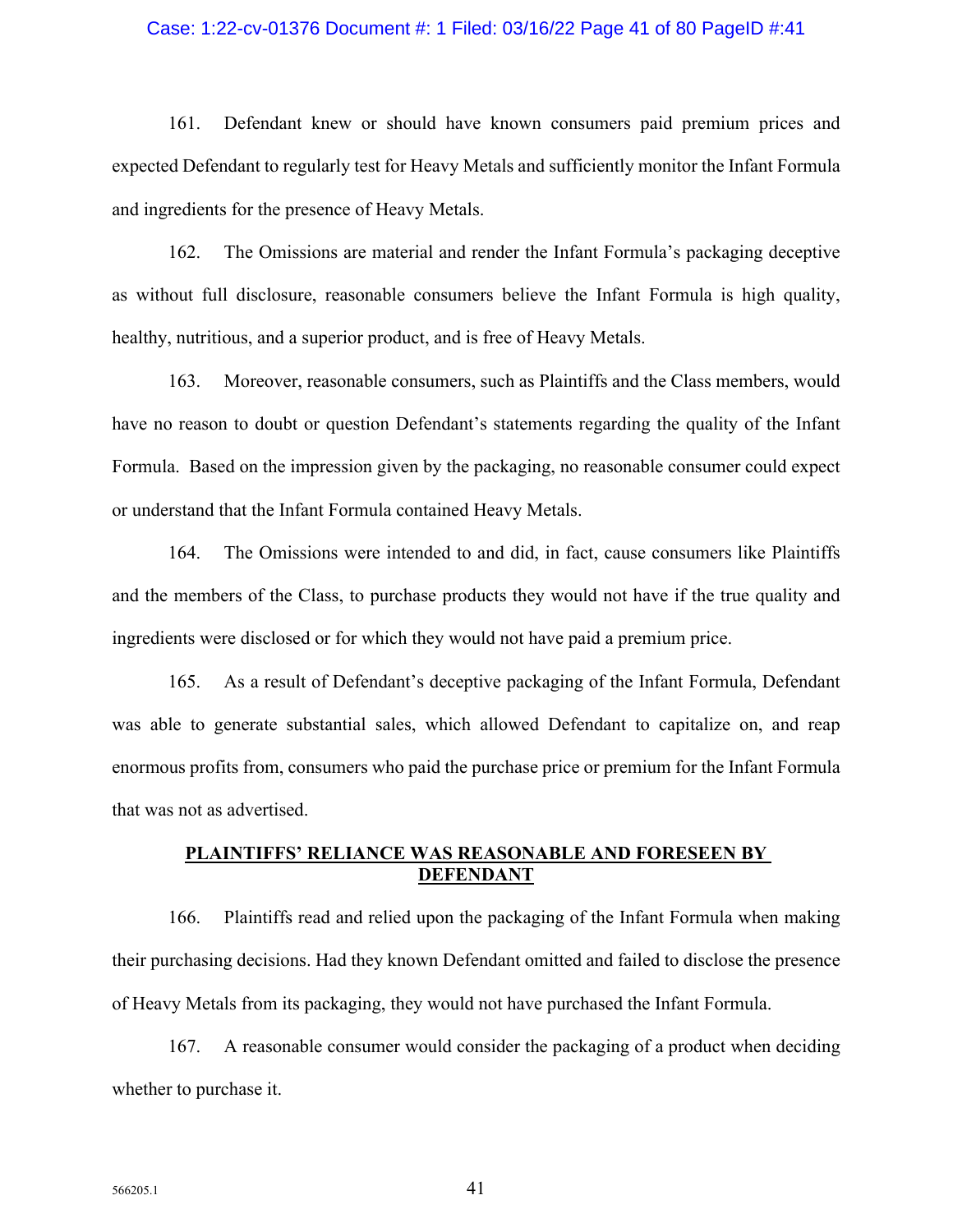161. Defendant knew or should have known consumers paid premium prices and expected Defendant to regularly test for Heavy Metals and sufficiently monitor the Infant Formula and ingredients for the presence of Heavy Metals.

162. The Omissions are material and render the Infant Formula's packaging deceptive as without full disclosure, reasonable consumers believe the Infant Formula is high quality, healthy, nutritious, and a superior product, and is free of Heavy Metals.

163. Moreover, reasonable consumers, such as Plaintiffs and the Class members, would have no reason to doubt or question Defendant's statements regarding the quality of the Infant Formula. Based on the impression given by the packaging, no reasonable consumer could expect or understand that the Infant Formula contained Heavy Metals.

164. The Omissions were intended to and did, in fact, cause consumers like Plaintiffs and the members of the Class, to purchase products they would not have if the true quality and ingredients were disclosed or for which they would not have paid a premium price.

165. As a result of Defendant's deceptive packaging of the Infant Formula, Defendant was able to generate substantial sales, which allowed Defendant to capitalize on, and reap enormous profits from, consumers who paid the purchase price or premium for the Infant Formula that was not as advertised.

## PLAINTIFFS' RELIANCE WAS REASONABLE AND FORESEEN BY DEFENDANT

166. Plaintiffs read and relied upon the packaging of the Infant Formula when making their purchasing decisions. Had they known Defendant omitted and failed to disclose the presence of Heavy Metals from its packaging, they would not have purchased the Infant Formula.

167. A reasonable consumer would consider the packaging of a product when deciding whether to purchase it.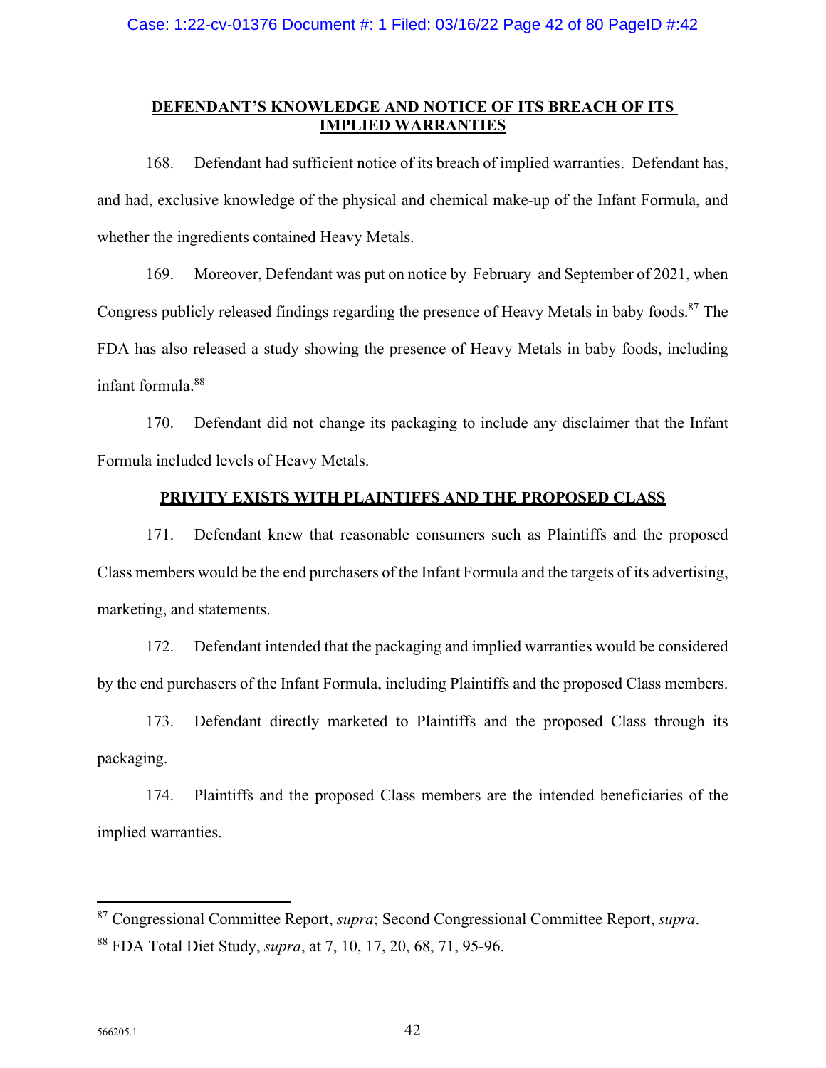## DEFENDANT'S KNOWLEDGE AND NOTICE OF ITS BREACH OF ITS IMPLIED WARRANTIES

168. Defendant had sufficient notice of its breach of implied warranties. Defendant has, and had, exclusive knowledge of the physical and chemical make-up of the Infant Formula, and whether the ingredients contained Heavy Metals.

169. Moreover, Defendant was put on notice by February and September of 2021, when Congress publicly released findings regarding the presence of Heavy Metals in baby foods.[87] The FDA has also released a study showing the presence of Heavy Metals in baby foods, including infant formula.[88]

170. Defendant did not change its packaging to include any disclaimer that the Infant Formula included levels of Heavy Metals.

## PRIVITY EXISTS WITH PLAINTIFFS AND THE PROPOSED CLASS

171. Defendant knew that reasonable consumers such as Plaintiffs and the proposed Class members would be the end purchasers of the Infant Formula and the targets of its advertising, marketing, and statements.

172. Defendant intended that the packaging and implied warranties would be considered by the end purchasers of the Infant Formula, including Plaintiffs and the proposed Class members.

173. Defendant directly marketed to Plaintiffs and the proposed Class through its packaging.

174. Plaintiffs and the proposed Class members are the intended beneficiaries of the implied warranties.

---

[87] Congressional Committee Report, *supra*; Second Congressional Committee Report, *supra*.

[88] FDA Total Diet Study, *supra*, at 7, 10, 17, 20, 68, 71, 95-96.

566205.1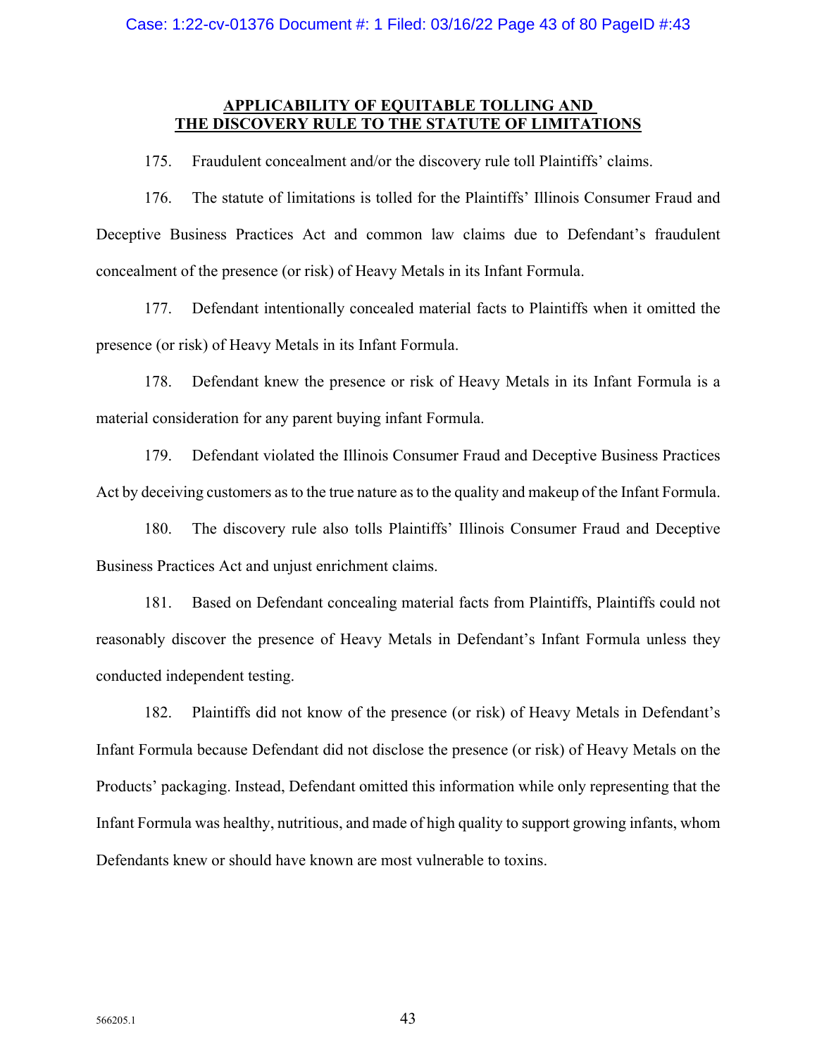## APPLICABILITY OF EQUITABLE TOLLING AND THE DISCOVERY RULE TO THE STATUTE OF LIMITATIONS

175. Fraudulent concealment and/or the discovery rule toll Plaintiffs' claims.

176. The statute of limitations is tolled for the Plaintiffs' Illinois Consumer Fraud and Deceptive Business Practices Act and common law claims due to Defendant's fraudulent concealment of the presence (or risk) of Heavy Metals in its Infant Formula.

177. Defendant intentionally concealed material facts to Plaintiffs when it omitted the presence (or risk) of Heavy Metals in its Infant Formula.

178. Defendant knew the presence or risk of Heavy Metals in its Infant Formula is a material consideration for any parent buying infant Formula.

179. Defendant violated the Illinois Consumer Fraud and Deceptive Business Practices Act by deceiving customers as to the true nature as to the quality and makeup of the Infant Formula.

180. The discovery rule also tolls Plaintiffs' Illinois Consumer Fraud and Deceptive Business Practices Act and unjust enrichment claims.

181. Based on Defendant concealing material facts from Plaintiffs, Plaintiffs could not reasonably discover the presence of Heavy Metals in Defendant's Infant Formula unless they conducted independent testing.

182. Plaintiffs did not know of the presence (or risk) of Heavy Metals in Defendant's Infant Formula because Defendant did not disclose the presence (or risk) of Heavy Metals on the Products' packaging. Instead, Defendant omitted this information while only representing that the Infant Formula was healthy, nutritious, and made of high quality to support growing infants, whom Defendants knew or should have known are most vulnerable to toxins.

566205.1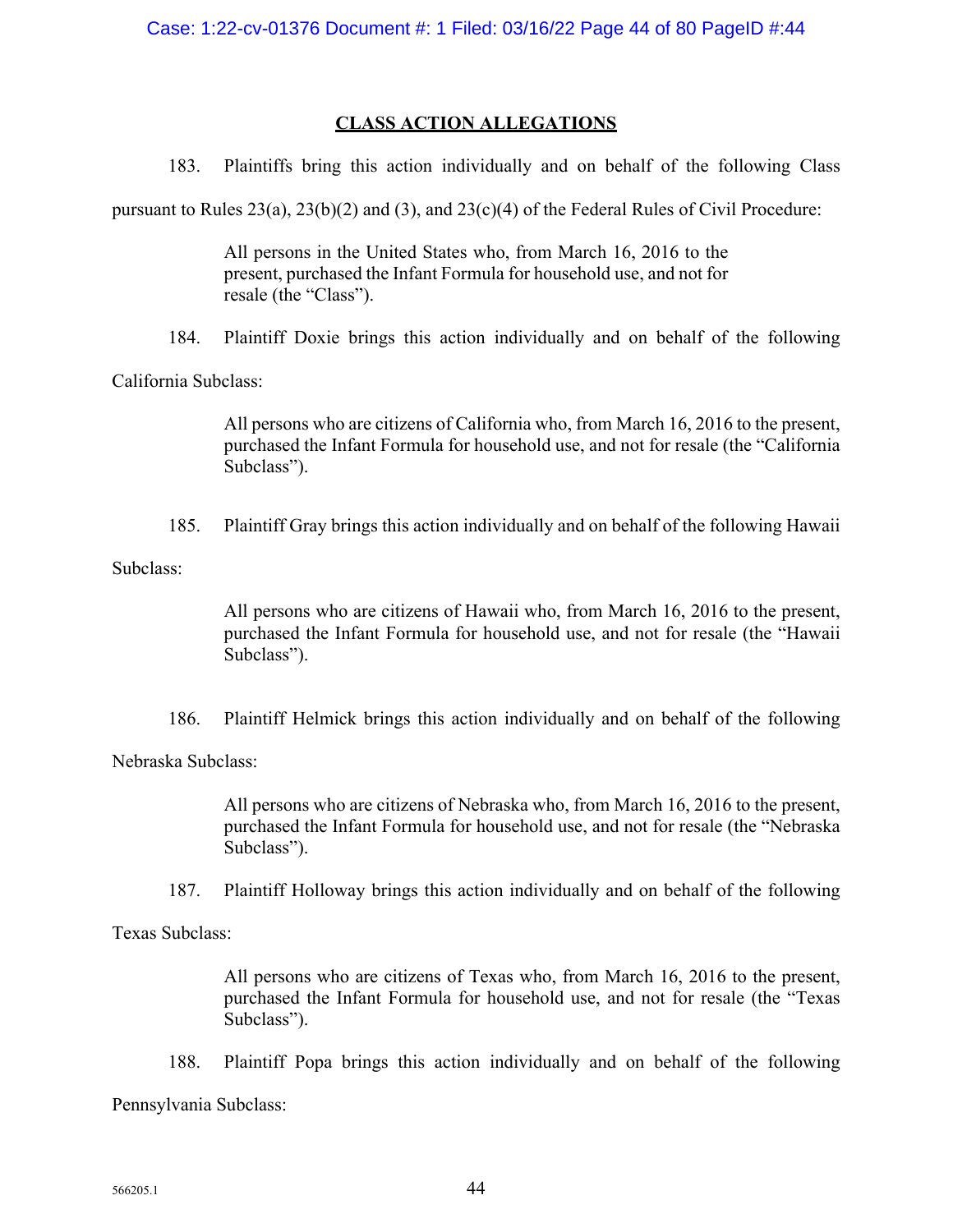## CLASS ACTION ALLEGATIONS

183. Plaintiffs bring this action individually and on behalf of the following Class pursuant to Rules 23(a), 23(b)(2) and (3), and 23(c)(4) of the Federal Rules of Civil Procedure:

> All persons in the United States who, from March 16, 2016 to the present, purchased the Infant Formula for household use, and not for resale (the "Class").

184. Plaintiff Doxie brings this action individually and on behalf of the following California Subclass:

> All persons who are citizens of California who, from March 16, 2016 to the present, purchased the Infant Formula for household use, and not for resale (the "California Subclass").

185. Plaintiff Gray brings this action individually and on behalf of the following Hawaii Subclass:

> All persons who are citizens of Hawaii who, from March 16, 2016 to the present, purchased the Infant Formula for household use, and not for resale (the "Hawaii Subclass").

186. Plaintiff Helmick brings this action individually and on behalf of the following Nebraska Subclass:

> All persons who are citizens of Nebraska who, from March 16, 2016 to the present, purchased the Infant Formula for household use, and not for resale (the "Nebraska Subclass").

187. Plaintiff Holloway brings this action individually and on behalf of the following Texas Subclass:

> All persons who are citizens of Texas who, from March 16, 2016 to the present, purchased the Infant Formula for household use, and not for resale (the "Texas Subclass").

188. Plaintiff Popa brings this action individually and on behalf of the following Pennsylvania Subclass:

566205.1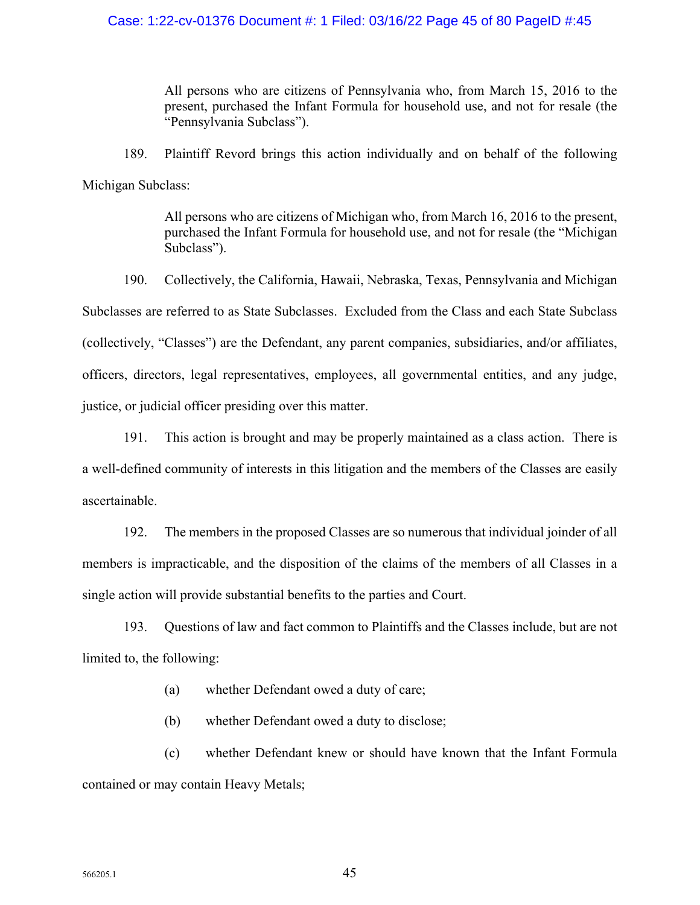> All persons who are citizens of Pennsylvania who, from March 15, 2016 to the present, purchased the Infant Formula for household use, and not for resale (the "Pennsylvania Subclass").

189. Plaintiff Revord brings this action individually and on behalf of the following Michigan Subclass:

> All persons who are citizens of Michigan who, from March 16, 2016 to the present, purchased the Infant Formula for household use, and not for resale (the "Michigan Subclass").

190. Collectively, the California, Hawaii, Nebraska, Texas, Pennsylvania and Michigan Subclasses are referred to as State Subclasses. Excluded from the Class and each State Subclass (collectively, "Classes") are the Defendant, any parent companies, subsidiaries, and/or affiliates, officers, directors, legal representatives, employees, all governmental entities, and any judge, justice, or judicial officer presiding over this matter.

191. This action is brought and may be properly maintained as a class action. There is a well-defined community of interests in this litigation and the members of the Classes are easily ascertainable.

192. The members in the proposed Classes are so numerous that individual joinder of all members is impracticable, and the disposition of the claims of the members of all Classes in a single action will provide substantial benefits to the parties and Court.

193. Questions of law and fact common to Plaintiffs and the Classes include, but are not limited to, the following:

(a) whether Defendant owed a duty of care;

(b) whether Defendant owed a duty to disclose;

(c) whether Defendant knew or should have known that the Infant Formula contained or may contain Heavy Metals;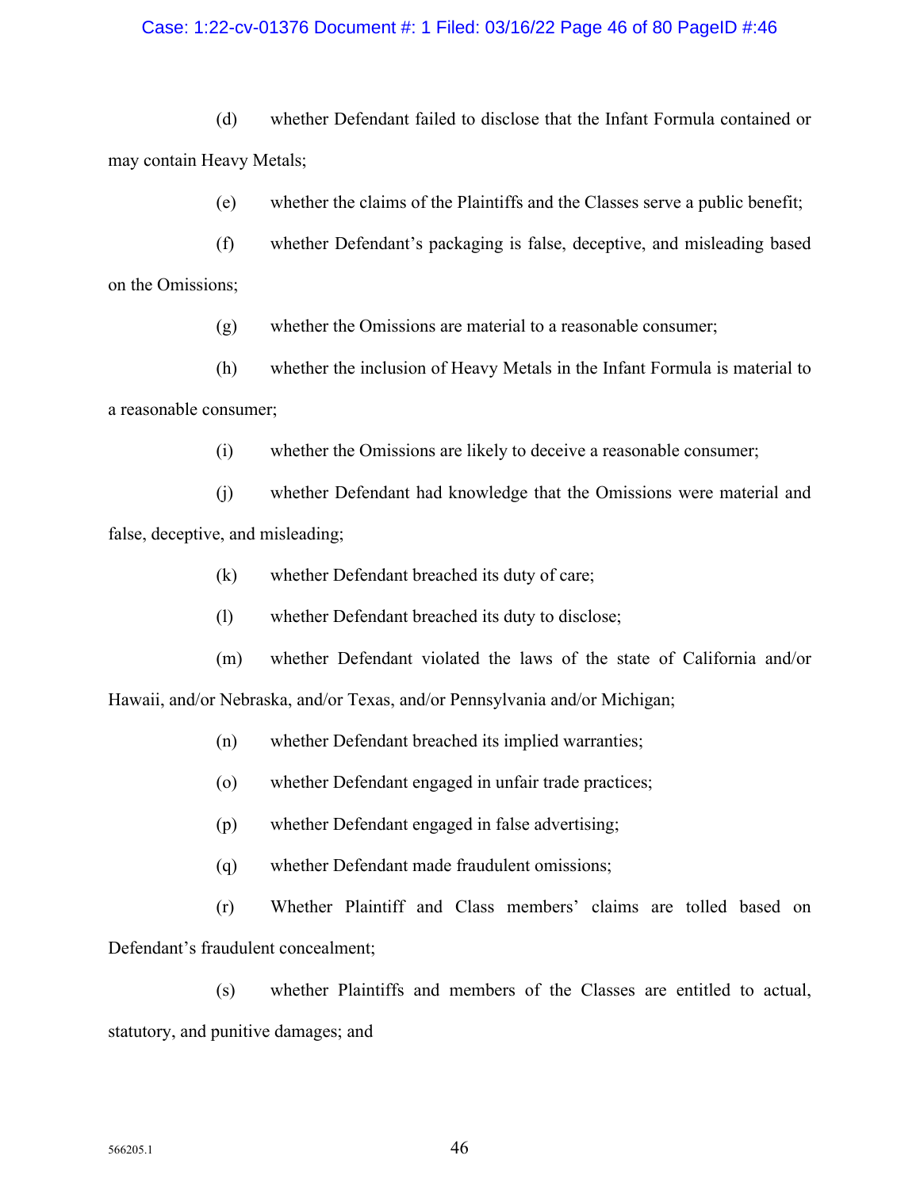(d) whether Defendant failed to disclose that the Infant Formula contained or may contain Heavy Metals;

(e) whether the claims of the Plaintiffs and the Classes serve a public benefit;

(f) whether Defendant's packaging is false, deceptive, and misleading based on the Omissions;

(g) whether the Omissions are material to a reasonable consumer;

(h) whether the inclusion of Heavy Metals in the Infant Formula is material to a reasonable consumer;

(i) whether the Omissions are likely to deceive a reasonable consumer;

(j) whether Defendant had knowledge that the Omissions were material and false, deceptive, and misleading;

(k) whether Defendant breached its duty of care;

(l) whether Defendant breached its duty to disclose;

(m) whether Defendant violated the laws of the state of California and/or Hawaii, and/or Nebraska, and/or Texas, and/or Pennsylvania and/or Michigan;

(n) whether Defendant breached its implied warranties;

(o) whether Defendant engaged in unfair trade practices;

(p) whether Defendant engaged in false advertising;

(q) whether Defendant made fraudulent omissions;

(r) Whether Plaintiff and Class members' claims are tolled based on Defendant's fraudulent concealment;

(s) whether Plaintiffs and members of the Classes are entitled to actual, statutory, and punitive damages; and

566205.1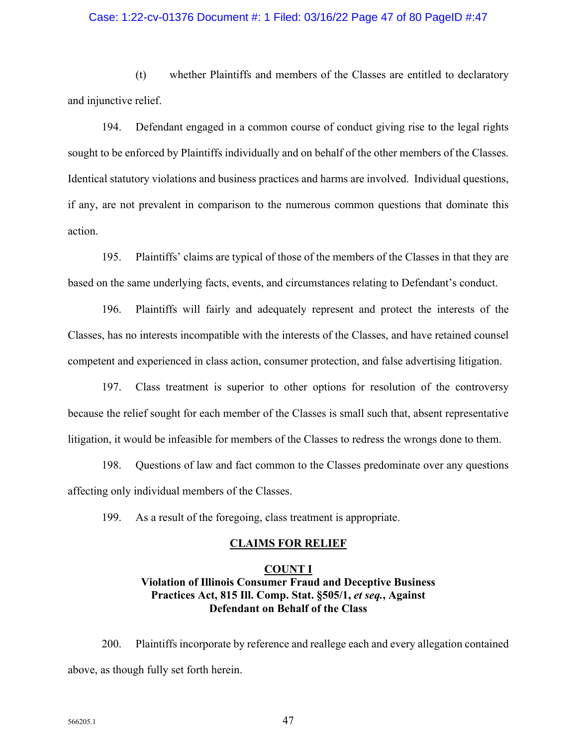(t) whether Plaintiffs and members of the Classes are entitled to declaratory and injunctive relief.

194. Defendant engaged in a common course of conduct giving rise to the legal rights sought to be enforced by Plaintiffs individually and on behalf of the other members of the Classes. Identical statutory violations and business practices and harms are involved. Individual questions, if any, are not prevalent in comparison to the numerous common questions that dominate this action.

195. Plaintiffs' claims are typical of those of the members of the Classes in that they are based on the same underlying facts, events, and circumstances relating to Defendant's conduct.

196. Plaintiffs will fairly and adequately represent and protect the interests of the Classes, has no interests incompatible with the interests of the Classes, and have retained counsel competent and experienced in class action, consumer protection, and false advertising litigation.

197. Class treatment is superior to other options for resolution of the controversy because the relief sought for each member of the Classes is small such that, absent representative litigation, it would be infeasible for members of the Classes to redress the wrongs done to them.

198. Questions of law and fact common to the Classes predominate over any questions affecting only individual members of the Classes.

199. As a result of the foregoing, class treatment is appropriate.

## CLAIMS FOR RELIEF

### COUNT I
### Violation of Illinois Consumer Fraud and Deceptive Business Practices Act, 815 Ill. Comp. Stat. §505/1, *et seq.*, Against Defendant on Behalf of the Class

200. Plaintiffs incorporate by reference and reallege each and every allegation contained above, as though fully set forth herein.

566205.1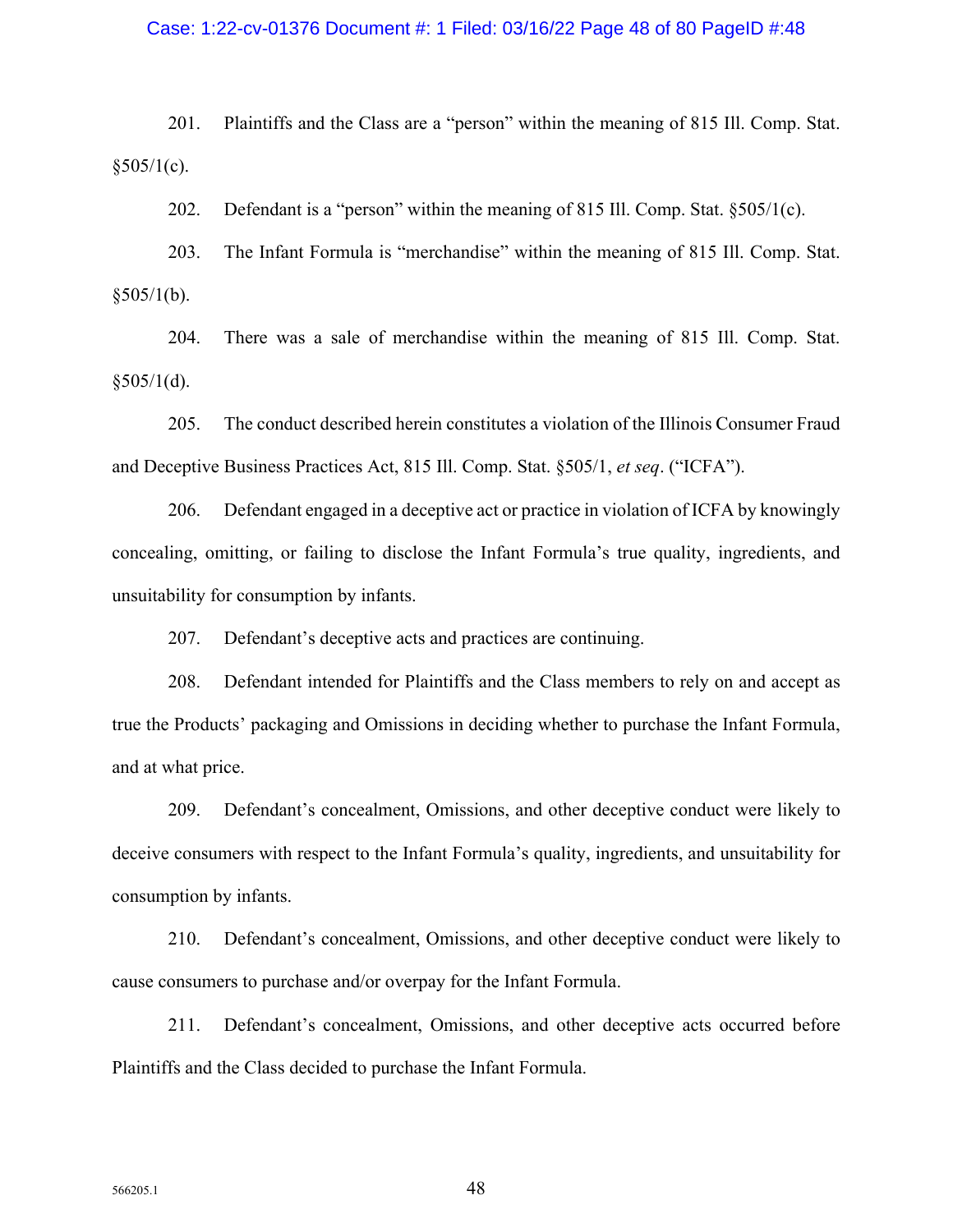201. Plaintiffs and the Class are a "person" within the meaning of 815 Ill. Comp. Stat. §505/1(c).

202. Defendant is a "person" within the meaning of 815 Ill. Comp. Stat. §505/1(c).

203. The Infant Formula is "merchandise" within the meaning of 815 Ill. Comp. Stat. §505/1(b).

204. There was a sale of merchandise within the meaning of 815 Ill. Comp. Stat. §505/1(d).

205. The conduct described herein constitutes a violation of the Illinois Consumer Fraud and Deceptive Business Practices Act, 815 Ill. Comp. Stat. §505/1, *et seq*. ("ICFA").

206. Defendant engaged in a deceptive act or practice in violation of ICFA by knowingly concealing, omitting, or failing to disclose the Infant Formula's true quality, ingredients, and unsuitability for consumption by infants.

207. Defendant's deceptive acts and practices are continuing.

208. Defendant intended for Plaintiffs and the Class members to rely on and accept as true the Products' packaging and Omissions in deciding whether to purchase the Infant Formula, and at what price.

209. Defendant's concealment, Omissions, and other deceptive conduct were likely to deceive consumers with respect to the Infant Formula's quality, ingredients, and unsuitability for consumption by infants.

210. Defendant's concealment, Omissions, and other deceptive conduct were likely to cause consumers to purchase and/or overpay for the Infant Formula.

211. Defendant's concealment, Omissions, and other deceptive acts occurred before Plaintiffs and the Class decided to purchase the Infant Formula.

566205.1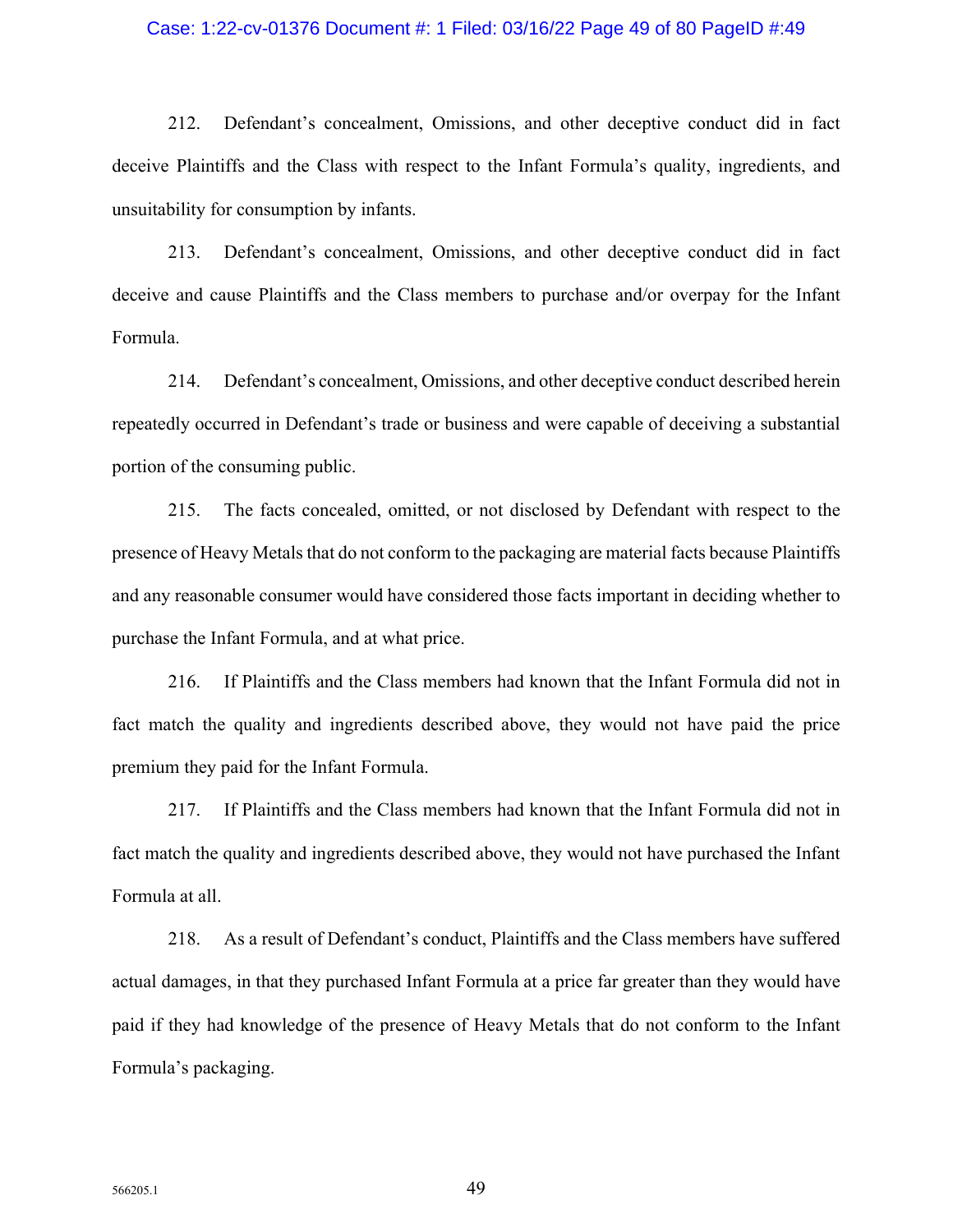212. Defendant's concealment, Omissions, and other deceptive conduct did in fact deceive Plaintiffs and the Class with respect to the Infant Formula's quality, ingredients, and unsuitability for consumption by infants.

213. Defendant's concealment, Omissions, and other deceptive conduct did in fact deceive and cause Plaintiffs and the Class members to purchase and/or overpay for the Infant Formula.

214. Defendant's concealment, Omissions, and other deceptive conduct described herein repeatedly occurred in Defendant's trade or business and were capable of deceiving a substantial portion of the consuming public.

215. The facts concealed, omitted, or not disclosed by Defendant with respect to the presence of Heavy Metals that do not conform to the packaging are material facts because Plaintiffs and any reasonable consumer would have considered those facts important in deciding whether to purchase the Infant Formula, and at what price.

216. If Plaintiffs and the Class members had known that the Infant Formula did not in fact match the quality and ingredients described above, they would not have paid the price premium they paid for the Infant Formula.

217. If Plaintiffs and the Class members had known that the Infant Formula did not in fact match the quality and ingredients described above, they would not have purchased the Infant Formula at all.

218. As a result of Defendant's conduct, Plaintiffs and the Class members have suffered actual damages, in that they purchased Infant Formula at a price far greater than they would have paid if they had knowledge of the presence of Heavy Metals that do not conform to the Infant Formula's packaging.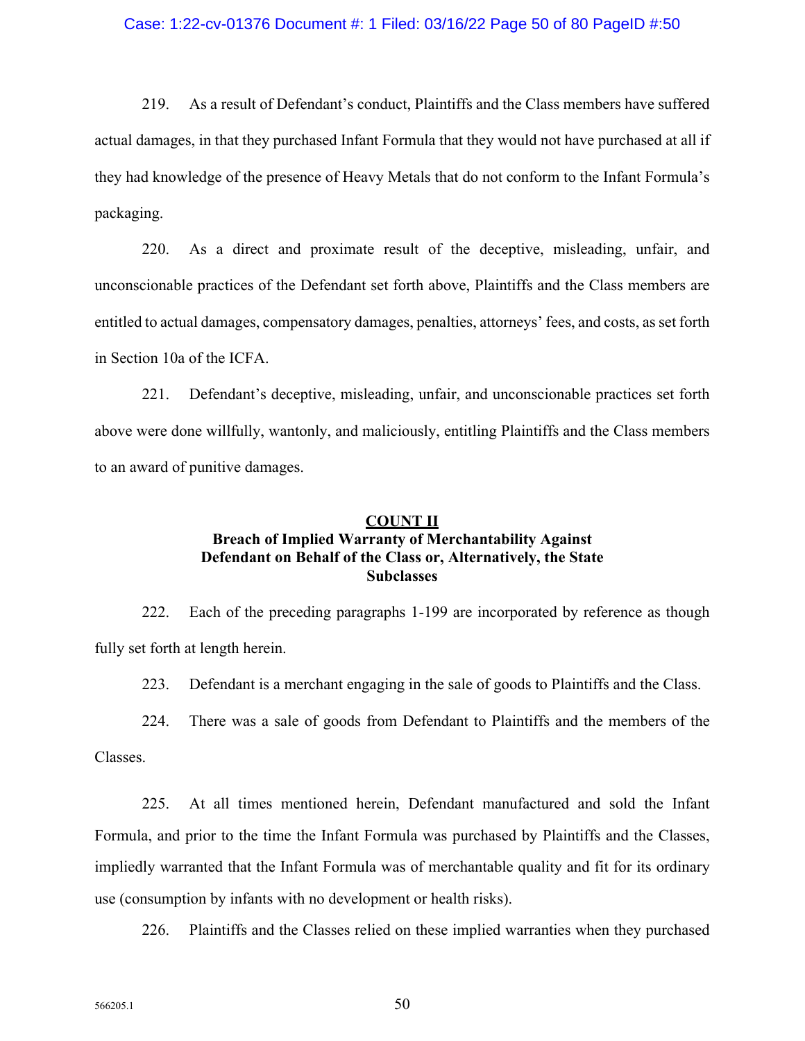219. As a result of Defendant's conduct, Plaintiffs and the Class members have suffered actual damages, in that they purchased Infant Formula that they would not have purchased at all if they had knowledge of the presence of Heavy Metals that do not conform to the Infant Formula's packaging.

220. As a direct and proximate result of the deceptive, misleading, unfair, and unconscionable practices of the Defendant set forth above, Plaintiffs and the Class members are entitled to actual damages, compensatory damages, penalties, attorneys' fees, and costs, as set forth in Section 10a of the ICFA.

221. Defendant's deceptive, misleading, unfair, and unconscionable practices set forth above were done willfully, wantonly, and maliciously, entitling Plaintiffs and the Class members to an award of punitive damages.

## COUNT II
**Breach of Implied Warranty of Merchantability Against Defendant on Behalf of the Class or, Alternatively, the State Subclasses**

222. Each of the preceding paragraphs 1-199 are incorporated by reference as though fully set forth at length herein.

223. Defendant is a merchant engaging in the sale of goods to Plaintiffs and the Class.

224. There was a sale of goods from Defendant to Plaintiffs and the members of the Classes.

225. At all times mentioned herein, Defendant manufactured and sold the Infant Formula, and prior to the time the Infant Formula was purchased by Plaintiffs and the Classes, impliedly warranted that the Infant Formula was of merchantable quality and fit for its ordinary use (consumption by infants with no development or health risks).

226. Plaintiffs and the Classes relied on these implied warranties when they purchased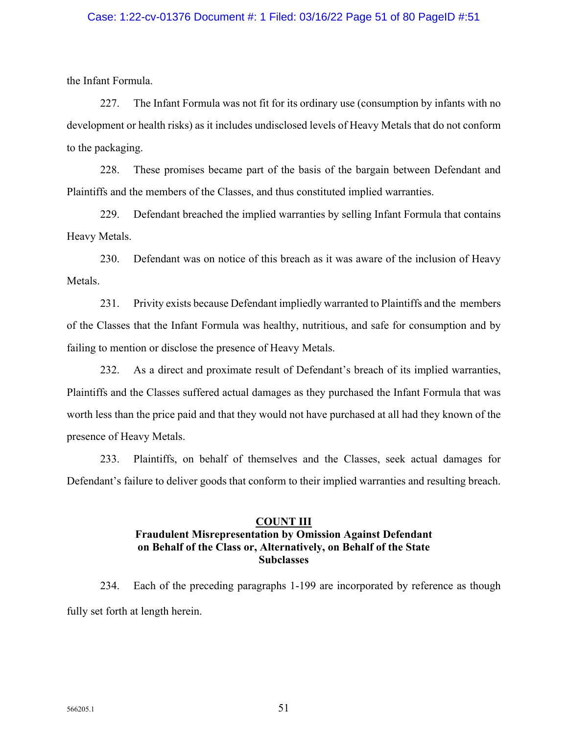the Infant Formula.

227. The Infant Formula was not fit for its ordinary use (consumption by infants with no development or health risks) as it includes undisclosed levels of Heavy Metals that do not conform to the packaging.

228. These promises became part of the basis of the bargain between Defendant and Plaintiffs and the members of the Classes, and thus constituted implied warranties.

229. Defendant breached the implied warranties by selling Infant Formula that contains Heavy Metals.

230. Defendant was on notice of this breach as it was aware of the inclusion of Heavy Metals.

231. Privity exists because Defendant impliedly warranted to Plaintiffs and the members of the Classes that the Infant Formula was healthy, nutritious, and safe for consumption and by failing to mention or disclose the presence of Heavy Metals.

232. As a direct and proximate result of Defendant's breach of its implied warranties, Plaintiffs and the Classes suffered actual damages as they purchased the Infant Formula that was worth less than the price paid and that they would not have purchased at all had they known of the presence of Heavy Metals.

233. Plaintiffs, on behalf of themselves and the Classes, seek actual damages for Defendant's failure to deliver goods that conform to their implied warranties and resulting breach.

## COUNT III
**Fraudulent Misrepresentation by Omission Against Defendant on Behalf of the Class or, Alternatively, on Behalf of the State Subclasses**

234. Each of the preceding paragraphs 1-199 are incorporated by reference as though fully set forth at length herein.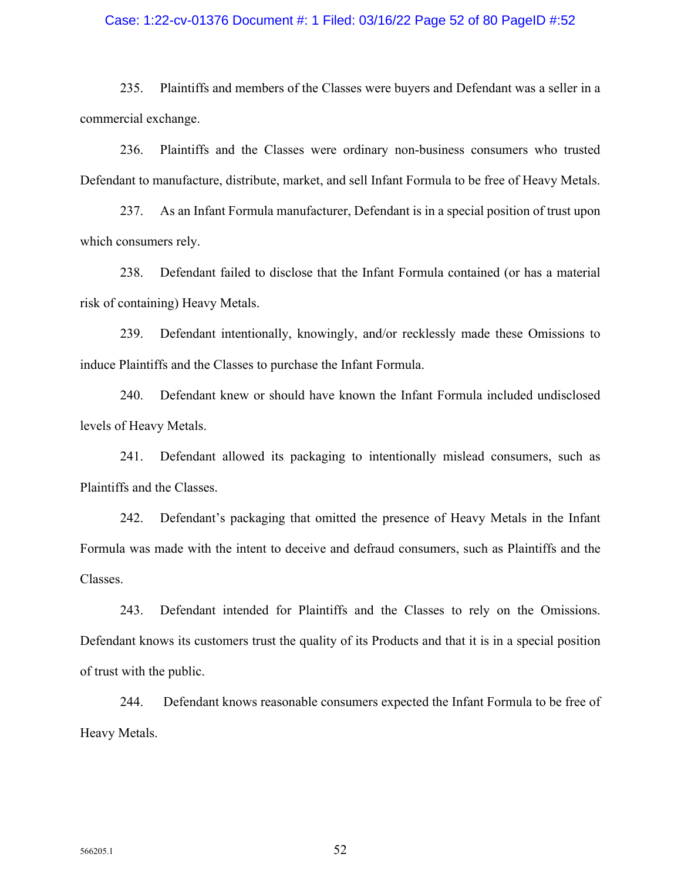235. Plaintiffs and members of the Classes were buyers and Defendant was a seller in a commercial exchange.

236. Plaintiffs and the Classes were ordinary non-business consumers who trusted Defendant to manufacture, distribute, market, and sell Infant Formula to be free of Heavy Metals.

237. As an Infant Formula manufacturer, Defendant is in a special position of trust upon which consumers rely.

238. Defendant failed to disclose that the Infant Formula contained (or has a material risk of containing) Heavy Metals.

239. Defendant intentionally, knowingly, and/or recklessly made these Omissions to induce Plaintiffs and the Classes to purchase the Infant Formula.

240. Defendant knew or should have known the Infant Formula included undisclosed levels of Heavy Metals.

241. Defendant allowed its packaging to intentionally mislead consumers, such as Plaintiffs and the Classes.

242. Defendant's packaging that omitted the presence of Heavy Metals in the Infant Formula was made with the intent to deceive and defraud consumers, such as Plaintiffs and the Classes.

243. Defendant intended for Plaintiffs and the Classes to rely on the Omissions. Defendant knows its customers trust the quality of its Products and that it is in a special position of trust with the public.

244. Defendant knows reasonable consumers expected the Infant Formula to be free of Heavy Metals.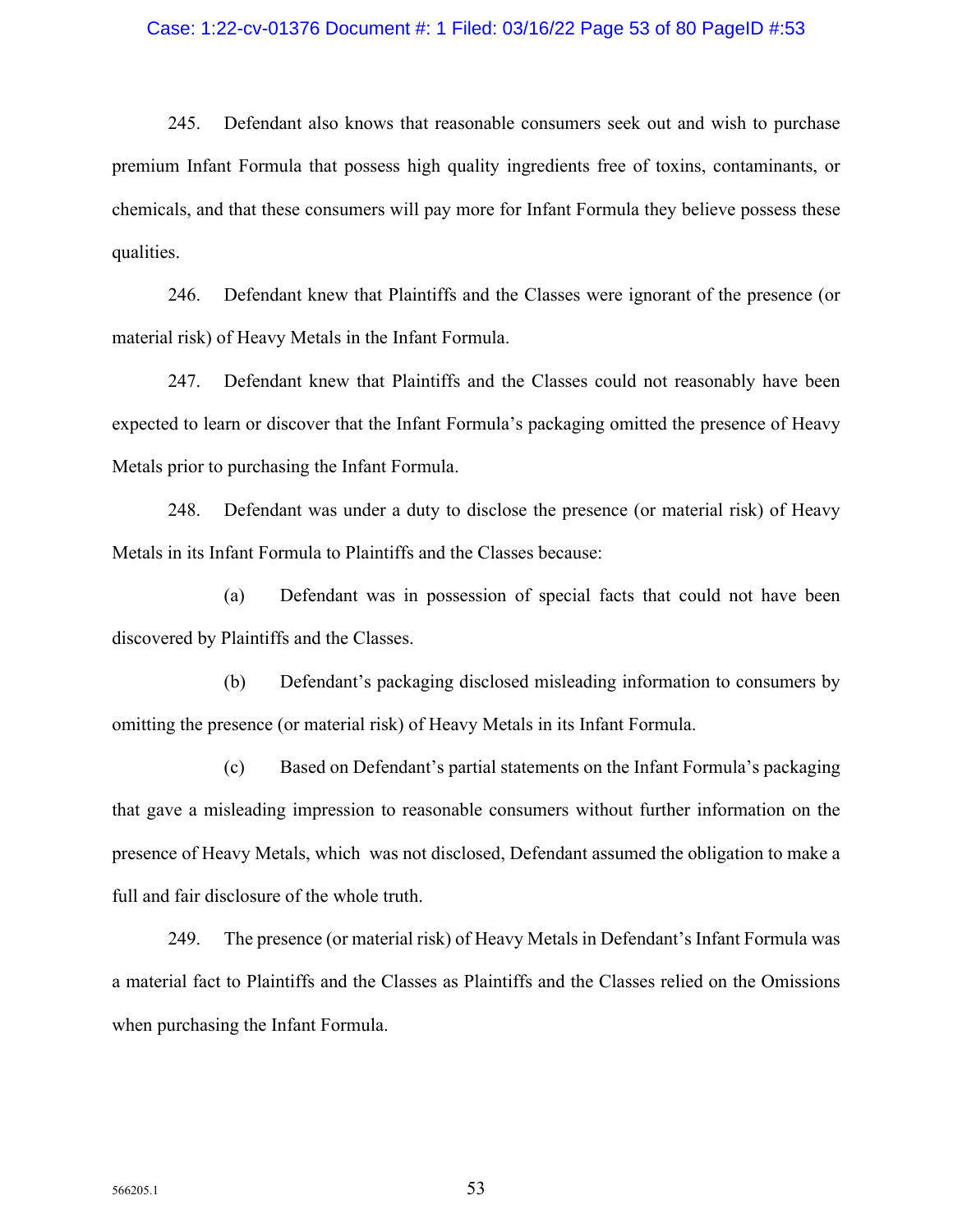245. Defendant also knows that reasonable consumers seek out and wish to purchase premium Infant Formula that possess high quality ingredients free of toxins, contaminants, or chemicals, and that these consumers will pay more for Infant Formula they believe possess these qualities.

246. Defendant knew that Plaintiffs and the Classes were ignorant of the presence (or material risk) of Heavy Metals in the Infant Formula.

247. Defendant knew that Plaintiffs and the Classes could not reasonably have been expected to learn or discover that the Infant Formula's packaging omitted the presence of Heavy Metals prior to purchasing the Infant Formula.

248. Defendant was under a duty to disclose the presence (or material risk) of Heavy Metals in its Infant Formula to Plaintiffs and the Classes because:

(a) Defendant was in possession of special facts that could not have been discovered by Plaintiffs and the Classes.

(b) Defendant's packaging disclosed misleading information to consumers by omitting the presence (or material risk) of Heavy Metals in its Infant Formula.

(c) Based on Defendant's partial statements on the Infant Formula's packaging that gave a misleading impression to reasonable consumers without further information on the presence of Heavy Metals, which was not disclosed, Defendant assumed the obligation to make a full and fair disclosure of the whole truth.

249. The presence (or material risk) of Heavy Metals in Defendant's Infant Formula was a material fact to Plaintiffs and the Classes as Plaintiffs and the Classes relied on the Omissions when purchasing the Infant Formula.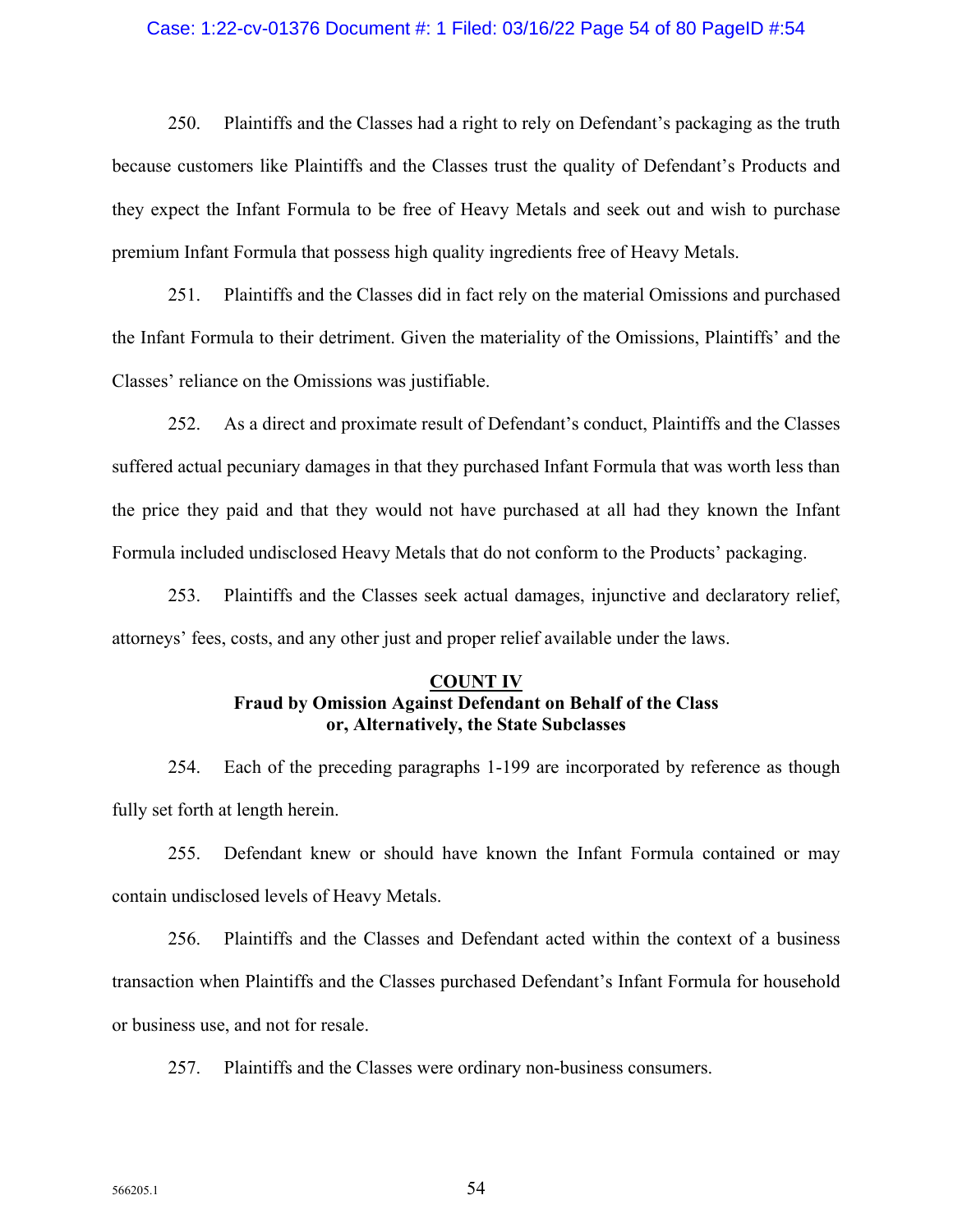250. Plaintiffs and the Classes had a right to rely on Defendant's packaging as the truth because customers like Plaintiffs and the Classes trust the quality of Defendant's Products and they expect the Infant Formula to be free of Heavy Metals and seek out and wish to purchase premium Infant Formula that possess high quality ingredients free of Heavy Metals.

251. Plaintiffs and the Classes did in fact rely on the material Omissions and purchased the Infant Formula to their detriment. Given the materiality of the Omissions, Plaintiffs' and the Classes' reliance on the Omissions was justifiable.

252. As a direct and proximate result of Defendant's conduct, Plaintiffs and the Classes suffered actual pecuniary damages in that they purchased Infant Formula that was worth less than the price they paid and that they would not have purchased at all had they known the Infant Formula included undisclosed Heavy Metals that do not conform to the Products' packaging.

253. Plaintiffs and the Classes seek actual damages, injunctive and declaratory relief, attorneys' fees, costs, and any other just and proper relief available under the laws.

## COUNT IV
**Fraud by Omission Against Defendant on Behalf of the Class or, Alternatively, the State Subclasses**

254. Each of the preceding paragraphs 1-199 are incorporated by reference as though fully set forth at length herein.

255. Defendant knew or should have known the Infant Formula contained or may contain undisclosed levels of Heavy Metals.

256. Plaintiffs and the Classes and Defendant acted within the context of a business transaction when Plaintiffs and the Classes purchased Defendant's Infant Formula for household or business use, and not for resale.

257. Plaintiffs and the Classes were ordinary non-business consumers.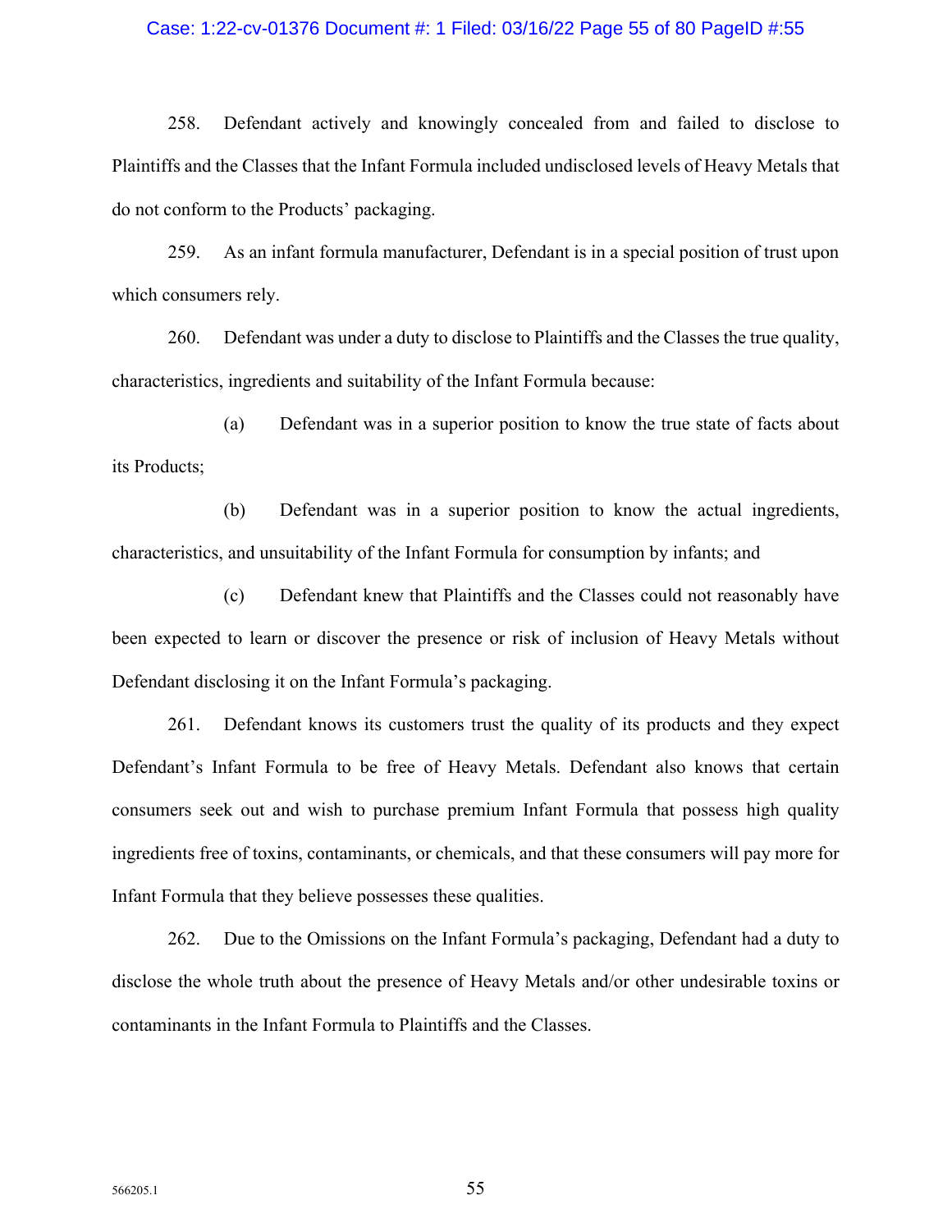258. Defendant actively and knowingly concealed from and failed to disclose to Plaintiffs and the Classes that the Infant Formula included undisclosed levels of Heavy Metals that do not conform to the Products' packaging.

259. As an infant formula manufacturer, Defendant is in a special position of trust upon which consumers rely.

260. Defendant was under a duty to disclose to Plaintiffs and the Classes the true quality, characteristics, ingredients and suitability of the Infant Formula because:

(a) Defendant was in a superior position to know the true state of facts about its Products;

(b) Defendant was in a superior position to know the actual ingredients, characteristics, and unsuitability of the Infant Formula for consumption by infants; and

(c) Defendant knew that Plaintiffs and the Classes could not reasonably have been expected to learn or discover the presence or risk of inclusion of Heavy Metals without Defendant disclosing it on the Infant Formula's packaging.

261. Defendant knows its customers trust the quality of its products and they expect Defendant's Infant Formula to be free of Heavy Metals. Defendant also knows that certain consumers seek out and wish to purchase premium Infant Formula that possess high quality ingredients free of toxins, contaminants, or chemicals, and that these consumers will pay more for Infant Formula that they believe possesses these qualities.

262. Due to the Omissions on the Infant Formula's packaging, Defendant had a duty to disclose the whole truth about the presence of Heavy Metals and/or other undesirable toxins or contaminants in the Infant Formula to Plaintiffs and the Classes.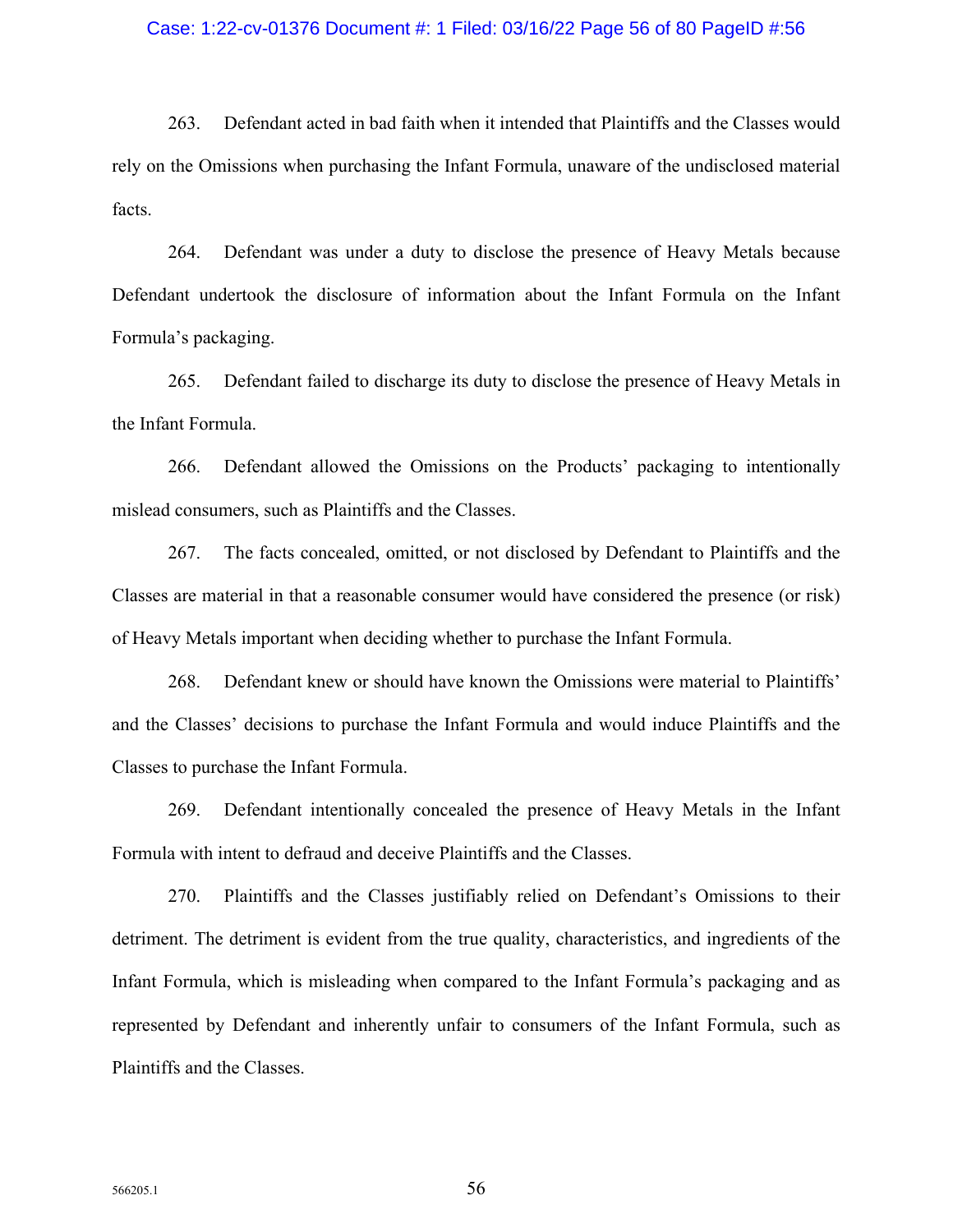263. Defendant acted in bad faith when it intended that Plaintiffs and the Classes would rely on the Omissions when purchasing the Infant Formula, unaware of the undisclosed material facts.

264. Defendant was under a duty to disclose the presence of Heavy Metals because Defendant undertook the disclosure of information about the Infant Formula on the Infant Formula's packaging.

265. Defendant failed to discharge its duty to disclose the presence of Heavy Metals in the Infant Formula.

266. Defendant allowed the Omissions on the Products' packaging to intentionally mislead consumers, such as Plaintiffs and the Classes.

267. The facts concealed, omitted, or not disclosed by Defendant to Plaintiffs and the Classes are material in that a reasonable consumer would have considered the presence (or risk) of Heavy Metals important when deciding whether to purchase the Infant Formula.

268. Defendant knew or should have known the Omissions were material to Plaintiffs' and the Classes' decisions to purchase the Infant Formula and would induce Plaintiffs and the Classes to purchase the Infant Formula.

269. Defendant intentionally concealed the presence of Heavy Metals in the Infant Formula with intent to defraud and deceive Plaintiffs and the Classes.

270. Plaintiffs and the Classes justifiably relied on Defendant's Omissions to their detriment. The detriment is evident from the true quality, characteristics, and ingredients of the Infant Formula, which is misleading when compared to the Infant Formula's packaging and as represented by Defendant and inherently unfair to consumers of the Infant Formula, such as Plaintiffs and the Classes.

566205.1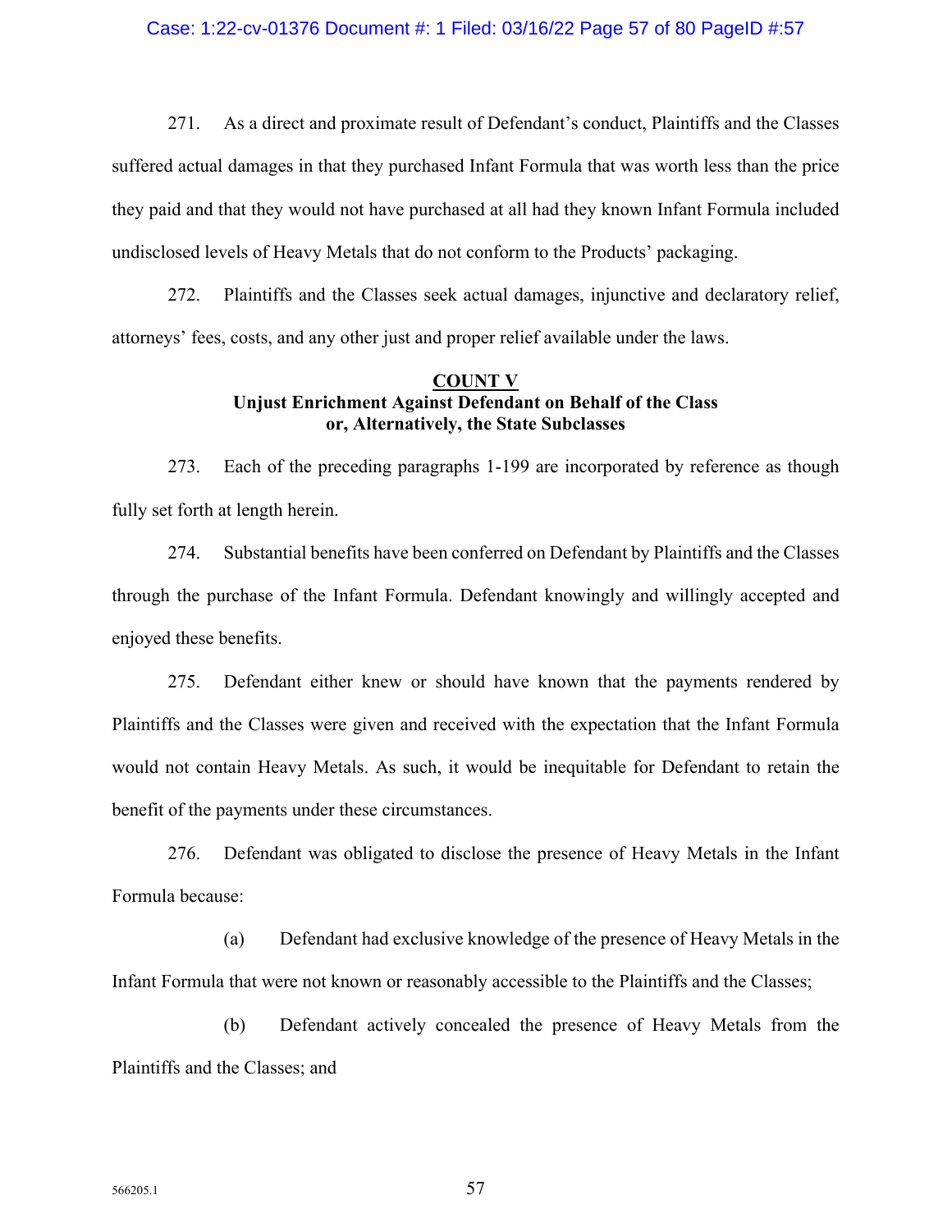271. As a direct and proximate result of Defendant's conduct, Plaintiffs and the Classes suffered actual damages in that they purchased Infant Formula that was worth less than the price they paid and that they would not have purchased at all had they known Infant Formula included undisclosed levels of Heavy Metals that do not conform to the Products' packaging.

272. Plaintiffs and the Classes seek actual damages, injunctive and declaratory relief, attorneys' fees, costs, and any other just and proper relief available under the laws.

**COUNT V**
**Unjust Enrichment Against Defendant on Behalf of the Class or, Alternatively, the State Subclasses**

273. Each of the preceding paragraphs 1-199 are incorporated by reference as though fully set forth at length herein.

274. Substantial benefits have been conferred on Defendant by Plaintiffs and the Classes through the purchase of the Infant Formula. Defendant knowingly and willingly accepted and enjoyed these benefits.

275. Defendant either knew or should have known that the payments rendered by Plaintiffs and the Classes were given and received with the expectation that the Infant Formula would not contain Heavy Metals. As such, it would be inequitable for Defendant to retain the benefit of the payments under these circumstances.

276. Defendant was obligated to disclose the presence of Heavy Metals in the Infant Formula because:

(a) Defendant had exclusive knowledge of the presence of Heavy Metals in the Infant Formula that were not known or reasonably accessible to the Plaintiffs and the Classes;

(b) Defendant actively concealed the presence of Heavy Metals from the Plaintiffs and the Classes; and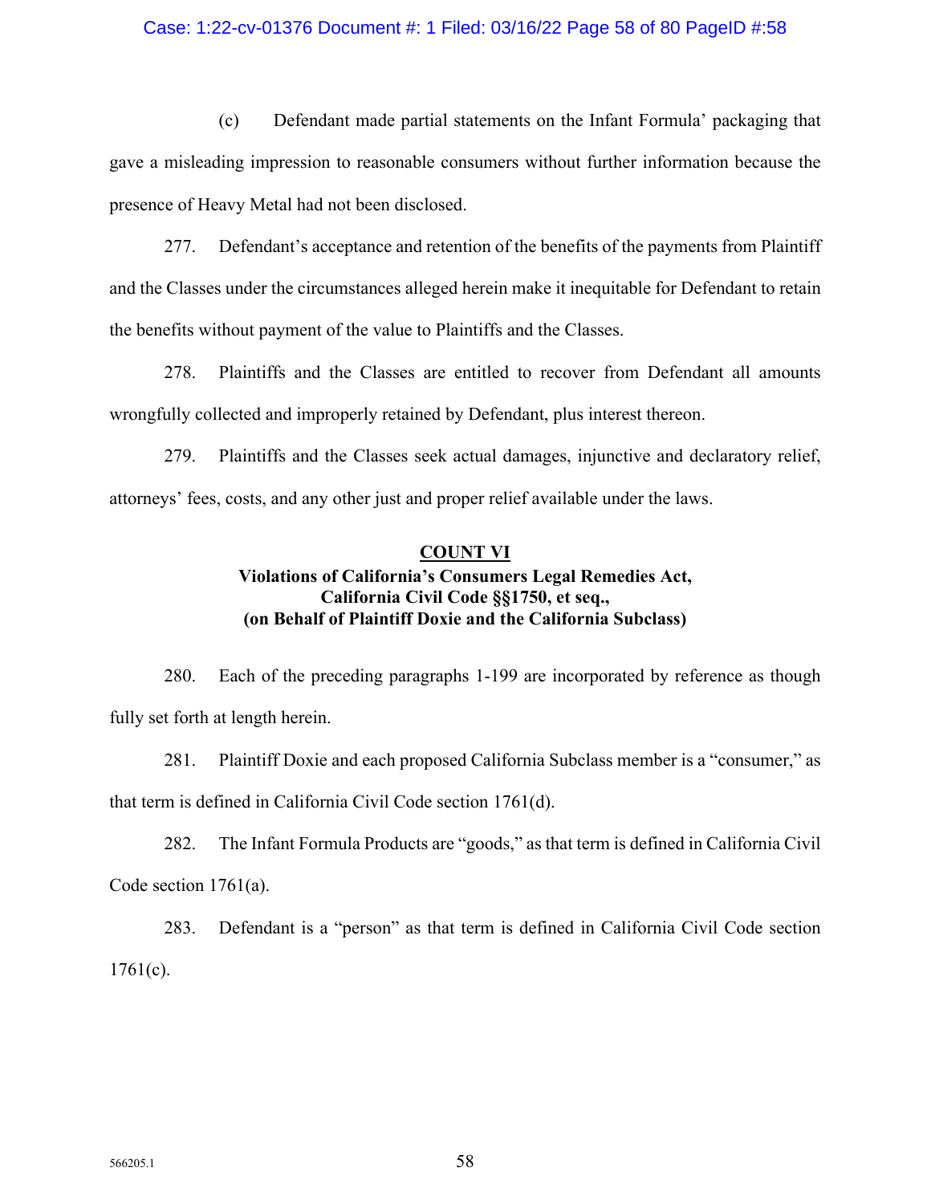(c) Defendant made partial statements on the Infant Formula' packaging that gave a misleading impression to reasonable consumers without further information because the presence of Heavy Metal had not been disclosed.

277. Defendant's acceptance and retention of the benefits of the payments from Plaintiff and the Classes under the circumstances alleged herein make it inequitable for Defendant to retain the benefits without payment of the value to Plaintiffs and the Classes.

278. Plaintiffs and the Classes are entitled to recover from Defendant all amounts wrongfully collected and improperly retained by Defendant, plus interest thereon.

279. Plaintiffs and the Classes seek actual damages, injunctive and declaratory relief, attorneys' fees, costs, and any other just and proper relief available under the laws.

**COUNT VI**

**Violations of California's Consumers Legal Remedies Act, California Civil Code §§1750, et seq., (on Behalf of Plaintiff Doxie and the California Subclass)**

280. Each of the preceding paragraphs 1-199 are incorporated by reference as though fully set forth at length herein.

281. Plaintiff Doxie and each proposed California Subclass member is a "consumer," as that term is defined in California Civil Code section 1761(d).

282. The Infant Formula Products are "goods," as that term is defined in California Civil Code section 1761(a).

283. Defendant is a "person" as that term is defined in California Civil Code section 1761(c).

566205.1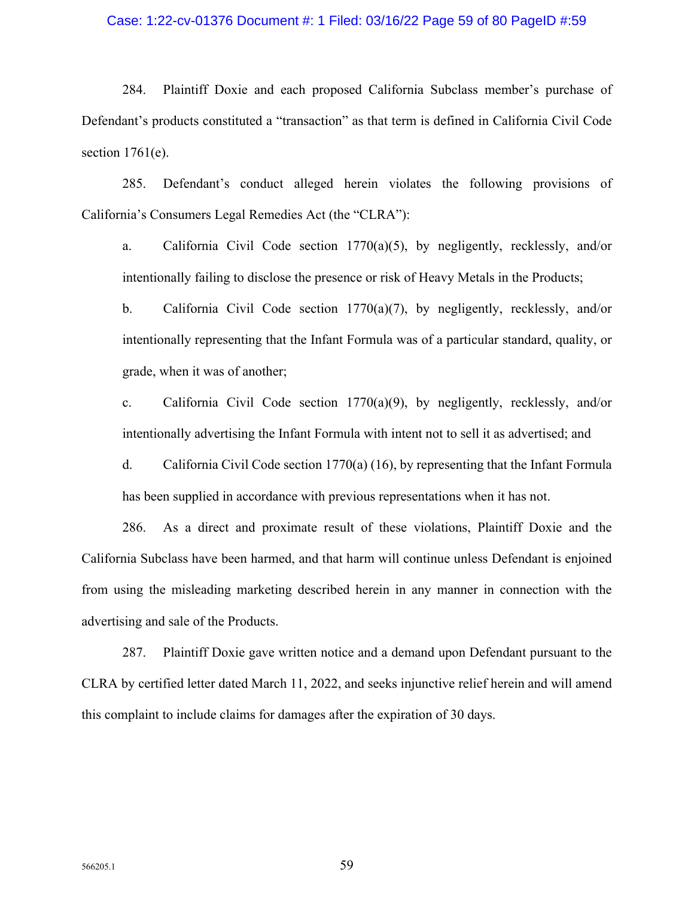284. Plaintiff Doxie and each proposed California Subclass member's purchase of Defendant's products constituted a "transaction" as that term is defined in California Civil Code section 1761(e).

285. Defendant's conduct alleged herein violates the following provisions of California's Consumers Legal Remedies Act (the "CLRA"):

a. California Civil Code section 1770(a)(5), by negligently, recklessly, and/or intentionally failing to disclose the presence or risk of Heavy Metals in the Products;

b. California Civil Code section 1770(a)(7), by negligently, recklessly, and/or intentionally representing that the Infant Formula was of a particular standard, quality, or grade, when it was of another;

c. California Civil Code section 1770(a)(9), by negligently, recklessly, and/or intentionally advertising the Infant Formula with intent not to sell it as advertised; and

d. California Civil Code section 1770(a) (16), by representing that the Infant Formula has been supplied in accordance with previous representations when it has not.

286. As a direct and proximate result of these violations, Plaintiff Doxie and the California Subclass have been harmed, and that harm will continue unless Defendant is enjoined from using the misleading marketing described herein in any manner in connection with the advertising and sale of the Products.

287. Plaintiff Doxie gave written notice and a demand upon Defendant pursuant to the CLRA by certified letter dated March 11, 2022, and seeks injunctive relief herein and will amend this complaint to include claims for damages after the expiration of 30 days.

566205.1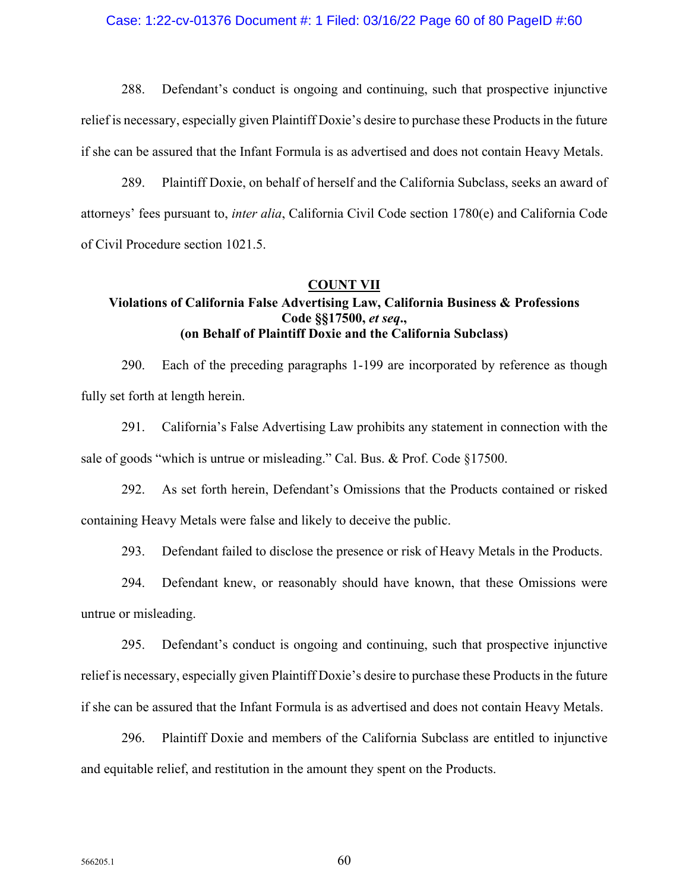288. Defendant's conduct is ongoing and continuing, such that prospective injunctive relief is necessary, especially given Plaintiff Doxie's desire to purchase these Products in the future if she can be assured that the Infant Formula is as advertised and does not contain Heavy Metals.

289. Plaintiff Doxie, on behalf of herself and the California Subclass, seeks an award of attorneys' fees pursuant to, *inter alia*, California Civil Code section 1780(e) and California Code of Civil Procedure section 1021.5.

**COUNT VII**
**Violations of California False Advertising Law, California Business & Professions Code §§17500, *et seq*.,**
**(on Behalf of Plaintiff Doxie and the California Subclass)**

290. Each of the preceding paragraphs 1-199 are incorporated by reference as though fully set forth at length herein.

291. California's False Advertising Law prohibits any statement in connection with the sale of goods "which is untrue or misleading." Cal. Bus. & Prof. Code §17500.

292. As set forth herein, Defendant's Omissions that the Products contained or risked containing Heavy Metals were false and likely to deceive the public.

293. Defendant failed to disclose the presence or risk of Heavy Metals in the Products.

294. Defendant knew, or reasonably should have known, that these Omissions were untrue or misleading.

295. Defendant's conduct is ongoing and continuing, such that prospective injunctive relief is necessary, especially given Plaintiff Doxie's desire to purchase these Products in the future if she can be assured that the Infant Formula is as advertised and does not contain Heavy Metals.

296. Plaintiff Doxie and members of the California Subclass are entitled to injunctive and equitable relief, and restitution in the amount they spent on the Products.

566205.1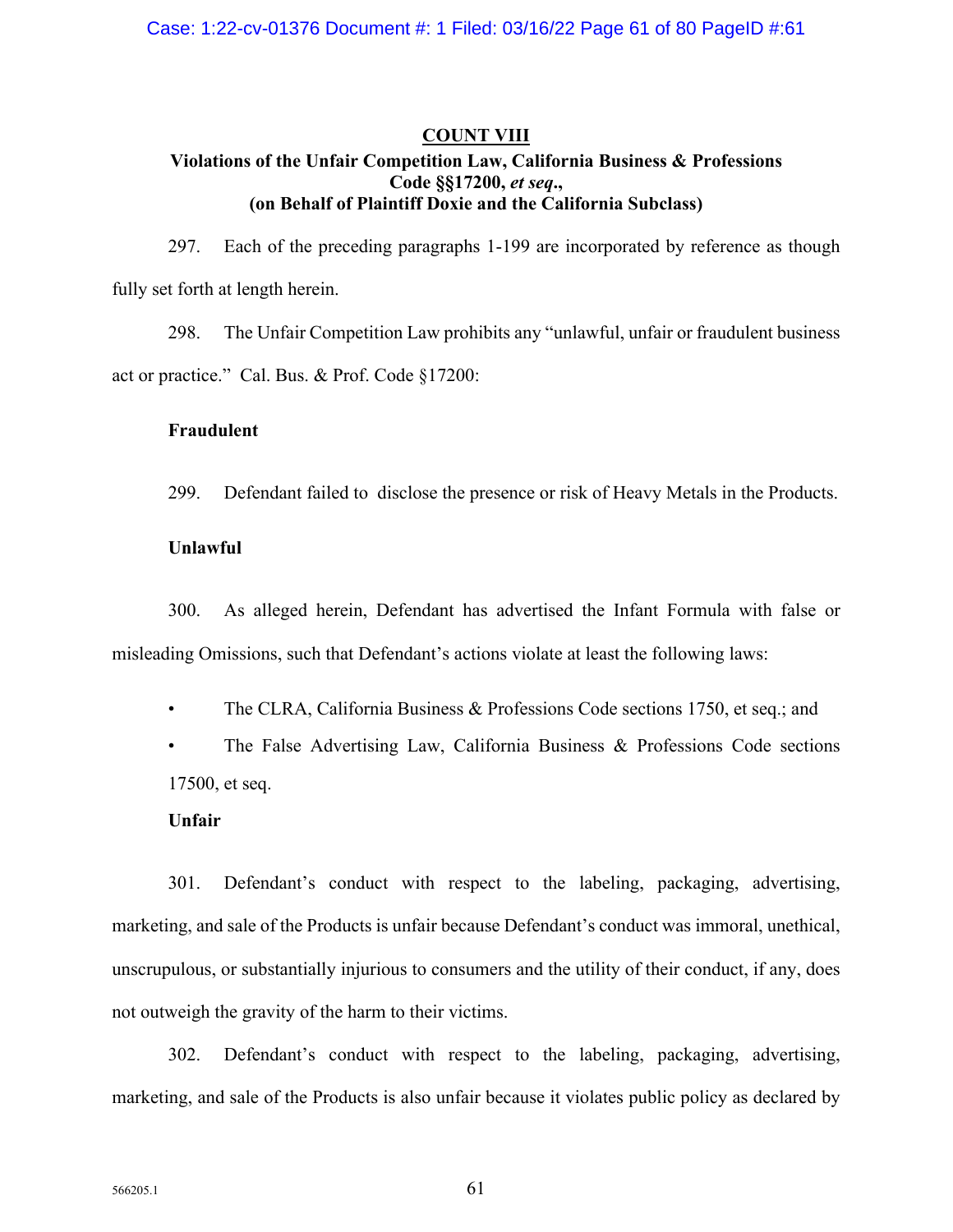## COUNT VIII

### Violations of the Unfair Competition Law, California Business & Professions Code §§17200, *et seq*., (on Behalf of Plaintiff Doxie and the California Subclass)

297. Each of the preceding paragraphs 1-199 are incorporated by reference as though fully set forth at length herein.

298. The Unfair Competition Law prohibits any "unlawful, unfair or fraudulent business act or practice." Cal. Bus. & Prof. Code §17200:

**Fraudulent**

299. Defendant failed to disclose the presence or risk of Heavy Metals in the Products.

**Unlawful**

300. As alleged herein, Defendant has advertised the Infant Formula with false or misleading Omissions, such that Defendant's actions violate at least the following laws:

- The CLRA, California Business & Professions Code sections 1750, et seq.; and
- The False Advertising Law, California Business & Professions Code sections 17500, et seq.

**Unfair**

301. Defendant's conduct with respect to the labeling, packaging, advertising, marketing, and sale of the Products is unfair because Defendant's conduct was immoral, unethical, unscrupulous, or substantially injurious to consumers and the utility of their conduct, if any, does not outweigh the gravity of the harm to their victims.

302. Defendant's conduct with respect to the labeling, packaging, advertising, marketing, and sale of the Products is also unfair because it violates public policy as declared by

566205.1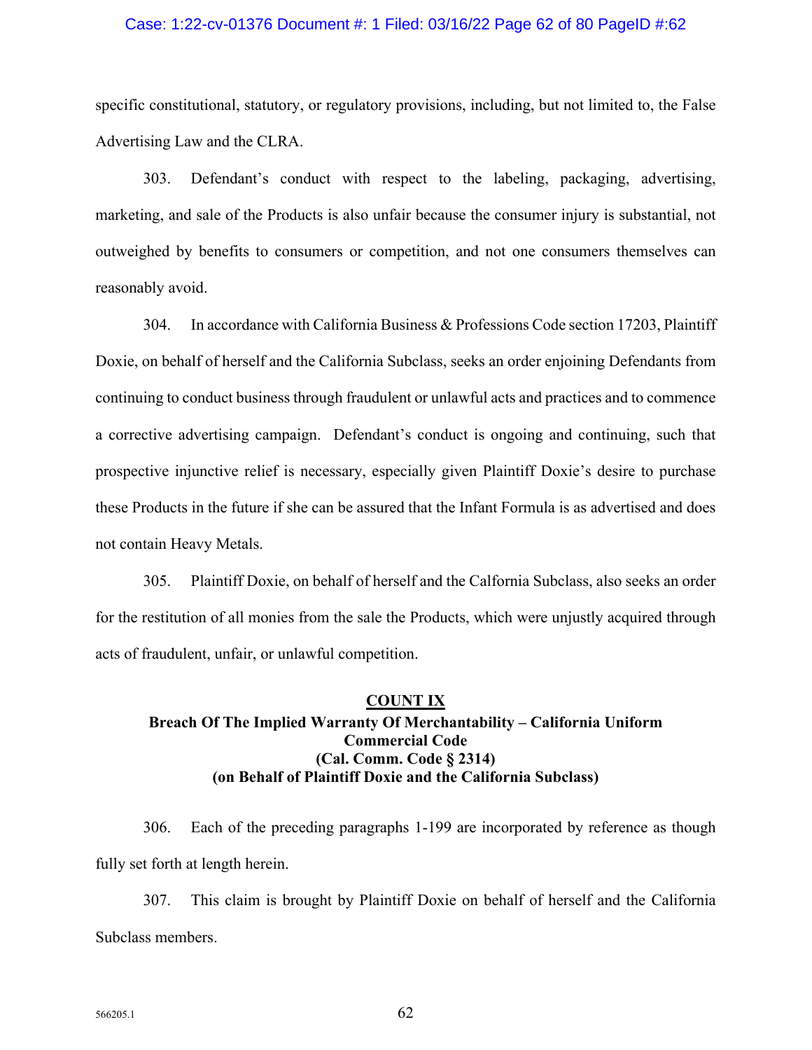specific constitutional, statutory, or regulatory provisions, including, but not limited to, the False Advertising Law and the CLRA.

303. Defendant's conduct with respect to the labeling, packaging, advertising, marketing, and sale of the Products is also unfair because the consumer injury is substantial, not outweighed by benefits to consumers or competition, and not one consumers themselves can reasonably avoid.

304. In accordance with California Business & Professions Code section 17203, Plaintiff Doxie, on behalf of herself and the California Subclass, seeks an order enjoining Defendants from continuing to conduct business through fraudulent or unlawful acts and practices and to commence a corrective advertising campaign. Defendant's conduct is ongoing and continuing, such that prospective injunctive relief is necessary, especially given Plaintiff Doxie's desire to purchase these Products in the future if she can be assured that the Infant Formula is as advertised and does not contain Heavy Metals.

305. Plaintiff Doxie, on behalf of herself and the California Subclass, also seeks an order for the restitution of all monies from the sale the Products, which were unjustly acquired through acts of fraudulent, unfair, or unlawful competition.

**COUNT IX**
**Breach Of The Implied Warranty Of Merchantability – California Uniform Commercial Code**
**(Cal. Comm. Code § 2314)**
**(on Behalf of Plaintiff Doxie and the California Subclass)**

306. Each of the preceding paragraphs 1-199 are incorporated by reference as though fully set forth at length herein.

307. This claim is brought by Plaintiff Doxie on behalf of herself and the California Subclass members.

566205.1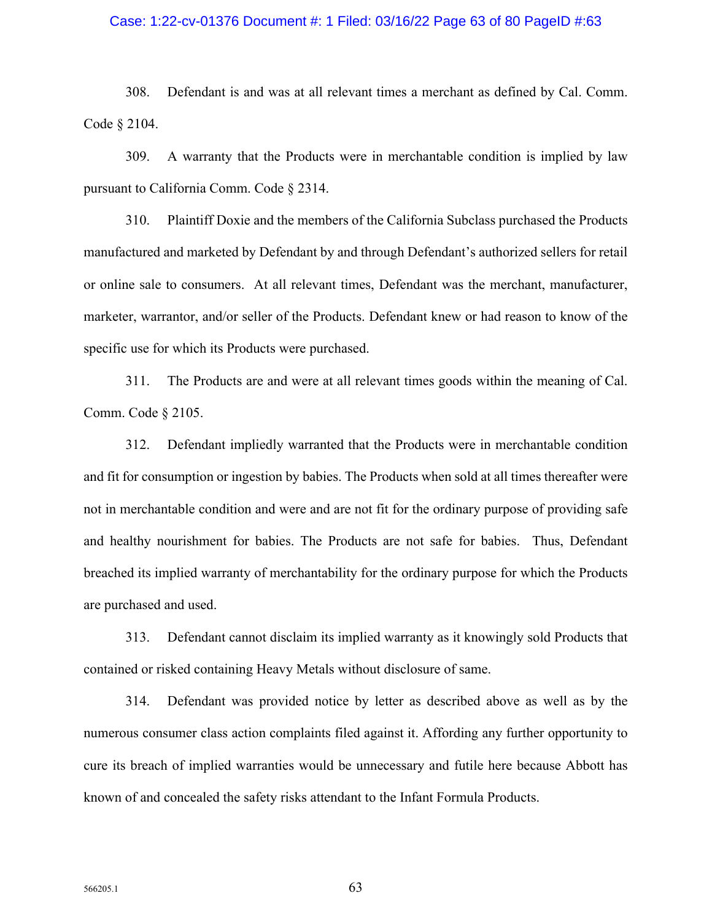308. Defendant is and was at all relevant times a merchant as defined by Cal. Comm. Code § 2104.

309. A warranty that the Products were in merchantable condition is implied by law pursuant to California Comm. Code § 2314.

310. Plaintiff Doxie and the members of the California Subclass purchased the Products manufactured and marketed by Defendant by and through Defendant's authorized sellers for retail or online sale to consumers. At all relevant times, Defendant was the merchant, manufacturer, marketer, warrantor, and/or seller of the Products. Defendant knew or had reason to know of the specific use for which its Products were purchased.

311. The Products are and were at all relevant times goods within the meaning of Cal. Comm. Code § 2105.

312. Defendant impliedly warranted that the Products were in merchantable condition and fit for consumption or ingestion by babies. The Products when sold at all times thereafter were not in merchantable condition and were and are not fit for the ordinary purpose of providing safe and healthy nourishment for babies. The Products are not safe for babies. Thus, Defendant breached its implied warranty of merchantability for the ordinary purpose for which the Products are purchased and used.

313. Defendant cannot disclaim its implied warranty as it knowingly sold Products that contained or risked containing Heavy Metals without disclosure of same.

314. Defendant was provided notice by letter as described above as well as by the numerous consumer class action complaints filed against it. Affording any further opportunity to cure its breach of implied warranties would be unnecessary and futile here because Abbott has known of and concealed the safety risks attendant to the Infant Formula Products.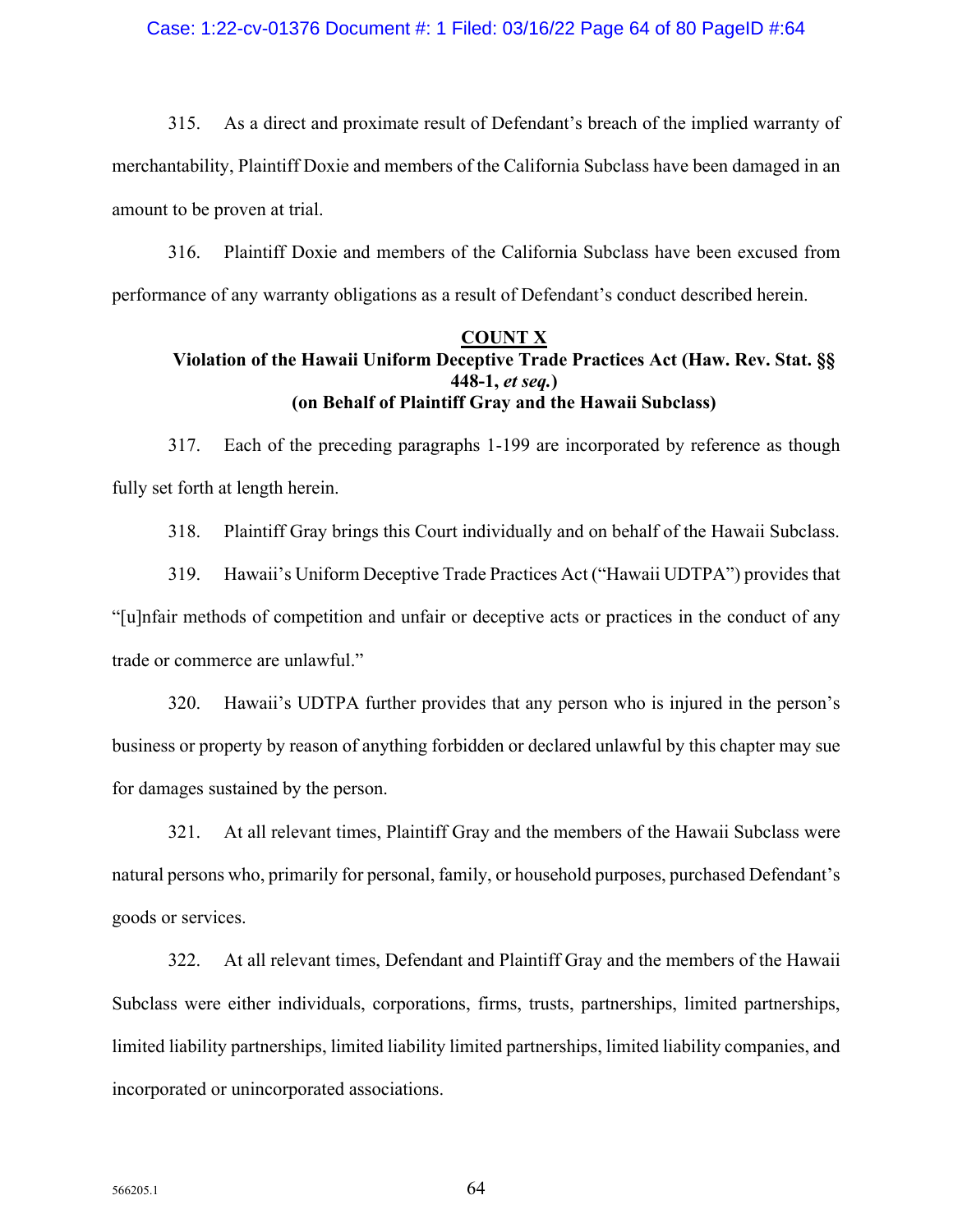315. As a direct and proximate result of Defendant's breach of the implied warranty of merchantability, Plaintiff Doxie and members of the California Subclass have been damaged in an amount to be proven at trial.

316. Plaintiff Doxie and members of the California Subclass have been excused from performance of any warranty obligations as a result of Defendant's conduct described herein.

**COUNT X**
**Violation of the Hawaii Uniform Deceptive Trade Practices Act (Haw. Rev. Stat. §§ 448-1, *et seq.*)**
**(on Behalf of Plaintiff Gray and the Hawaii Subclass)**

317. Each of the preceding paragraphs 1-199 are incorporated by reference as though fully set forth at length herein.

318. Plaintiff Gray brings this Court individually and on behalf of the Hawaii Subclass.

319. Hawaii's Uniform Deceptive Trade Practices Act ("Hawaii UDTPA") provides that "[u]nfair methods of competition and unfair or deceptive acts or practices in the conduct of any trade or commerce are unlawful."

320. Hawaii's UDTPA further provides that any person who is injured in the person's business or property by reason of anything forbidden or declared unlawful by this chapter may sue for damages sustained by the person.

321. At all relevant times, Plaintiff Gray and the members of the Hawaii Subclass were natural persons who, primarily for personal, family, or household purposes, purchased Defendant's goods or services.

322. At all relevant times, Defendant and Plaintiff Gray and the members of the Hawaii Subclass were either individuals, corporations, firms, trusts, partnerships, limited partnerships, limited liability partnerships, limited liability limited partnerships, limited liability companies, and incorporated or unincorporated associations.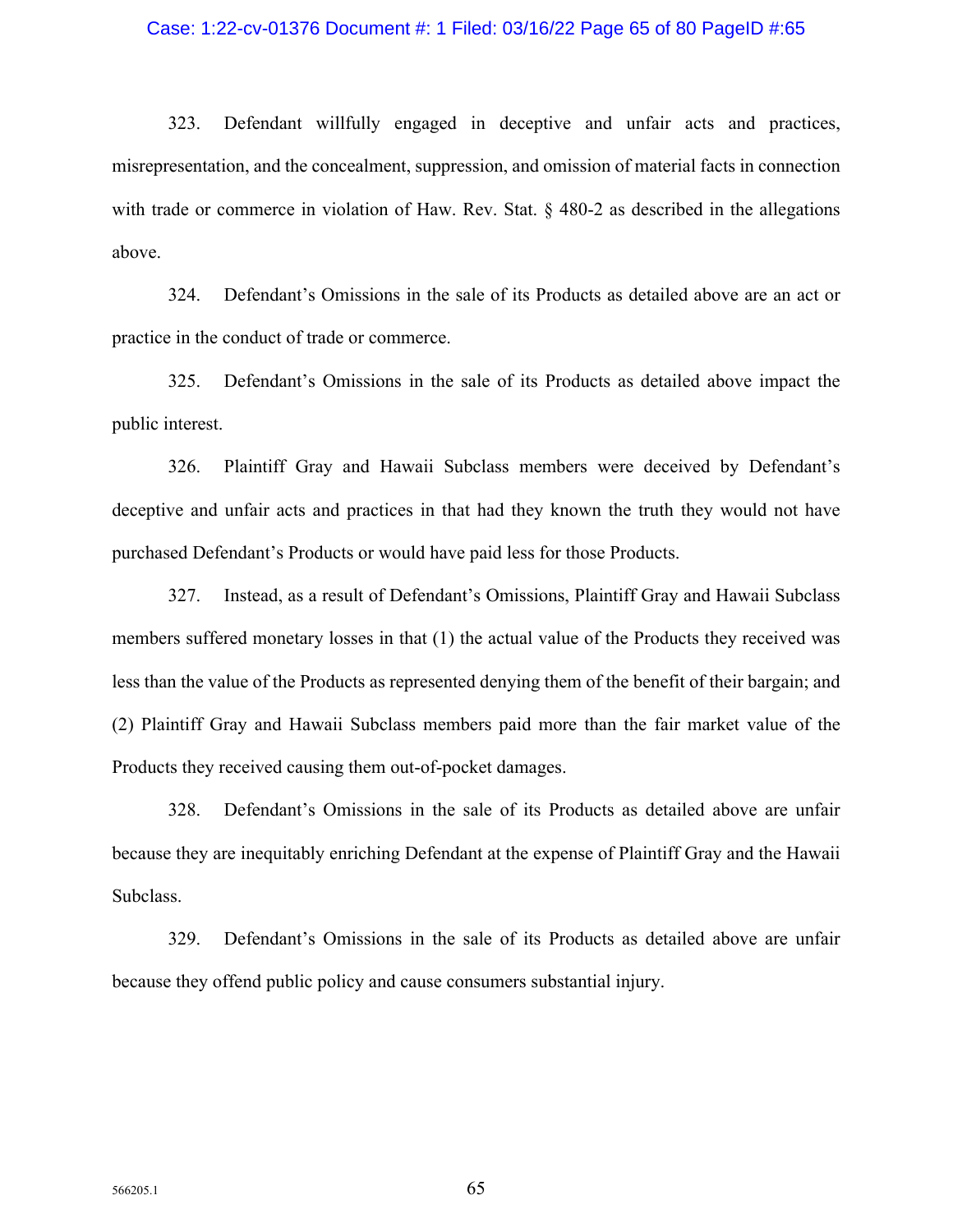323. Defendant willfully engaged in deceptive and unfair acts and practices, misrepresentation, and the concealment, suppression, and omission of material facts in connection with trade or commerce in violation of Haw. Rev. Stat. § 480-2 as described in the allegations above.

324. Defendant's Omissions in the sale of its Products as detailed above are an act or practice in the conduct of trade or commerce.

325. Defendant's Omissions in the sale of its Products as detailed above impact the public interest.

326. Plaintiff Gray and Hawaii Subclass members were deceived by Defendant's deceptive and unfair acts and practices in that had they known the truth they would not have purchased Defendant's Products or would have paid less for those Products.

327. Instead, as a result of Defendant's Omissions, Plaintiff Gray and Hawaii Subclass members suffered monetary losses in that (1) the actual value of the Products they received was less than the value of the Products as represented denying them of the benefit of their bargain; and (2) Plaintiff Gray and Hawaii Subclass members paid more than the fair market value of the Products they received causing them out-of-pocket damages.

328. Defendant's Omissions in the sale of its Products as detailed above are unfair because they are inequitably enriching Defendant at the expense of Plaintiff Gray and the Hawaii Subclass.

329. Defendant's Omissions in the sale of its Products as detailed above are unfair because they offend public policy and cause consumers substantial injury.

566205.1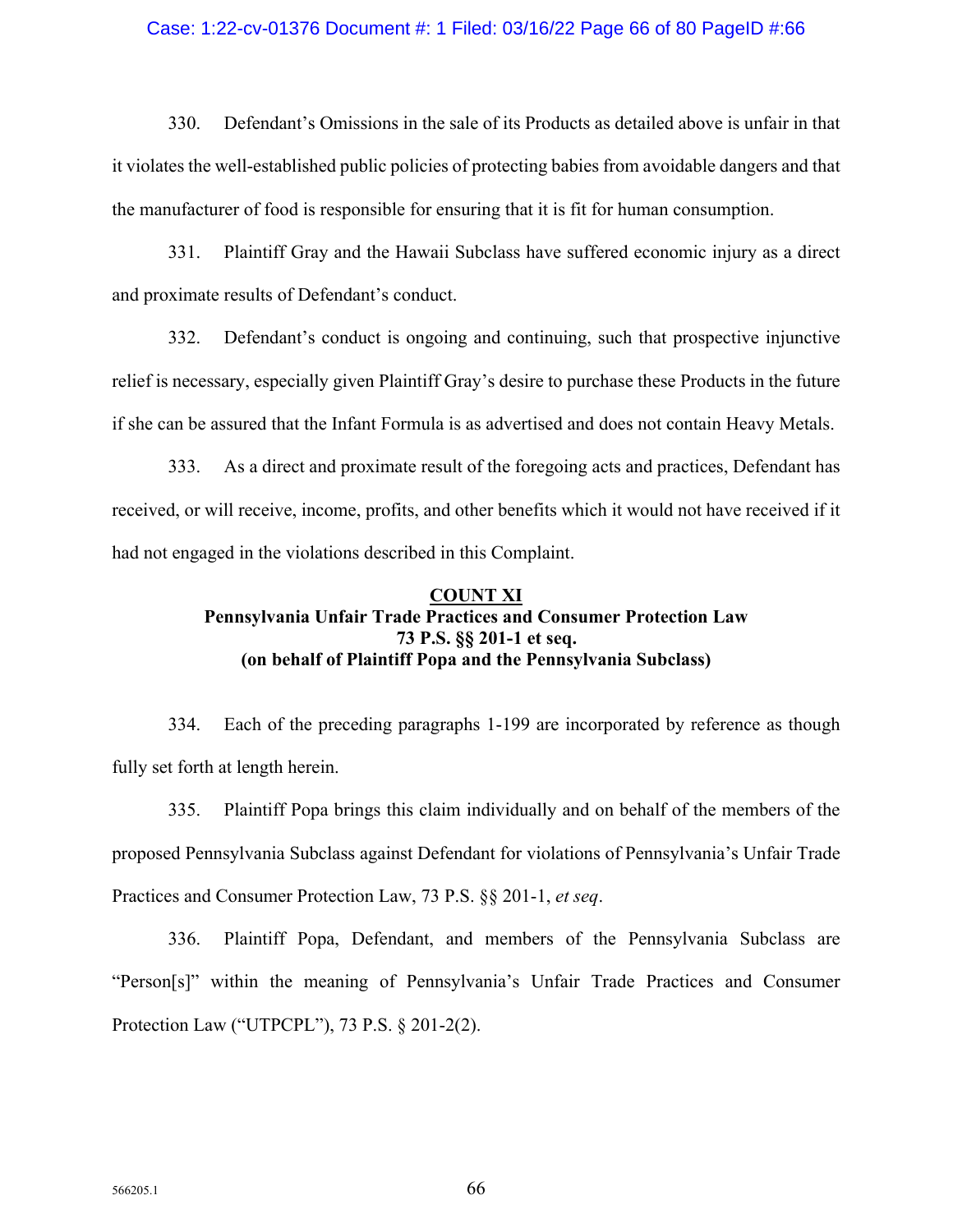330. Defendant's Omissions in the sale of its Products as detailed above is unfair in that it violates the well-established public policies of protecting babies from avoidable dangers and that the manufacturer of food is responsible for ensuring that it is fit for human consumption.

331. Plaintiff Gray and the Hawaii Subclass have suffered economic injury as a direct and proximate results of Defendant's conduct.

332. Defendant's conduct is ongoing and continuing, such that prospective injunctive relief is necessary, especially given Plaintiff Gray's desire to purchase these Products in the future if she can be assured that the Infant Formula is as advertised and does not contain Heavy Metals.

333. As a direct and proximate result of the foregoing acts and practices, Defendant has received, or will receive, income, profits, and other benefits which it would not have received if it had not engaged in the violations described in this Complaint.

**COUNT XI**
**Pennsylvania Unfair Trade Practices and Consumer Protection Law**
**73 P.S. §§ 201-1 et seq.**
**(on behalf of Plaintiff Popa and the Pennsylvania Subclass)**

334. Each of the preceding paragraphs 1-199 are incorporated by reference as though fully set forth at length herein.

335. Plaintiff Popa brings this claim individually and on behalf of the members of the proposed Pennsylvania Subclass against Defendant for violations of Pennsylvania's Unfair Trade Practices and Consumer Protection Law, 73 P.S. §§ 201-1, *et seq*.

336. Plaintiff Popa, Defendant, and members of the Pennsylvania Subclass are "Person[s]" within the meaning of Pennsylvania's Unfair Trade Practices and Consumer Protection Law ("UTPCPL"), 73 P.S. § 201-2(2).

566205.1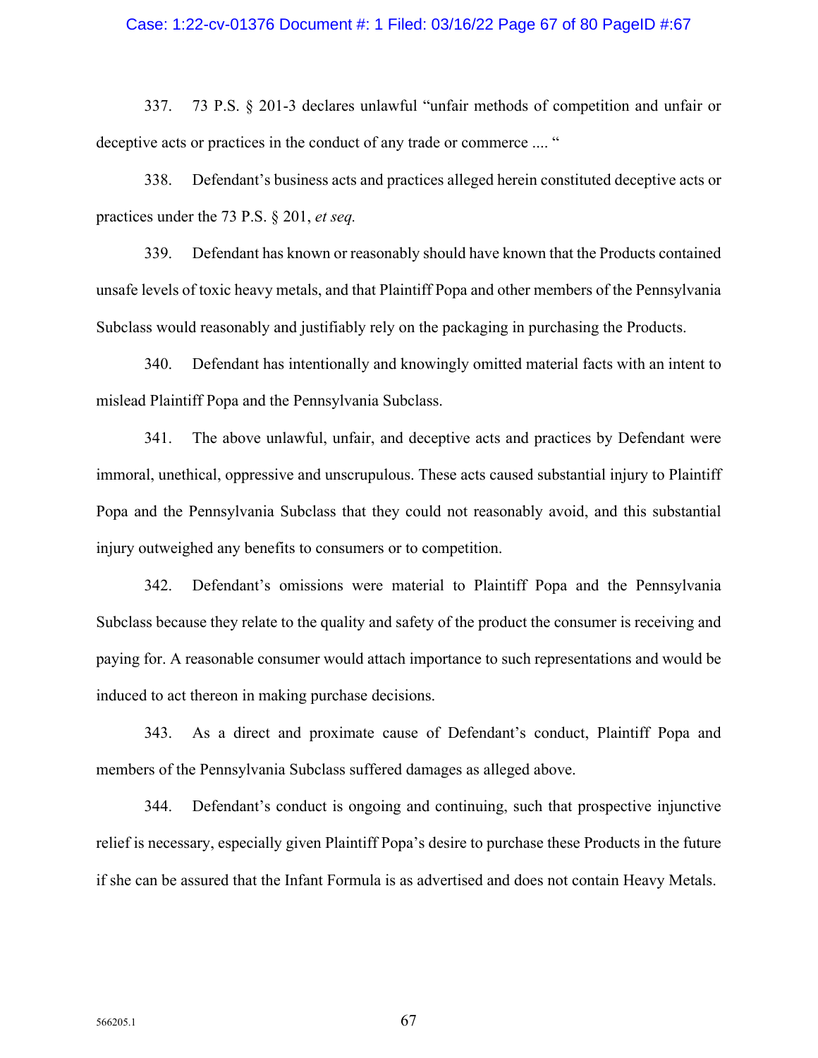337. 73 P.S. § 201-3 declares unlawful "unfair methods of competition and unfair or deceptive acts or practices in the conduct of any trade or commerce .... "

338. Defendant's business acts and practices alleged herein constituted deceptive acts or practices under the 73 P.S. § 201, *et seq.*

339. Defendant has known or reasonably should have known that the Products contained unsafe levels of toxic heavy metals, and that Plaintiff Popa and other members of the Pennsylvania Subclass would reasonably and justifiably rely on the packaging in purchasing the Products.

340. Defendant has intentionally and knowingly omitted material facts with an intent to mislead Plaintiff Popa and the Pennsylvania Subclass.

341. The above unlawful, unfair, and deceptive acts and practices by Defendant were immoral, unethical, oppressive and unscrupulous. These acts caused substantial injury to Plaintiff Popa and the Pennsylvania Subclass that they could not reasonably avoid, and this substantial injury outweighed any benefits to consumers or to competition.

342. Defendant's omissions were material to Plaintiff Popa and the Pennsylvania Subclass because they relate to the quality and safety of the product the consumer is receiving and paying for. A reasonable consumer would attach importance to such representations and would be induced to act thereon in making purchase decisions.

343. As a direct and proximate cause of Defendant's conduct, Plaintiff Popa and members of the Pennsylvania Subclass suffered damages as alleged above.

344. Defendant's conduct is ongoing and continuing, such that prospective injunctive relief is necessary, especially given Plaintiff Popa's desire to purchase these Products in the future if she can be assured that the Infant Formula is as advertised and does not contain Heavy Metals.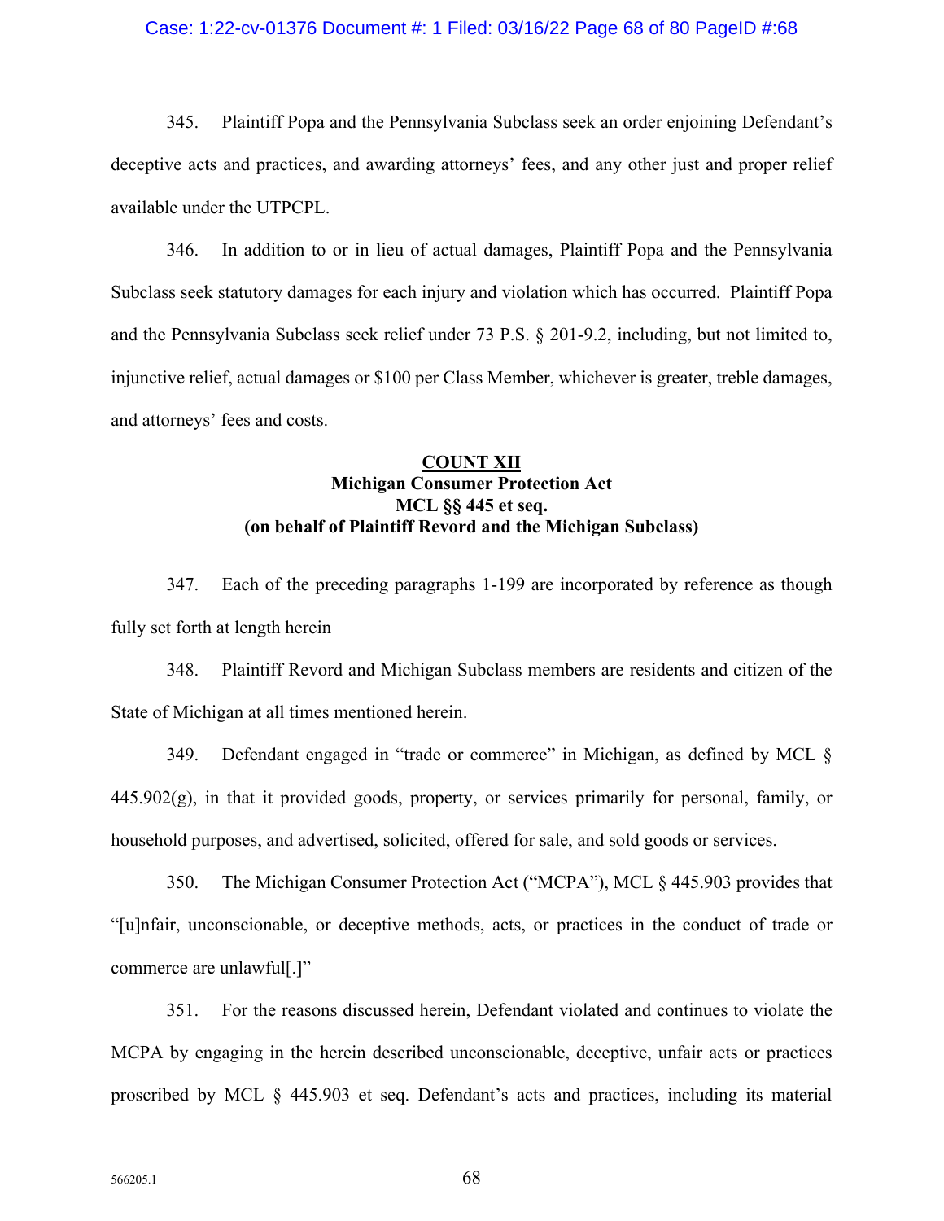345. Plaintiff Popa and the Pennsylvania Subclass seek an order enjoining Defendant's deceptive acts and practices, and awarding attorneys' fees, and any other just and proper relief available under the UTPCPL.

346. In addition to or in lieu of actual damages, Plaintiff Popa and the Pennsylvania Subclass seek statutory damages for each injury and violation which has occurred. Plaintiff Popa and the Pennsylvania Subclass seek relief under 73 P.S. § 201-9.2, including, but not limited to, injunctive relief, actual damages or $100 per Class Member, whichever is greater, treble damages, and attorneys' fees and costs.

**COUNT XII**
**Michigan Consumer Protection Act**
**MCL §§ 445 et seq.**
**(on behalf of Plaintiff Revord and the Michigan Subclass)**

347. Each of the preceding paragraphs 1-199 are incorporated by reference as though fully set forth at length herein

348. Plaintiff Revord and Michigan Subclass members are residents and citizen of the State of Michigan at all times mentioned herein.

349. Defendant engaged in "trade or commerce" in Michigan, as defined by MCL § 445.902(g), in that it provided goods, property, or services primarily for personal, family, or household purposes, and advertised, solicited, offered for sale, and sold goods or services.

350. The Michigan Consumer Protection Act ("MCPA"), MCL § 445.903 provides that "[u]nfair, unconscionable, or deceptive methods, acts, or practices in the conduct of trade or commerce are unlawful[.]"

351. For the reasons discussed herein, Defendant violated and continues to violate the MCPA by engaging in the herein described unconscionable, deceptive, unfair acts or practices proscribed by MCL § 445.903 et seq. Defendant's acts and practices, including its material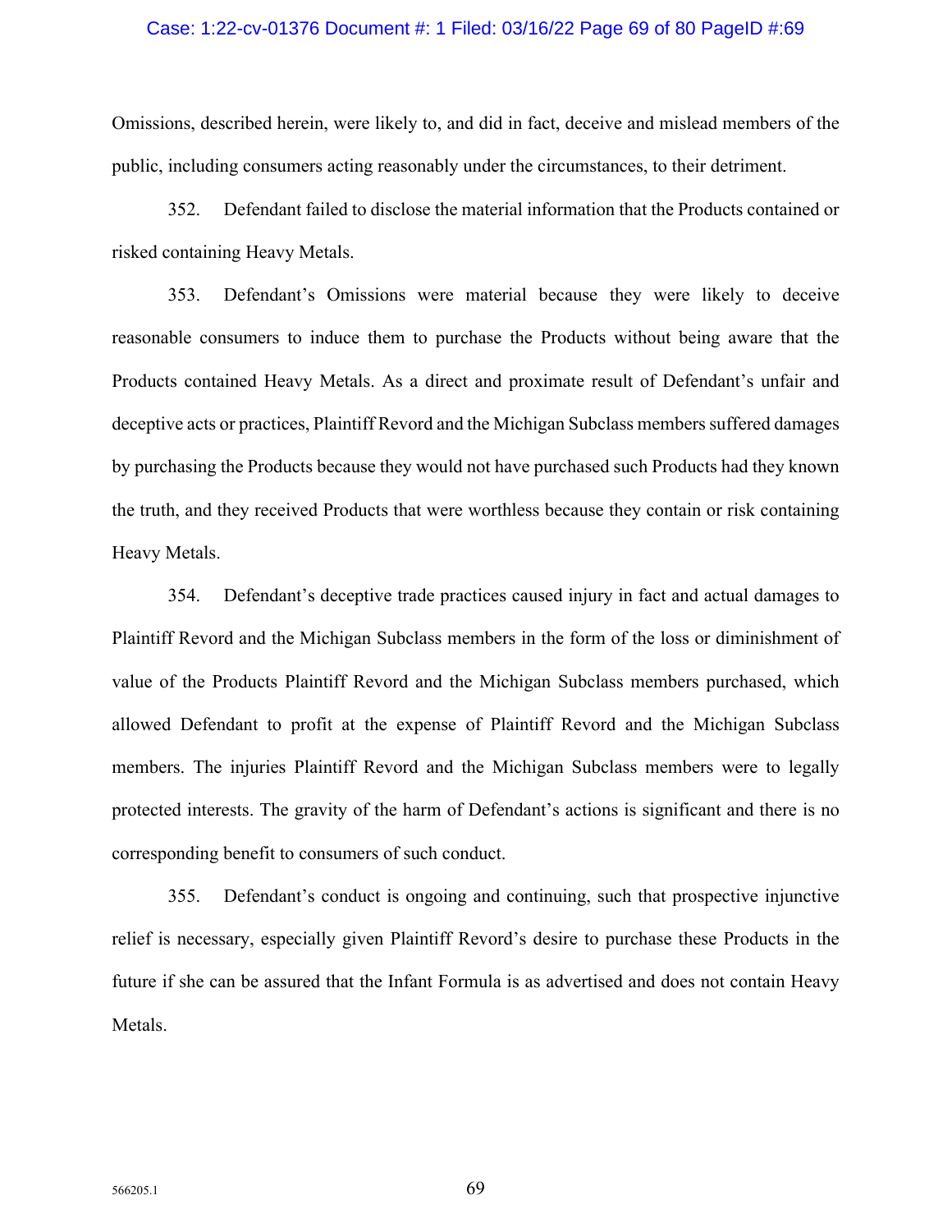Omissions, described herein, were likely to, and did in fact, deceive and mislead members of the public, including consumers acting reasonably under the circumstances, to their detriment.

352. Defendant failed to disclose the material information that the Products contained or risked containing Heavy Metals.

353. Defendant's Omissions were material because they were likely to deceive reasonable consumers to induce them to purchase the Products without being aware that the Products contained Heavy Metals. As a direct and proximate result of Defendant's unfair and deceptive acts or practices, Plaintiff Revord and the Michigan Subclass members suffered damages by purchasing the Products because they would not have purchased such Products had they known the truth, and they received Products that were worthless because they contain or risk containing Heavy Metals.

354. Defendant's deceptive trade practices caused injury in fact and actual damages to Plaintiff Revord and the Michigan Subclass members in the form of the loss or diminishment of value of the Products Plaintiff Revord and the Michigan Subclass members purchased, which allowed Defendant to profit at the expense of Plaintiff Revord and the Michigan Subclass members. The injuries Plaintiff Revord and the Michigan Subclass members were to legally protected interests. The gravity of the harm of Defendant's actions is significant and there is no corresponding benefit to consumers of such conduct.

355. Defendant's conduct is ongoing and continuing, such that prospective injunctive relief is necessary, especially given Plaintiff Revord's desire to purchase these Products in the future if she can be assured that the Infant Formula is as advertised and does not contain Heavy Metals.

566205.1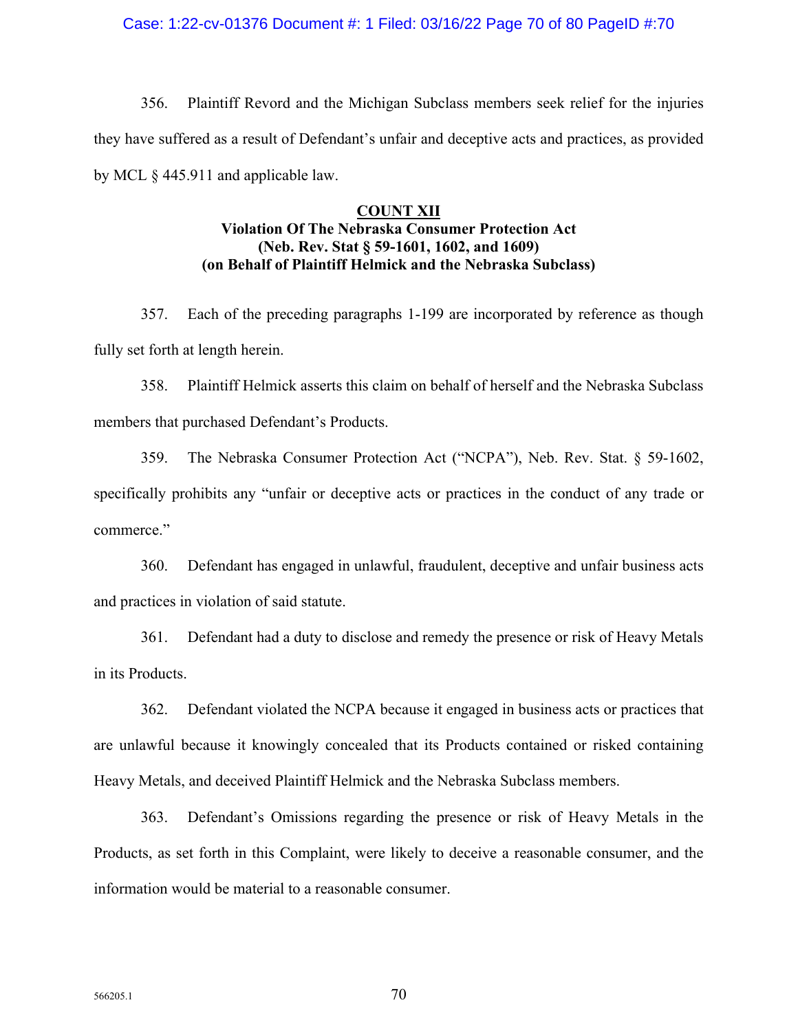356. Plaintiff Revord and the Michigan Subclass members seek relief for the injuries they have suffered as a result of Defendant's unfair and deceptive acts and practices, as provided by MCL § 445.911 and applicable law.

## COUNT XII
**Violation Of The Nebraska Consumer Protection Act**
**(Neb. Rev. Stat § 59-1601, 1602, and 1609)**
**(on Behalf of Plaintiff Helmick and the Nebraska Subclass)**

357. Each of the preceding paragraphs 1-199 are incorporated by reference as though fully set forth at length herein.

358. Plaintiff Helmick asserts this claim on behalf of herself and the Nebraska Subclass members that purchased Defendant's Products.

359. The Nebraska Consumer Protection Act ("NCPA"), Neb. Rev. Stat. § 59-1602, specifically prohibits any "unfair or deceptive acts or practices in the conduct of any trade or commerce."

360. Defendant has engaged in unlawful, fraudulent, deceptive and unfair business acts and practices in violation of said statute.

361. Defendant had a duty to disclose and remedy the presence or risk of Heavy Metals in its Products.

362. Defendant violated the NCPA because it engaged in business acts or practices that are unlawful because it knowingly concealed that its Products contained or risked containing Heavy Metals, and deceived Plaintiff Helmick and the Nebraska Subclass members.

363. Defendant's Omissions regarding the presence or risk of Heavy Metals in the Products, as set forth in this Complaint, were likely to deceive a reasonable consumer, and the information would be material to a reasonable consumer.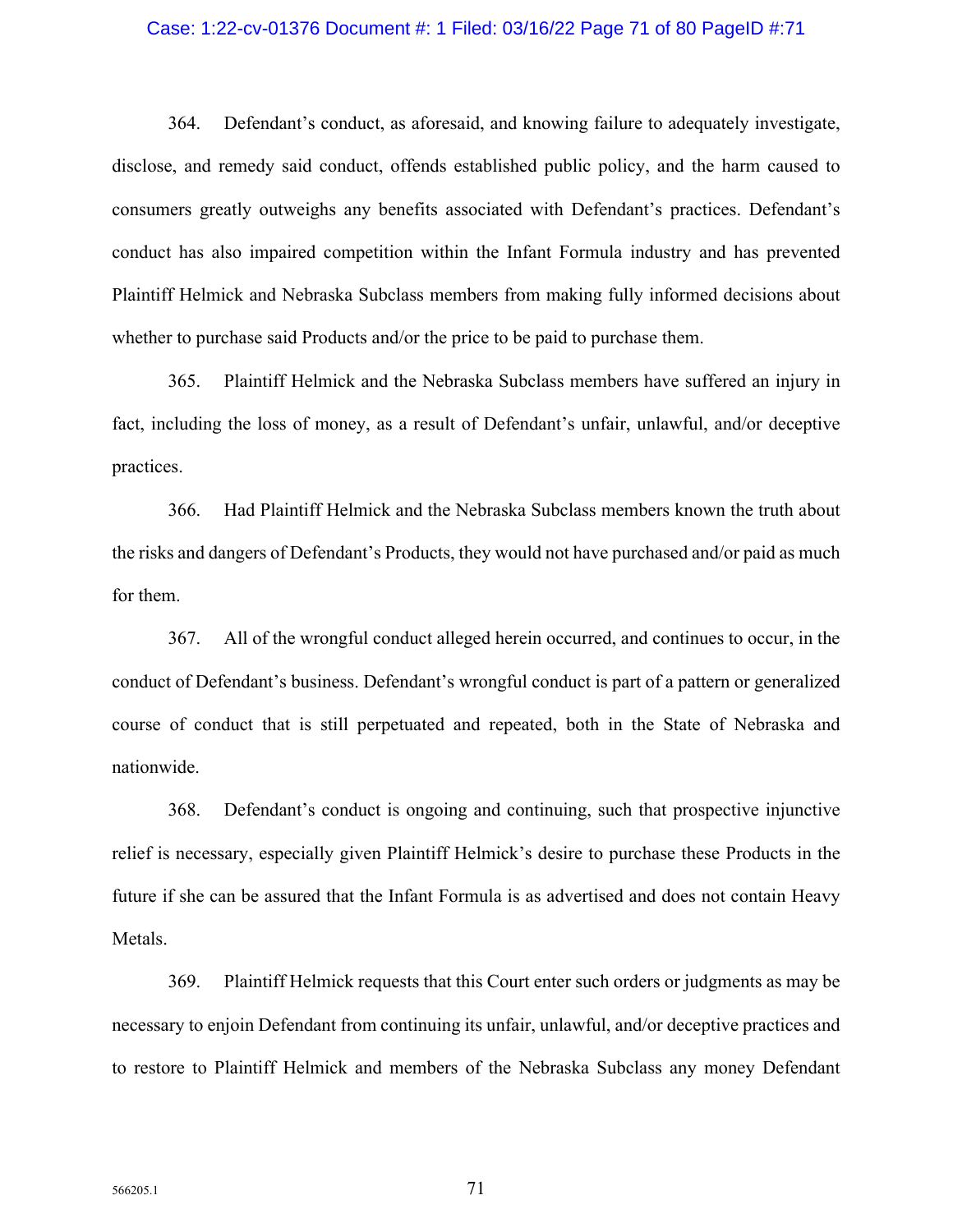364. Defendant's conduct, as aforesaid, and knowing failure to adequately investigate, disclose, and remedy said conduct, offends established public policy, and the harm caused to consumers greatly outweighs any benefits associated with Defendant's practices. Defendant's conduct has also impaired competition within the Infant Formula industry and has prevented Plaintiff Helmick and Nebraska Subclass members from making fully informed decisions about whether to purchase said Products and/or the price to be paid to purchase them.

365. Plaintiff Helmick and the Nebraska Subclass members have suffered an injury in fact, including the loss of money, as a result of Defendant's unfair, unlawful, and/or deceptive practices.

366. Had Plaintiff Helmick and the Nebraska Subclass members known the truth about the risks and dangers of Defendant's Products, they would not have purchased and/or paid as much for them.

367. All of the wrongful conduct alleged herein occurred, and continues to occur, in the conduct of Defendant's business. Defendant's wrongful conduct is part of a pattern or generalized course of conduct that is still perpetuated and repeated, both in the State of Nebraska and nationwide.

368. Defendant's conduct is ongoing and continuing, such that prospective injunctive relief is necessary, especially given Plaintiff Helmick's desire to purchase these Products in the future if she can be assured that the Infant Formula is as advertised and does not contain Heavy Metals.

369. Plaintiff Helmick requests that this Court enter such orders or judgments as may be necessary to enjoin Defendant from continuing its unfair, unlawful, and/or deceptive practices and to restore to Plaintiff Helmick and members of the Nebraska Subclass any money Defendant

566205.1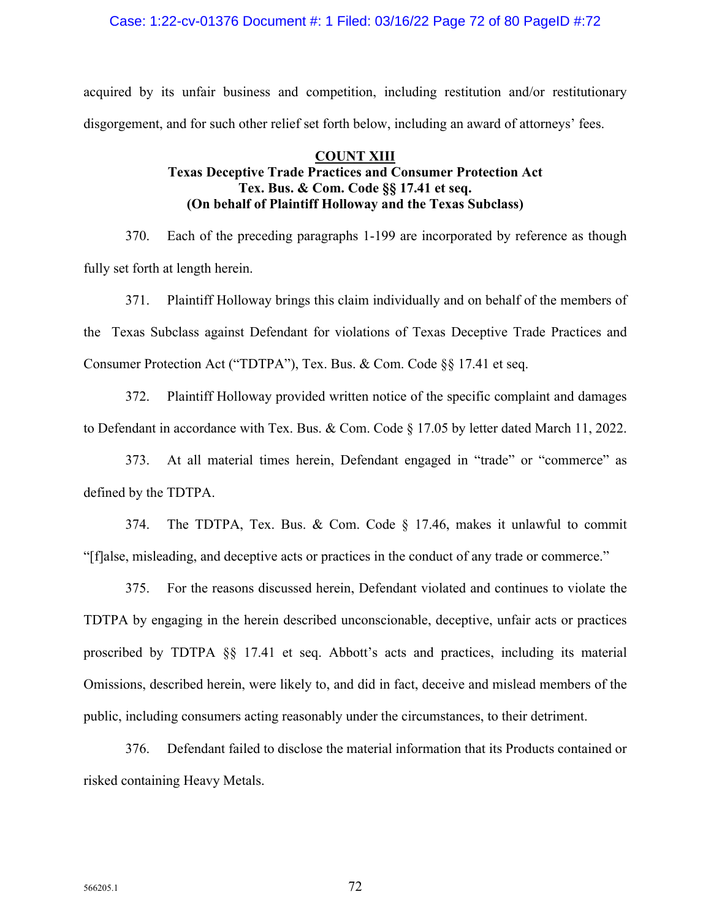acquired by its unfair business and competition, including restitution and/or restitutionary disgorgement, and for such other relief set forth below, including an award of attorneys' fees.

**COUNT XIII**
**Texas Deceptive Trade Practices and Consumer Protection Act**
**Tex. Bus. & Com. Code §§ 17.41 et seq.**
**(On behalf of Plaintiff Holloway and the Texas Subclass)**

370. Each of the preceding paragraphs 1-199 are incorporated by reference as though fully set forth at length herein.

371. Plaintiff Holloway brings this claim individually and on behalf of the members of the Texas Subclass against Defendant for violations of Texas Deceptive Trade Practices and Consumer Protection Act ("TDTPA"), Tex. Bus. & Com. Code §§ 17.41 et seq.

372. Plaintiff Holloway provided written notice of the specific complaint and damages to Defendant in accordance with Tex. Bus. & Com. Code § 17.05 by letter dated March 11, 2022.

373. At all material times herein, Defendant engaged in "trade" or "commerce" as defined by the TDTPA.

374. The TDTPA, Tex. Bus. & Com. Code § 17.46, makes it unlawful to commit "[f]alse, misleading, and deceptive acts or practices in the conduct of any trade or commerce."

375. For the reasons discussed herein, Defendant violated and continues to violate the TDTPA by engaging in the herein described unconscionable, deceptive, unfair acts or practices proscribed by TDTPA §§ 17.41 et seq. Abbott's acts and practices, including its material Omissions, described herein, were likely to, and did in fact, deceive and mislead members of the public, including consumers acting reasonably under the circumstances, to their detriment.

376. Defendant failed to disclose the material information that its Products contained or risked containing Heavy Metals.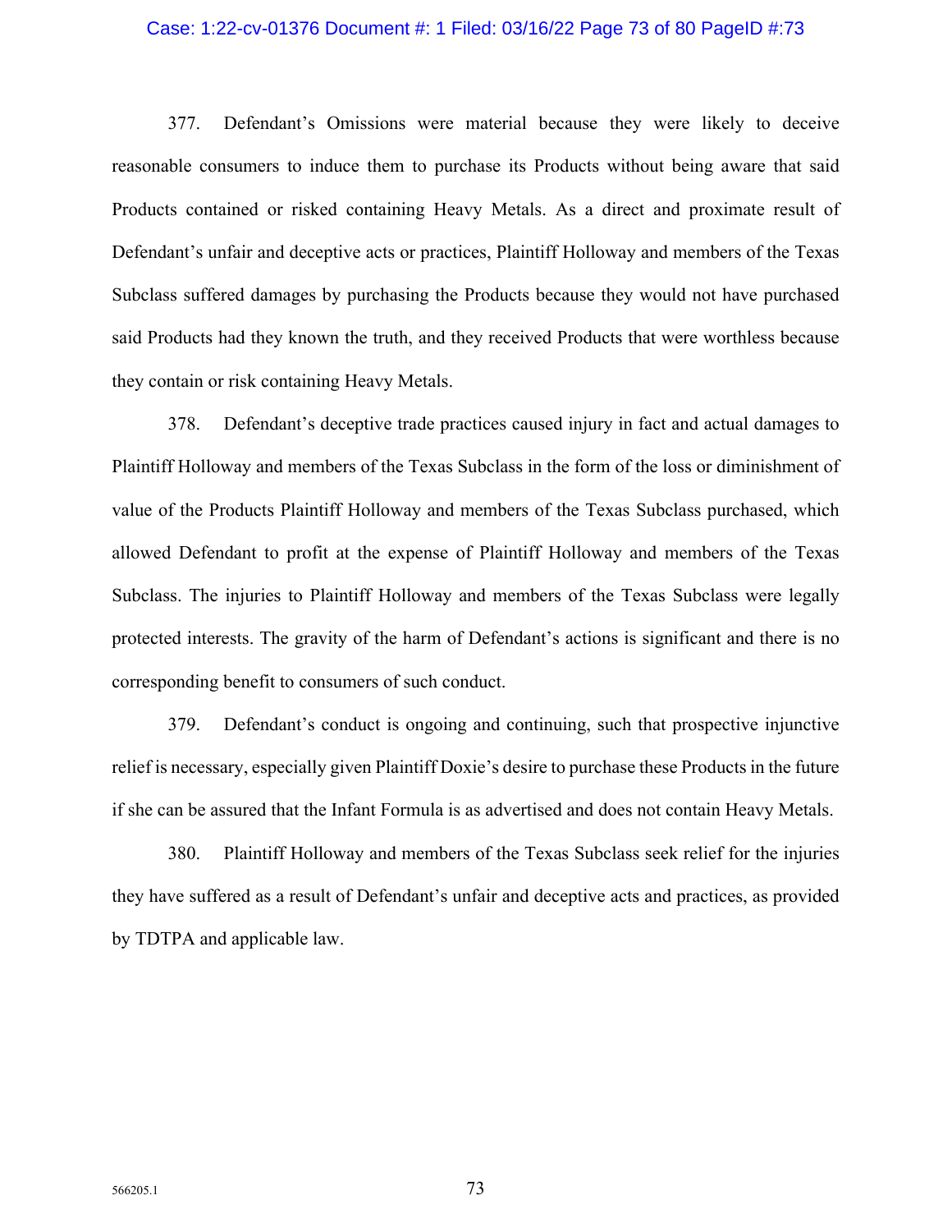377. Defendant's Omissions were material because they were likely to deceive reasonable consumers to induce them to purchase its Products without being aware that said Products contained or risked containing Heavy Metals. As a direct and proximate result of Defendant's unfair and deceptive acts or practices, Plaintiff Holloway and members of the Texas Subclass suffered damages by purchasing the Products because they would not have purchased said Products had they known the truth, and they received Products that were worthless because they contain or risk containing Heavy Metals.

378. Defendant's deceptive trade practices caused injury in fact and actual damages to Plaintiff Holloway and members of the Texas Subclass in the form of the loss or diminishment of value of the Products Plaintiff Holloway and members of the Texas Subclass purchased, which allowed Defendant to profit at the expense of Plaintiff Holloway and members of the Texas Subclass. The injuries to Plaintiff Holloway and members of the Texas Subclass were legally protected interests. The gravity of the harm of Defendant's actions is significant and there is no corresponding benefit to consumers of such conduct.

379. Defendant's conduct is ongoing and continuing, such that prospective injunctive relief is necessary, especially given Plaintiff Doxie's desire to purchase these Products in the future if she can be assured that the Infant Formula is as advertised and does not contain Heavy Metals.

380. Plaintiff Holloway and members of the Texas Subclass seek relief for the injuries they have suffered as a result of Defendant's unfair and deceptive acts and practices, as provided by TDTPA and applicable law.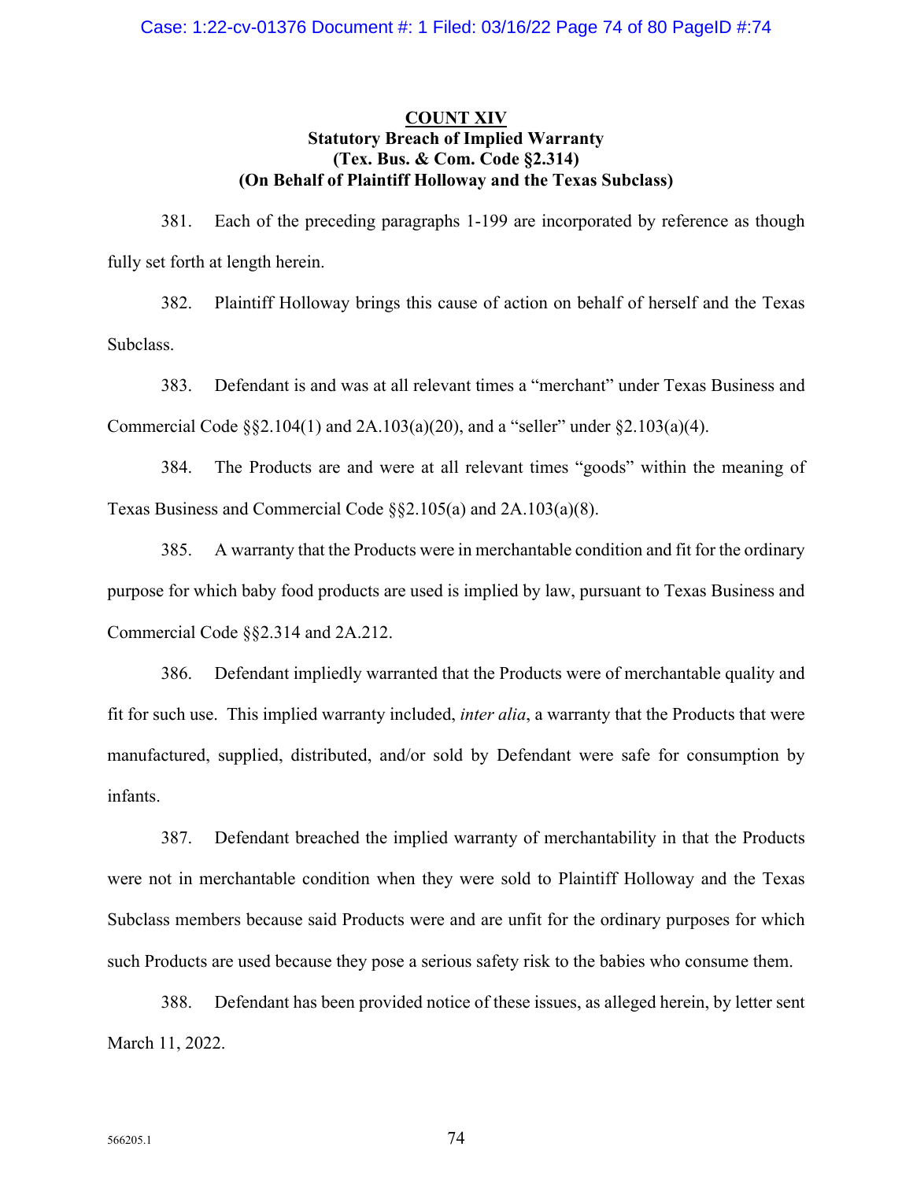**COUNT XIV**
**Statutory Breach of Implied Warranty**
**(Tex. Bus. & Com. Code §2.314)**
**(On Behalf of Plaintiff Holloway and the Texas Subclass)**

381. Each of the preceding paragraphs 1-199 are incorporated by reference as though fully set forth at length herein.

382. Plaintiff Holloway brings this cause of action on behalf of herself and the Texas Subclass.

383. Defendant is and was at all relevant times a "merchant" under Texas Business and Commercial Code §§2.104(1) and 2A.103(a)(20), and a "seller" under §2.103(a)(4).

384. The Products are and were at all relevant times "goods" within the meaning of Texas Business and Commercial Code §§2.105(a) and 2A.103(a)(8).

385. A warranty that the Products were in merchantable condition and fit for the ordinary purpose for which baby food products are used is implied by law, pursuant to Texas Business and Commercial Code §§2.314 and 2A.212.

386. Defendant impliedly warranted that the Products were of merchantable quality and fit for such use. This implied warranty included, *inter alia*, a warranty that the Products that were manufactured, supplied, distributed, and/or sold by Defendant were safe for consumption by infants.

387. Defendant breached the implied warranty of merchantability in that the Products were not in merchantable condition when they were sold to Plaintiff Holloway and the Texas Subclass members because said Products were and are unfit for the ordinary purposes for which such Products are used because they pose a serious safety risk to the babies who consume them.

388. Defendant has been provided notice of these issues, as alleged herein, by letter sent March 11, 2022.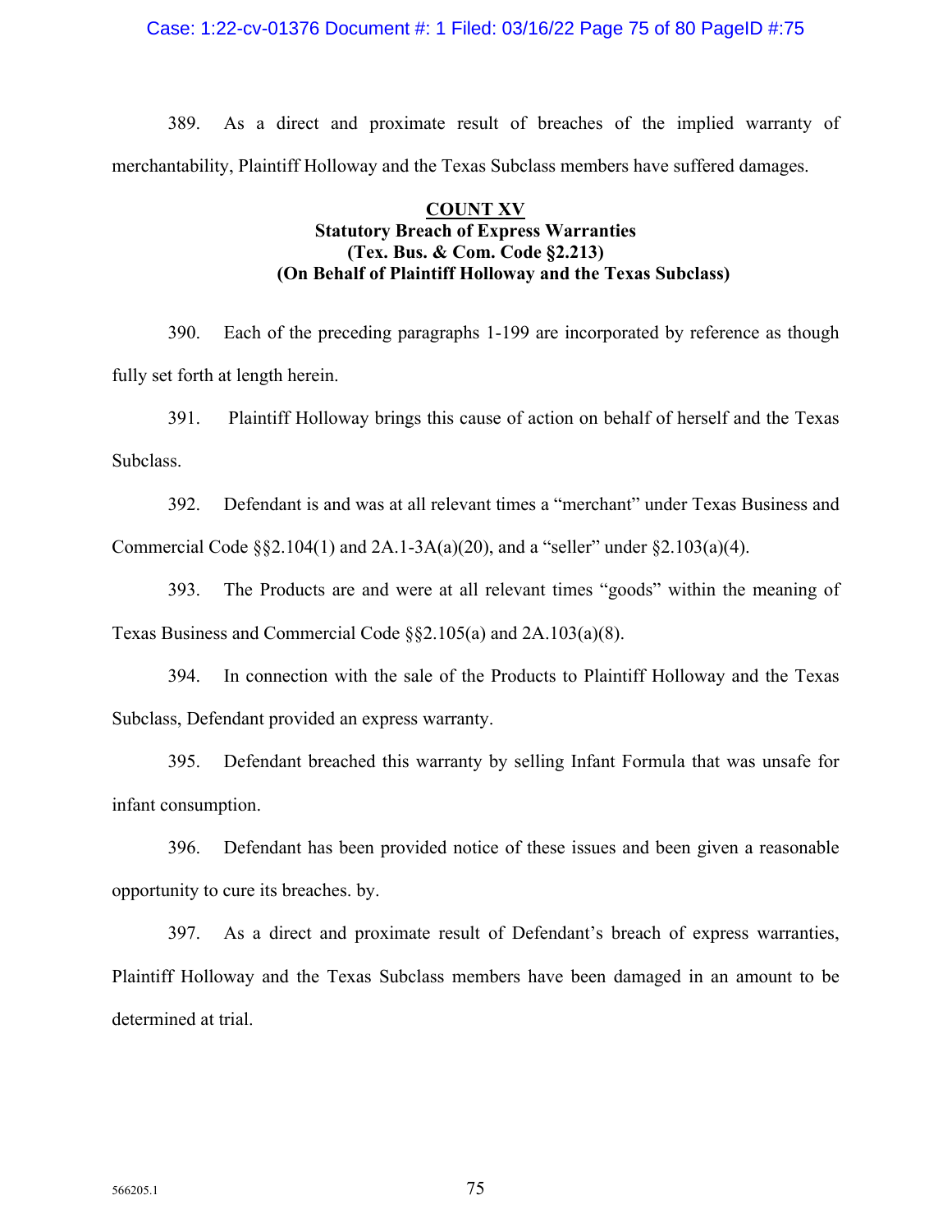389. As a direct and proximate result of breaches of the implied warranty of merchantability, Plaintiff Holloway and the Texas Subclass members have suffered damages.

**COUNT XV**
**Statutory Breach of Express Warranties**
**(Tex. Bus. & Com. Code §2.213)**
**(On Behalf of Plaintiff Holloway and the Texas Subclass)**

390. Each of the preceding paragraphs 1-199 are incorporated by reference as though fully set forth at length herein.

391. Plaintiff Holloway brings this cause of action on behalf of herself and the Texas Subclass.

392. Defendant is and was at all relevant times a "merchant" under Texas Business and Commercial Code §§2.104(1) and 2A.1-3A(a)(20), and a "seller" under §2.103(a)(4).

393. The Products are and were at all relevant times "goods" within the meaning of Texas Business and Commercial Code §§2.105(a) and 2A.103(a)(8).

394. In connection with the sale of the Products to Plaintiff Holloway and the Texas Subclass, Defendant provided an express warranty.

395. Defendant breached this warranty by selling Infant Formula that was unsafe for infant consumption.

396. Defendant has been provided notice of these issues and been given a reasonable opportunity to cure its breaches. by.

397. As a direct and proximate result of Defendant's breach of express warranties, Plaintiff Holloway and the Texas Subclass members have been damaged in an amount to be determined at trial.

566205.1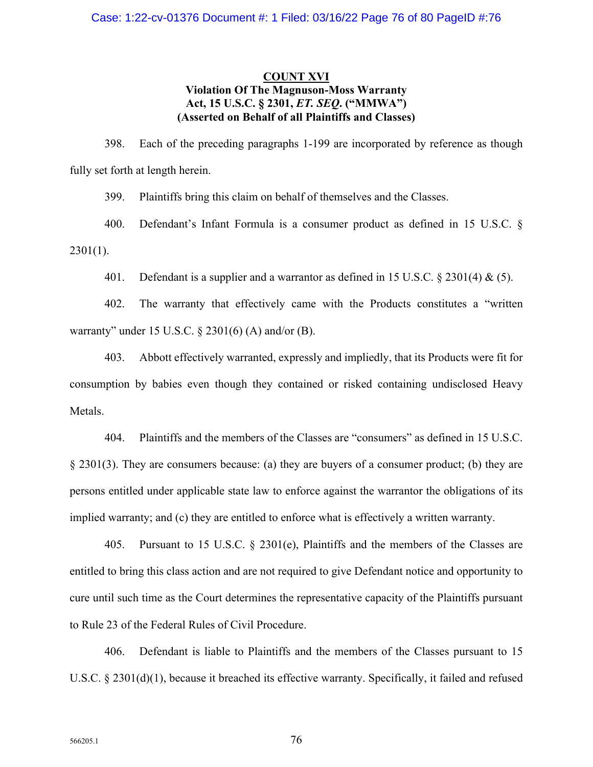**COUNT XVI**
**Violation Of The Magnuson-Moss Warranty Act, 15 U.S.C. § 2301, *ET. SEQ.* ("MMWA")**
**(Asserted on Behalf of all Plaintiffs and Classes)**

398. Each of the preceding paragraphs 1-199 are incorporated by reference as though fully set forth at length herein.

399. Plaintiffs bring this claim on behalf of themselves and the Classes.

400. Defendant's Infant Formula is a consumer product as defined in 15 U.S.C. § 2301(1).

401. Defendant is a supplier and a warrantor as defined in 15 U.S.C. § 2301(4) & (5).

402. The warranty that effectively came with the Products constitutes a "written warranty" under 15 U.S.C. § 2301(6) (A) and/or (B).

403. Abbott effectively warranted, expressly and impliedly, that its Products were fit for consumption by babies even though they contained or risked containing undisclosed Heavy Metals.

404. Plaintiffs and the members of the Classes are "consumers" as defined in 15 U.S.C. § 2301(3). They are consumers because: (a) they are buyers of a consumer product; (b) they are persons entitled under applicable state law to enforce against the warrantor the obligations of its implied warranty; and (c) they are entitled to enforce what is effectively a written warranty.

405. Pursuant to 15 U.S.C. § 2301(e), Plaintiffs and the members of the Classes are entitled to bring this class action and are not required to give Defendant notice and opportunity to cure until such time as the Court determines the representative capacity of the Plaintiffs pursuant to Rule 23 of the Federal Rules of Civil Procedure.

406. Defendant is liable to Plaintiffs and the members of the Classes pursuant to 15 U.S.C. § 2301(d)(1), because it breached its effective warranty. Specifically, it failed and refused

566205.1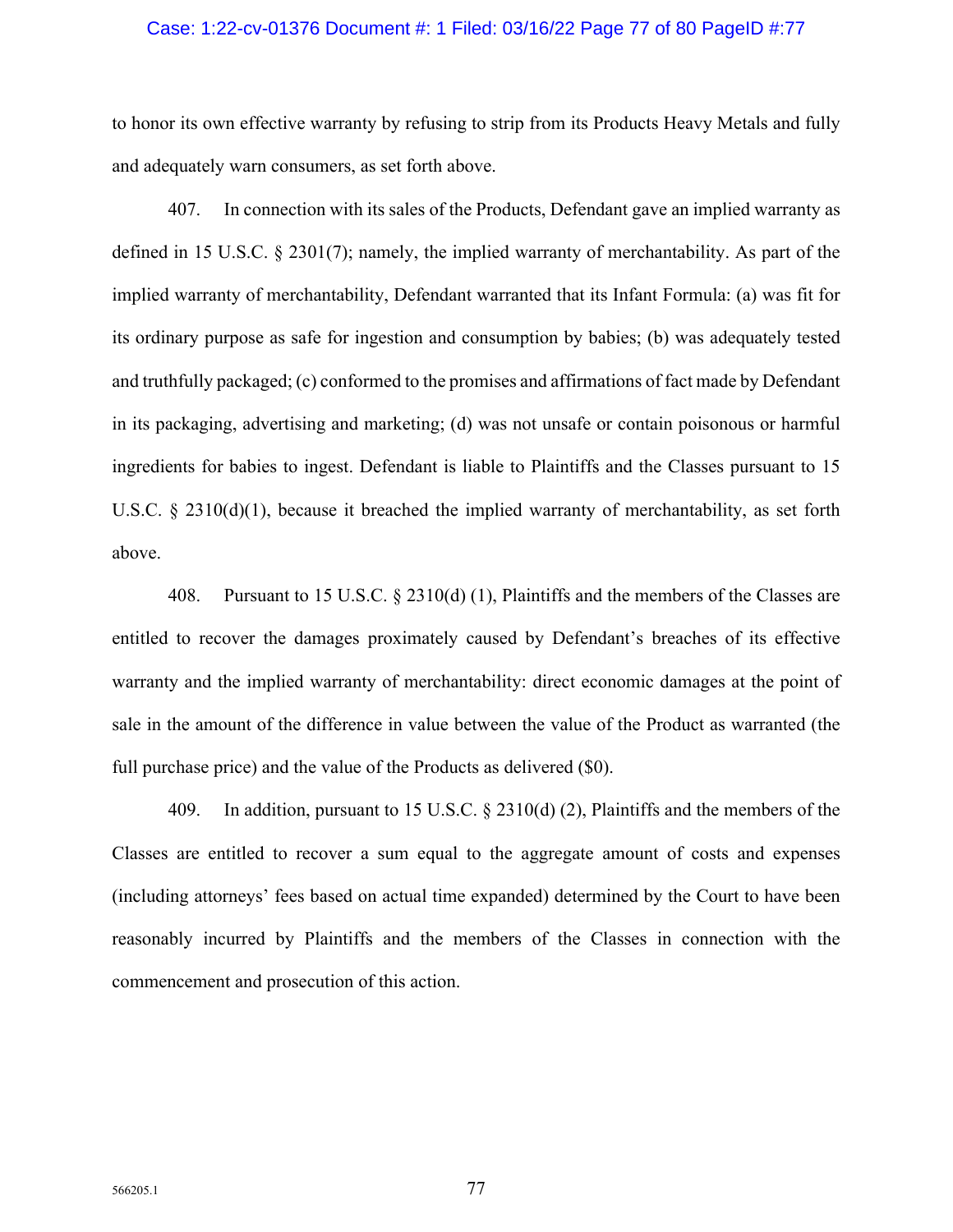to honor its own effective warranty by refusing to strip from its Products Heavy Metals and fully and adequately warn consumers, as set forth above.

407. In connection with its sales of the Products, Defendant gave an implied warranty as defined in 15 U.S.C. § 2301(7); namely, the implied warranty of merchantability. As part of the implied warranty of merchantability, Defendant warranted that its Infant Formula: (a) was fit for its ordinary purpose as safe for ingestion and consumption by babies; (b) was adequately tested and truthfully packaged; (c) conformed to the promises and affirmations of fact made by Defendant in its packaging, advertising and marketing; (d) was not unsafe or contain poisonous or harmful ingredients for babies to ingest. Defendant is liable to Plaintiffs and the Classes pursuant to 15 U.S.C. § 2310(d)(1), because it breached the implied warranty of merchantability, as set forth above.

408. Pursuant to 15 U.S.C. § 2310(d) (1), Plaintiffs and the members of the Classes are entitled to recover the damages proximately caused by Defendant's breaches of its effective warranty and the implied warranty of merchantability: direct economic damages at the point of sale in the amount of the difference in value between the value of the Product as warranted (the full purchase price) and the value of the Products as delivered ($0).

409. In addition, pursuant to 15 U.S.C. § 2310(d) (2), Plaintiffs and the members of the Classes are entitled to recover a sum equal to the aggregate amount of costs and expenses (including attorneys' fees based on actual time expanded) determined by the Court to have been reasonably incurred by Plaintiffs and the members of the Classes in connection with the commencement and prosecution of this action.

566205.1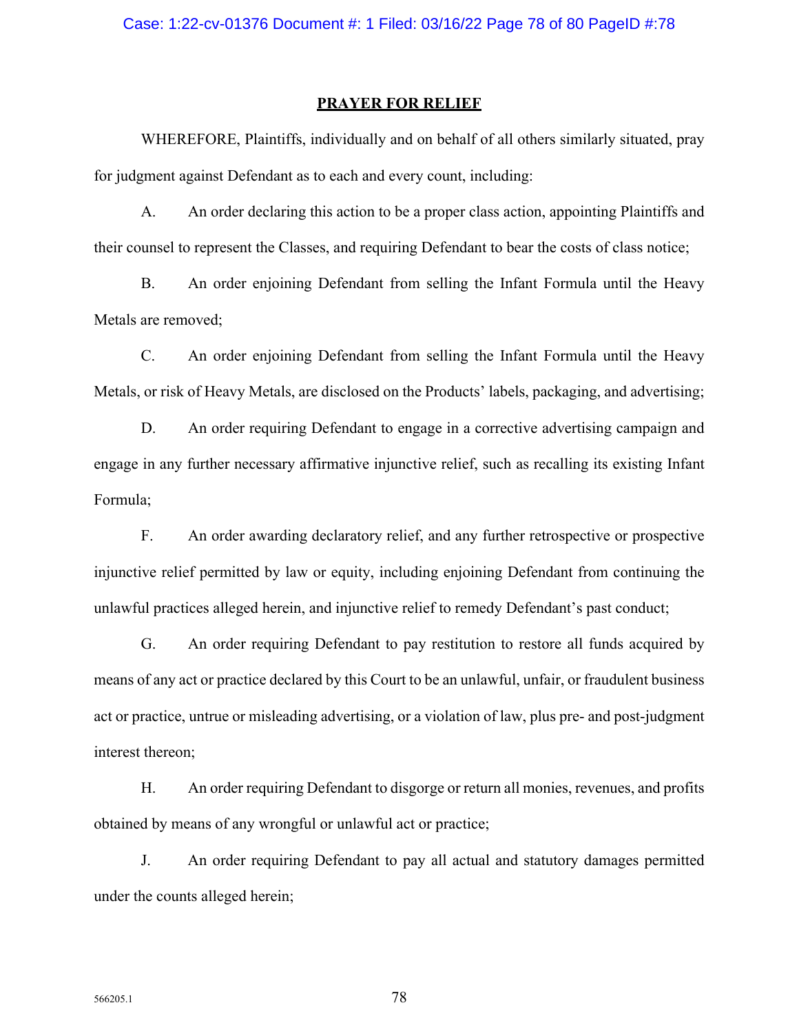## PRAYER FOR RELIEF

WHEREFORE, Plaintiffs, individually and on behalf of all others similarly situated, pray for judgment against Defendant as to each and every count, including:

A. An order declaring this action to be a proper class action, appointing Plaintiffs and their counsel to represent the Classes, and requiring Defendant to bear the costs of class notice;

B. An order enjoining Defendant from selling the Infant Formula until the Heavy Metals are removed;

C. An order enjoining Defendant from selling the Infant Formula until the Heavy Metals, or risk of Heavy Metals, are disclosed on the Products' labels, packaging, and advertising;

D. An order requiring Defendant to engage in a corrective advertising campaign and engage in any further necessary affirmative injunctive relief, such as recalling its existing Infant Formula;

F. An order awarding declaratory relief, and any further retrospective or prospective injunctive relief permitted by law or equity, including enjoining Defendant from continuing the unlawful practices alleged herein, and injunctive relief to remedy Defendant's past conduct;

G. An order requiring Defendant to pay restitution to restore all funds acquired by means of any act or practice declared by this Court to be an unlawful, unfair, or fraudulent business act or practice, untrue or misleading advertising, or a violation of law, plus pre- and post-judgment interest thereon;

H. An order requiring Defendant to disgorge or return all monies, revenues, and profits obtained by means of any wrongful or unlawful act or practice;

J. An order requiring Defendant to pay all actual and statutory damages permitted under the counts alleged herein;

566205.1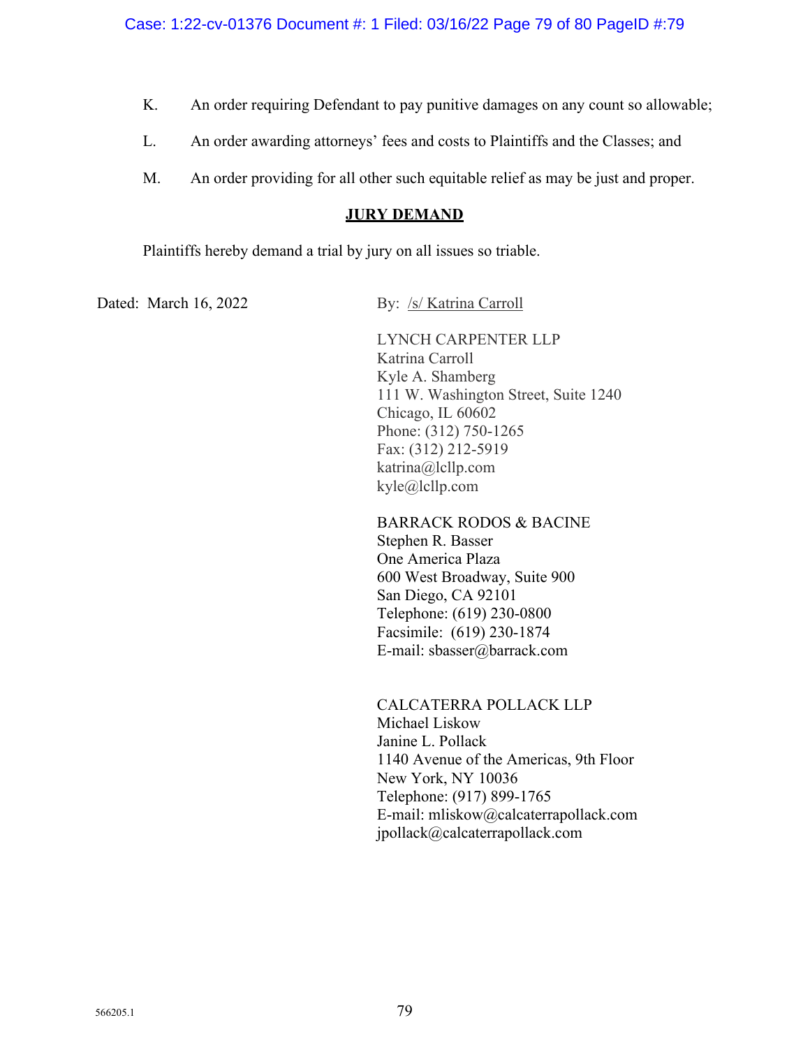K. An order requiring Defendant to pay punitive damages on any count so allowable;

L. An order awarding attorneys' fees and costs to Plaintiffs and the Classes; and

M. An order providing for all other such equitable relief as may be just and proper.

## JURY DEMAND

Plaintiffs hereby demand a trial by jury on all issues so triable.

Dated: March 16, 2022

By: /s/ Katrina Carroll

LYNCH CARPENTER LLP
Katrina Carroll
Kyle A. Shamberg
111 W. Washington Street, Suite 1240
Chicago, IL 60602
Phone: (312) 750-1265
Fax: (312) 212-5919
katrina@lcllp.com
kyle@lcllp.com

BARRACK RODOS & BACINE
Stephen R. Basser
One America Plaza
600 West Broadway, Suite 900
San Diego, CA 92101
Telephone: (619) 230-0800
Facsimile: (619) 230-1874
E-mail: sbasser@barrack.com

CALCATERRA POLLACK LLP
Michael Liskow
Janine L. Pollack
1140 Avenue of the Americas, 9th Floor
New York, NY 10036
Telephone: (917) 899-1765
E-mail: mliskow@calcaterrapollack.com
jpollack@calcaterrapollack.com

566205.1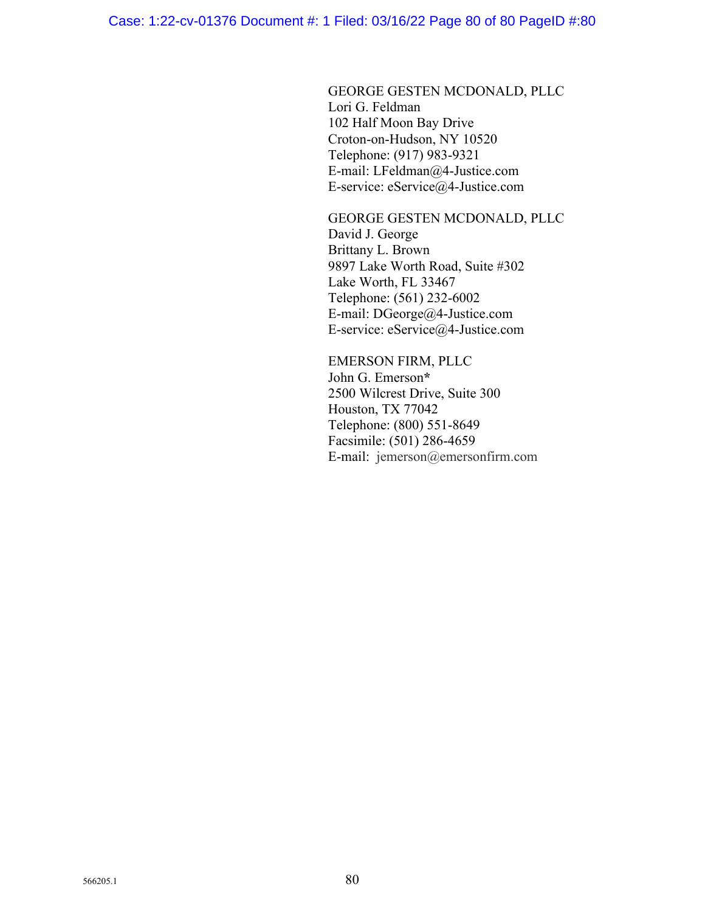GEORGE GESTEN MCDONALD, PLLC
Lori G. Feldman
102 Half Moon Bay Drive
Croton-on-Hudson, NY 10520
Telephone: (917) 983-9321
E-mail: LFeldman@4-Justice.com
E-service: eService@4-Justice.com

GEORGE GESTEN MCDONALD, PLLC
David J. George
Brittany L. Brown
9897 Lake Worth Road, Suite #302
Lake Worth, FL 33467
Telephone: (561) 232-6002
E-mail: DGeorge@4-Justice.com
E-service: eService@4-Justice.com

EMERSON FIRM, PLLC
John G. Emerson*
2500 Wilcrest Drive, Suite 300
Houston, TX 77042
Telephone: (800) 551-8649
Facsimile: (501) 286-4659
E-mail: jemerson@emersonfirm.com

566205.1